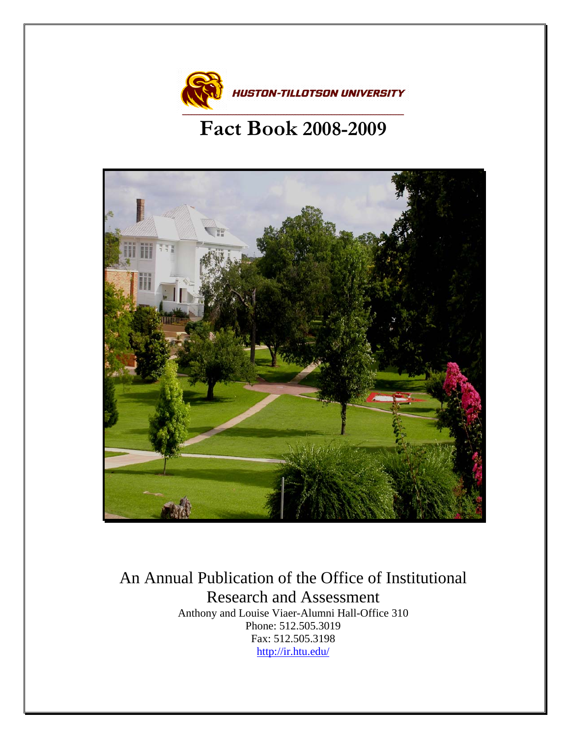HUSTON-TILLOTSON UNIVERSITY

# Fact Book 2008-2009

An Annual Publication of the Office of Institutional Research and Assessment

Anthony and Louise Viaer-Alumni Hall-Office 310

Phone: 512.505.3019

Fax: 512.505.3198

http://ir.htu.edu/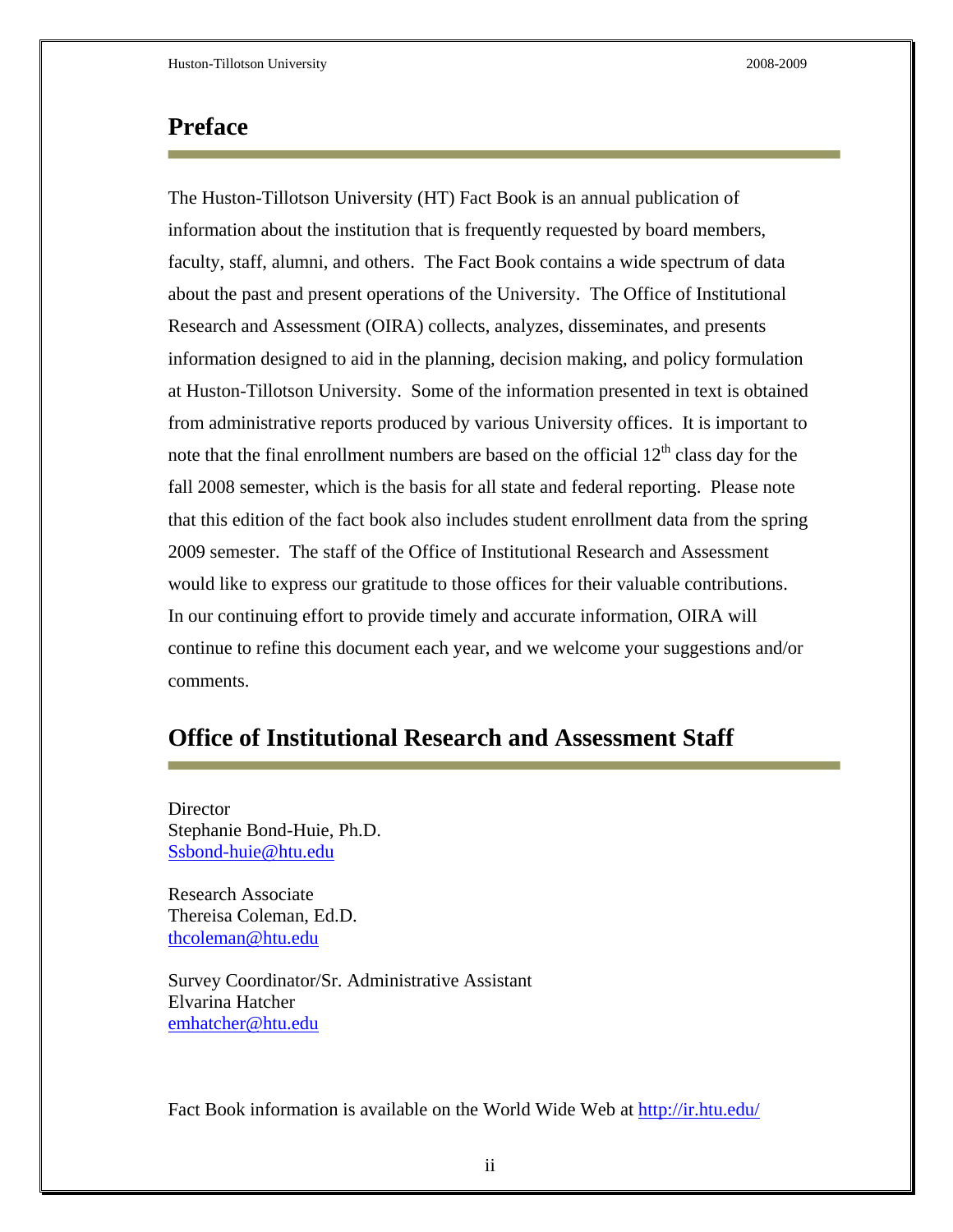## Preface

The Huston-Tillotson University (HT) Fact Book is an annual publication of information about the institution that is frequently requested by board members, faculty, staff, alumni, and others. The Fact Book contains a wide spectrum of data about the past and present operations of the University. The Office of Institutional Research and Assessment (OIRA) collects, analyzes, disseminates, and presents information designed to aid in the planning, decision making, and policy formulation at Huston-Tillotson University. Some of the information presented in text is obtained from administrative reports produced by various University offices. It is important to note that the final enrollment numbers are based on the official 12th class day for the fall 2008 semester, which is the basis for all state and federal reporting. Please note that this edition of the fact book also includes student enrollment data from the spring 2009 semester. The staff of the Office of Institutional Research and Assessment would like to express our gratitude to those offices for their valuable contributions. In our continuing effort to provide timely and accurate information, OIRA will continue to refine this document each year, and we welcome your suggestions and/or comments.

## Office of Institutional Research and Assessment Staff

Director
Stephanie Bond-Huie, Ph.D.
Ssbond-huie@htu.edu

Research Associate
Thereisa Coleman, Ed.D.
thcoleman@htu.edu

Survey Coordinator/Sr. Administrative Assistant
Elvarina Hatcher
emhatcher@htu.edu

Fact Book information is available on the World Wide Web at http://ir.htu.edu/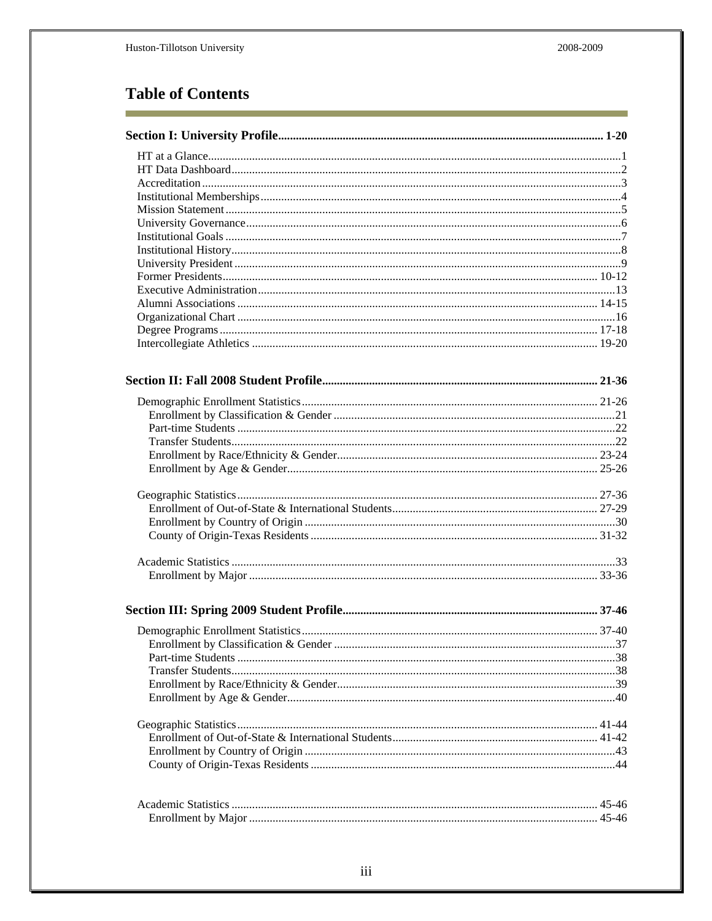# Table of Contents

**Section I: University Profile ..... 1-20**

- HT at a Glance ..... 1
- HT Data Dashboard ..... 2
- Accreditation ..... 3
- Institutional Memberships ..... 4
- Mission Statement ..... 5
- University Governance ..... 6
- Institutional Goals ..... 7
- Institutional History ..... 8
- University President ..... 9
- Former Presidents ..... 10-12
- Executive Administration ..... 13
- Alumni Associations ..... 14-15
- Organizational Chart ..... 16
- Degree Programs ..... 17-18
- Intercollegiate Athletics ..... 19-20

**Section II: Fall 2008 Student Profile ..... 21-36**

- Demographic Enrollment Statistics ..... 21-26
  - Enrollment by Classification & Gender ..... 21
  - Part-time Students ..... 22
  - Transfer Students ..... 22
  - Enrollment by Race/Ethnicity & Gender ..... 23-24
  - Enrollment by Age & Gender ..... 25-26
- Geographic Statistics ..... 27-36
  - Enrollment of Out-of-State & International Students ..... 27-29
  - Enrollment by Country of Origin ..... 30
  - County of Origin-Texas Residents ..... 31-32
- Academic Statistics ..... 33
  - Enrollment by Major ..... 33-36

**Section III: Spring 2009 Student Profile ..... 37-46**

- Demographic Enrollment Statistics ..... 37-40
  - Enrollment by Classification & Gender ..... 37
  - Part-time Students ..... 38
  - Transfer Students ..... 38
  - Enrollment by Race/Ethnicity & Gender ..... 39
  - Enrollment by Age & Gender ..... 40
- Geographic Statistics ..... 41-44
  - Enrollment of Out-of-State & International Students ..... 41-42
  - Enrollment by Country of Origin ..... 43
  - County of Origin-Texas Residents ..... 44
- Academic Statistics ..... 45-46
  - Enrollment by Major ..... 45-46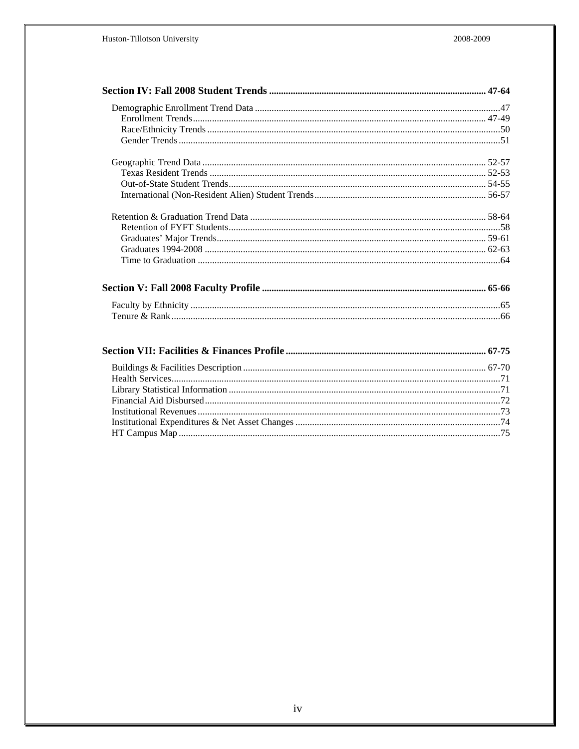**Section IV: Fall 2008 Student Trends .......................................................................................... 47-64**

Demographic Enrollment Trend Data .....................................................................................................47
- Enrollment Trends.......................................................................................................... 47-49
- Race/Ethnicity Trends .........................................................................................................50
- Gender Trends....................................................................................................................51

Geographic Trend Data ..................................................................................................... 52-57
- Texas Resident Trends .................................................................................................. 52-53
- Out-of-State Student Trends........................................................................................... 54-55
- International (Non-Resident Alien) Student Trends....................................................... 56-57

Retention & Graduation Trend Data ................................................................................. 58-64
- Retention of FYFT Students...............................................................................................58
- Graduates' Major Trends................................................................................................ 59-61
- Graduates 1994-2008 ..................................................................................................... 62-63
- Time to Graduation ............................................................................................................64

**Section V: Fall 2008 Faculty Profile ............................................................................................ 65-66**

Faculty by Ethnicity ................................................................................................................65
Tenure & Rank........................................................................................................................66

**Section VII: Facilities & Finances Profile ................................................................................... 67-75**

Buildings & Facilities Description ..................................................................................... 67-70
Health Services........................................................................................................................71
Library Statistical Information ................................................................................................71
Financial Aid Disbursed..........................................................................................................72
Institutional Revenues ............................................................................................................73
Institutional Expenditures & Net Asset Changes .....................................................................74
HT Campus Map .....................................................................................................................75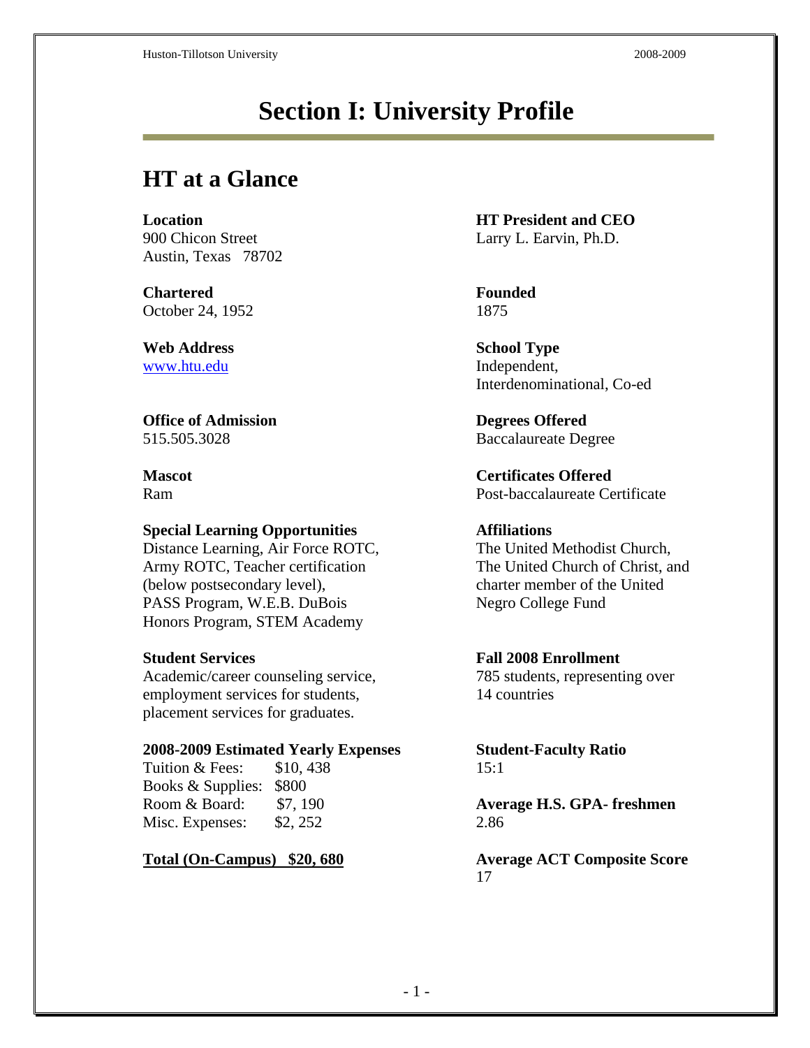# Section I: University Profile

## HT at a Glance

**Location**
900 Chicon Street
Austin, Texas 78702

**HT President and CEO**
Larry L. Earvin, Ph.D.

**Chartered**
October 24, 1952

**Founded**
1875

**Web Address**
www.htu.edu

**School Type**
Independent,
Interdenominational, Co-ed

**Office of Admission**
515.505.3028

**Degrees Offered**
Baccalaureate Degree

**Mascot**
Ram

**Certificates Offered**
Post-baccalaureate Certificate

**Special Learning Opportunities**
Distance Learning, Air Force ROTC, Army ROTC, Teacher certification (below postsecondary level), PASS Program, W.E.B. DuBois Honors Program, STEM Academy

**Affiliations**
The United Methodist Church, The United Church of Christ, and charter member of the United Negro College Fund

**Student Services**
Academic/career counseling service, employment services for students, placement services for graduates.

**Fall 2008 Enrollment**
785 students, representing over 14 countries

**2008-2009 Estimated Yearly Expenses**

| | |
|---|---|
| Tuition & Fees: | $10, 438 |
| Books & Supplies: | $800 |
| Room & Board: | $7, 190 |
| Misc. Expenses: | $2, 252 |

**Total (On-Campus) $20, 680**

**Student-Faculty Ratio**
15:1

**Average H.S. GPA- freshmen**
2.86

**Average ACT Composite Score**
17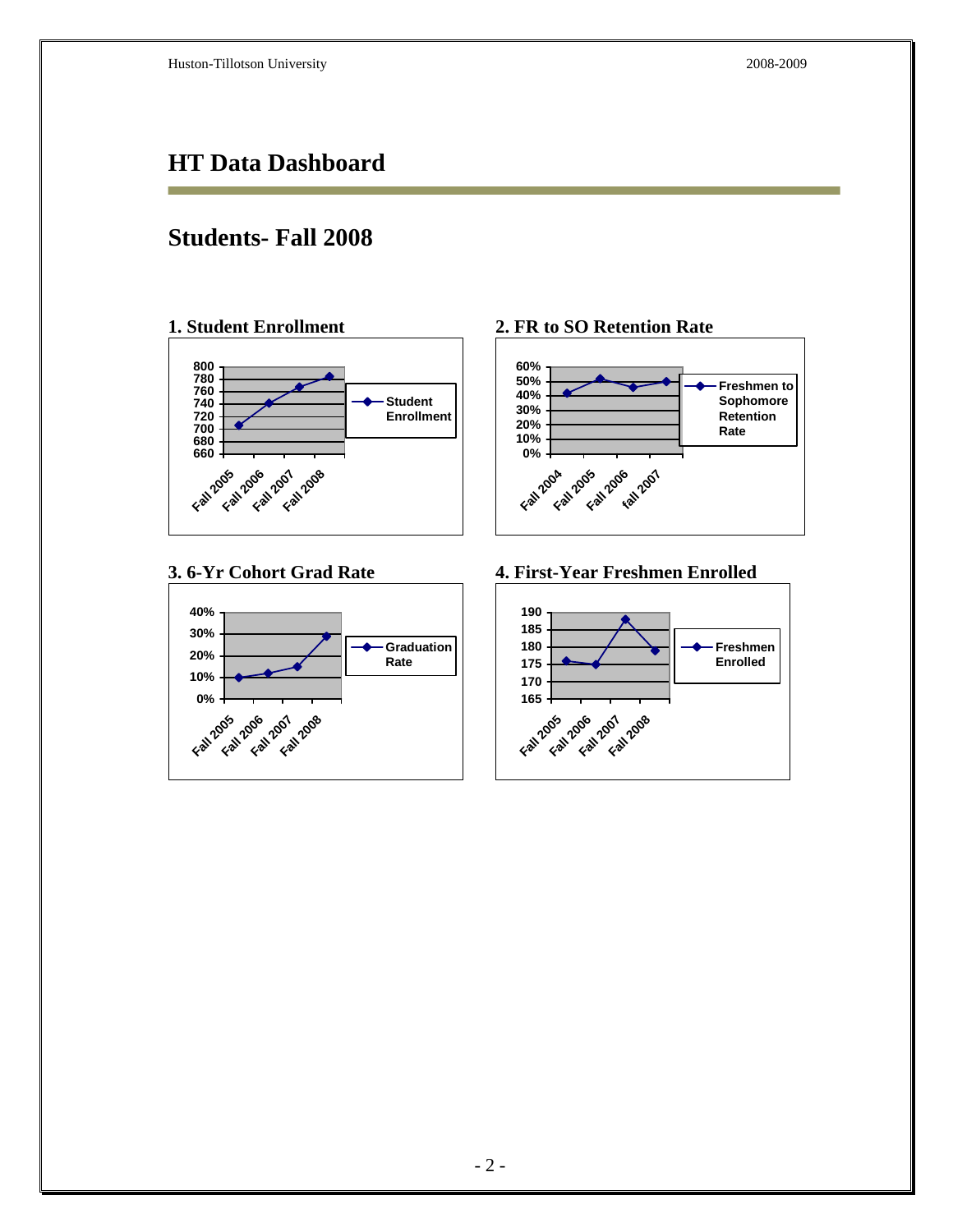# HT Data Dashboard

## Students- Fall 2008

### 1. Student Enrollment

### 2. FR to SO Retention Rate

### 3. 6-Yr Cohort Grad Rate

### 4. First-Year Freshmen Enrolled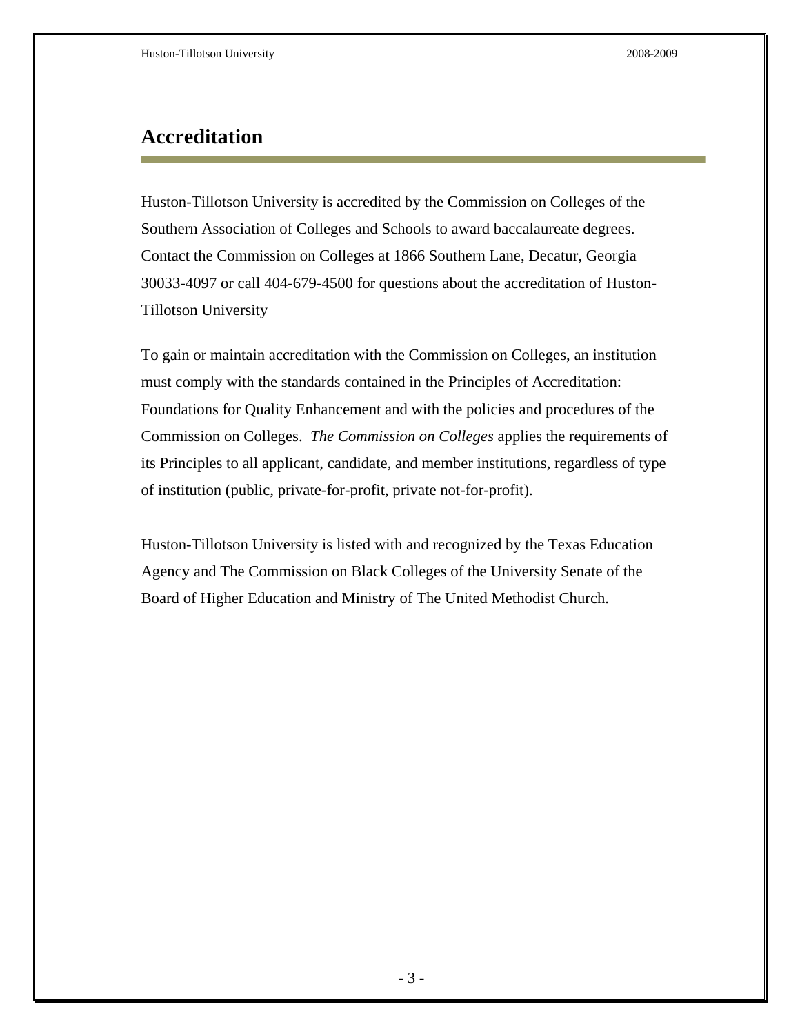# Accreditation

Huston-Tillotson University is accredited by the Commission on Colleges of the Southern Association of Colleges and Schools to award baccalaureate degrees. Contact the Commission on Colleges at 1866 Southern Lane, Decatur, Georgia 30033-4097 or call 404-679-4500 for questions about the accreditation of Huston-Tillotson University

To gain or maintain accreditation with the Commission on Colleges, an institution must comply with the standards contained in the Principles of Accreditation: Foundations for Quality Enhancement and with the policies and procedures of the Commission on Colleges. *The Commission on Colleges* applies the requirements of its Principles to all applicant, candidate, and member institutions, regardless of type of institution (public, private-for-profit, private not-for-profit).

Huston-Tillotson University is listed with and recognized by the Texas Education Agency and The Commission on Black Colleges of the University Senate of the Board of Higher Education and Ministry of The United Methodist Church.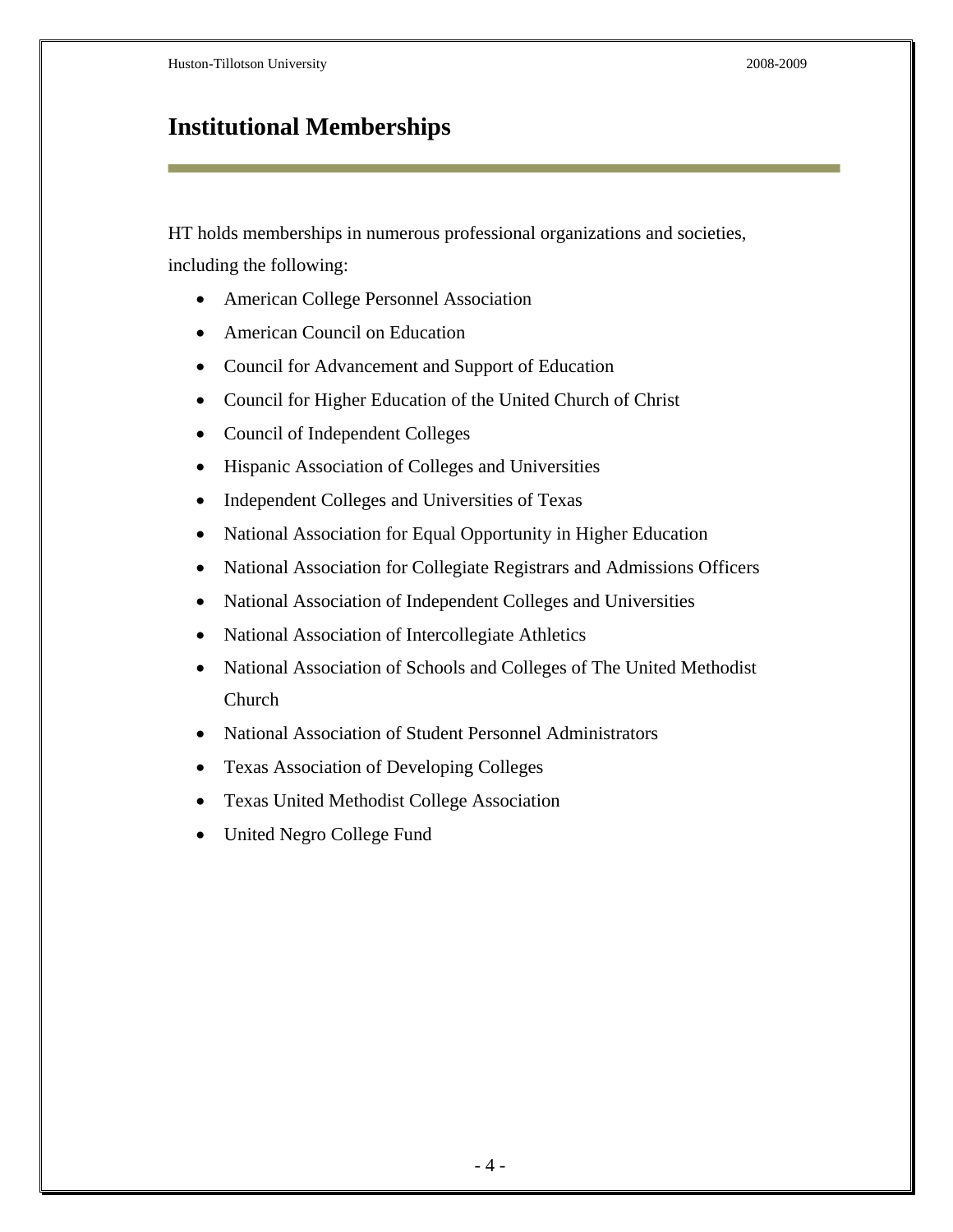# Institutional Memberships

HT holds memberships in numerous professional organizations and societies, including the following:

- American College Personnel Association
- American Council on Education
- Council for Advancement and Support of Education
- Council for Higher Education of the United Church of Christ
- Council of Independent Colleges
- Hispanic Association of Colleges and Universities
- Independent Colleges and Universities of Texas
- National Association for Equal Opportunity in Higher Education
- National Association for Collegiate Registrars and Admissions Officers
- National Association of Independent Colleges and Universities
- National Association of Intercollegiate Athletics
- National Association of Schools and Colleges of The United Methodist Church
- National Association of Student Personnel Administrators
- Texas Association of Developing Colleges
- Texas United Methodist College Association
- United Negro College Fund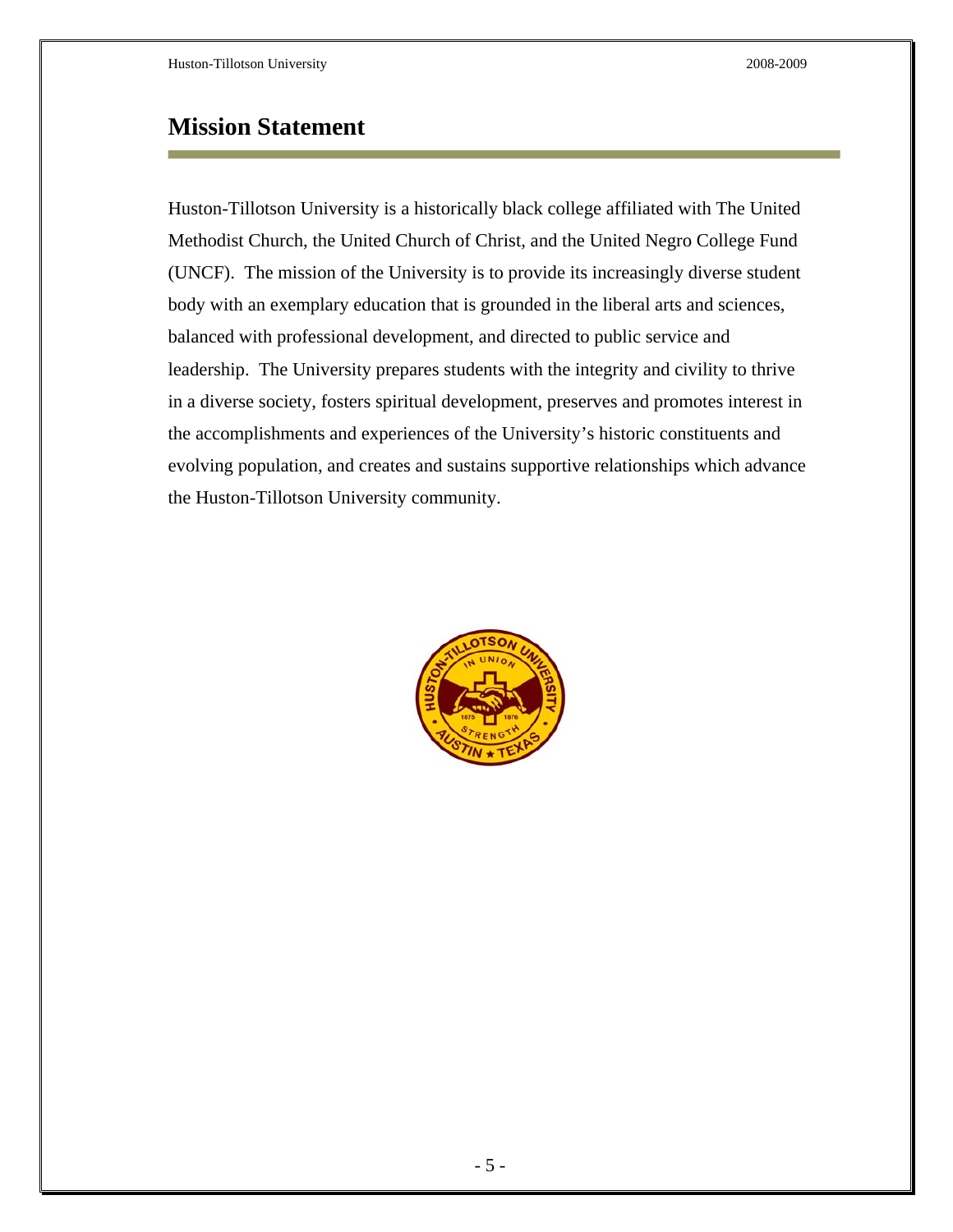## Mission Statement

Huston-Tillotson University is a historically black college affiliated with The United Methodist Church, the United Church of Christ, and the United Negro College Fund (UNCF). The mission of the University is to provide its increasingly diverse student body with an exemplary education that is grounded in the liberal arts and sciences, balanced with professional development, and directed to public service and leadership. The University prepares students with the integrity and civility to thrive in a diverse society, fosters spiritual development, preserves and promotes interest in the accomplishments and experiences of the University's historic constituents and evolving population, and creates and sustains supportive relationships which advance the Huston-Tillotson University community.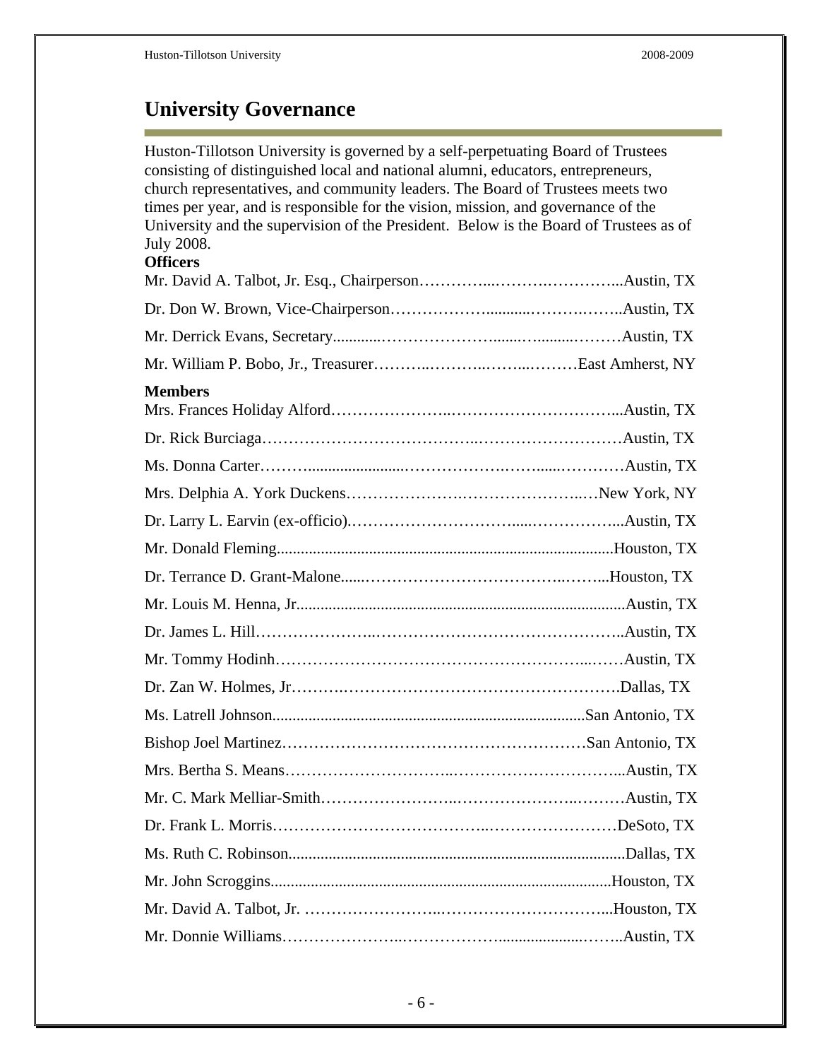# University Governance

Huston-Tillotson University is governed by a self-perpetuating Board of Trustees consisting of distinguished local and national alumni, educators, entrepreneurs, church representatives, and community leaders. The Board of Trustees meets two times per year, and is responsible for the vision, mission, and governance of the University and the supervision of the President. Below is the Board of Trustees as of July 2008.

**Officers**

Mr. David A. Talbot, Jr. Esq., Chairperson……………...……….…………...Austin, TX

Dr. Don W. Brown, Vice-Chairperson……………….............……….……..Austin, TX

Mr. Derrick Evans, Secretary............…………………........…..........………Austin, TX

Mr. William P. Bobo, Jr., Treasurer………..………..……...………East Amherst, NY

**Members**

Mrs. Frances Holiday Alford…………………..…………………………...Austin, TX

Dr. Rick Burciaga………………………………..………………………Austin, TX

Ms. Donna Carter……….......................……………….……......…………Austin, TX

Mrs. Delphia A. York Duckens………………….…………………..…New York, NY

Dr. Larry L. Earvin (ex-officio).…………………………......……………...Austin, TX

Mr. Donald Fleming....................................................................................Houston, TX

Dr. Terrance D. Grant-Malone......………………………………..……...Houston, TX

Mr. Louis M. Henna, Jr..................................................................................Austin, TX

Dr. James L. Hill…………………..……………………………………..Austin, TX

Mr. Tommy Hodinh………………………………………………...……Austin, TX

Dr. Zan W. Holmes, Jr……….…………………………………………….Dallas, TX

Ms. Latrell Johnson..............................................................................San Antonio, TX

Bishop Joel Martinez………………………………………………San Antonio, TX

Mrs. Bertha S. Means………………………..…………………………...Austin, TX

Mr. C. Mark Melliar-Smith……………………..…………….………..………Austin, TX

Dr. Frank L. Morris………………………………..……………………DeSoto, TX

Ms. Ruth C. Robinson....................................................................................Dallas, TX

Mr. John Scroggins....................................................................................Houston, TX

Mr. David A. Talbot, Jr. ……………………..…………………………...Houston, TX

Mr. Donnie Williams…………………..……………….....................……..Austin, TX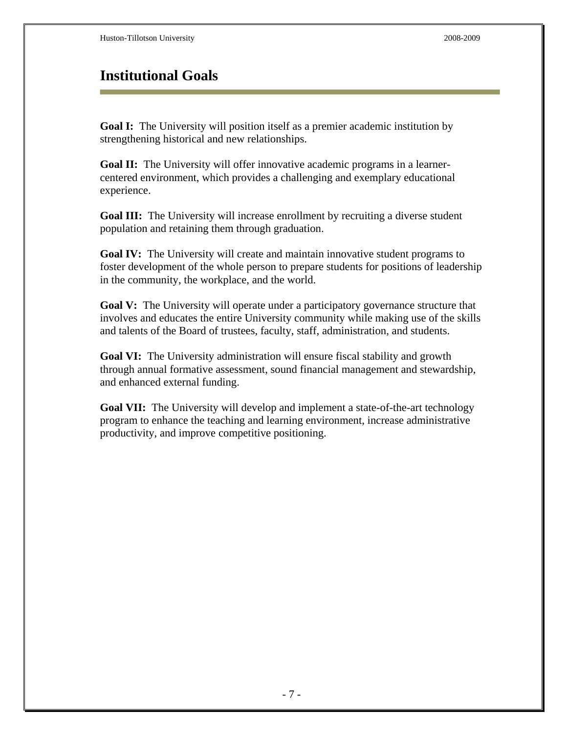# Institutional Goals

**Goal I:** The University will position itself as a premier academic institution by strengthening historical and new relationships.

**Goal II:** The University will offer innovative academic programs in a learner-centered environment, which provides a challenging and exemplary educational experience.

**Goal III:** The University will increase enrollment by recruiting a diverse student population and retaining them through graduation.

**Goal IV:** The University will create and maintain innovative student programs to foster development of the whole person to prepare students for positions of leadership in the community, the workplace, and the world.

**Goal V:** The University will operate under a participatory governance structure that involves and educates the entire University community while making use of the skills and talents of the Board of trustees, faculty, staff, administration, and students.

**Goal VI:** The University administration will ensure fiscal stability and growth through annual formative assessment, sound financial management and stewardship, and enhanced external funding.

**Goal VII:** The University will develop and implement a state-of-the-art technology program to enhance the teaching and learning environment, increase administrative productivity, and improve competitive positioning.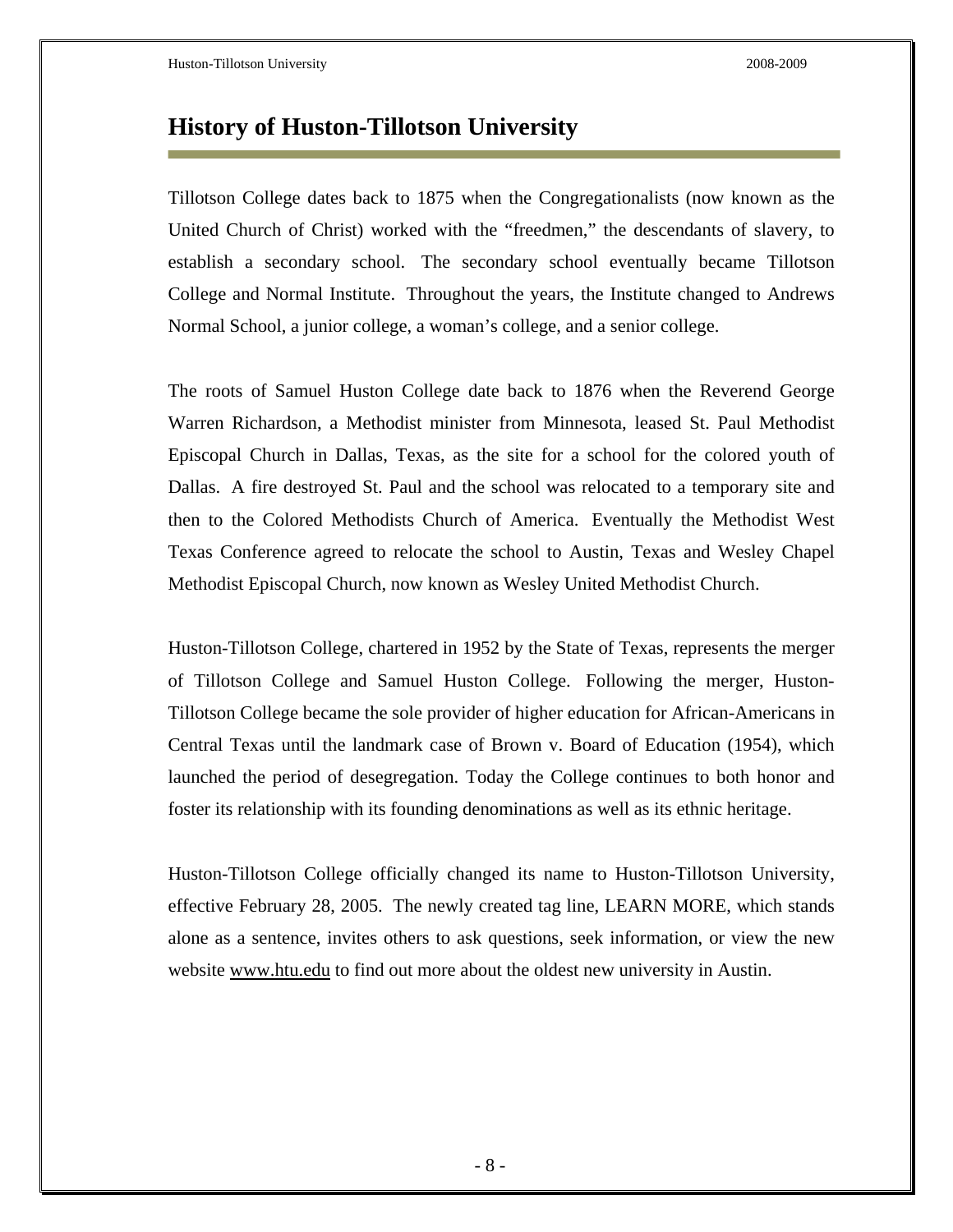# History of Huston-Tillotson University

Tillotson College dates back to 1875 when the Congregationalists (now known as the United Church of Christ) worked with the "freedmen," the descendants of slavery, to establish a secondary school. The secondary school eventually became Tillotson College and Normal Institute. Throughout the years, the Institute changed to Andrews Normal School, a junior college, a woman's college, and a senior college.

The roots of Samuel Huston College date back to 1876 when the Reverend George Warren Richardson, a Methodist minister from Minnesota, leased St. Paul Methodist Episcopal Church in Dallas, Texas, as the site for a school for the colored youth of Dallas. A fire destroyed St. Paul and the school was relocated to a temporary site and then to the Colored Methodists Church of America. Eventually the Methodist West Texas Conference agreed to relocate the school to Austin, Texas and Wesley Chapel Methodist Episcopal Church, now known as Wesley United Methodist Church.

Huston-Tillotson College, chartered in 1952 by the State of Texas, represents the merger of Tillotson College and Samuel Huston College. Following the merger, Huston-Tillotson College became the sole provider of higher education for African-Americans in Central Texas until the landmark case of Brown v. Board of Education (1954), which launched the period of desegregation. Today the College continues to both honor and foster its relationship with its founding denominations as well as its ethnic heritage.

Huston-Tillotson College officially changed its name to Huston-Tillotson University, effective February 28, 2005. The newly created tag line, LEARN MORE, which stands alone as a sentence, invites others to ask questions, seek information, or view the new website www.htu.edu to find out more about the oldest new university in Austin.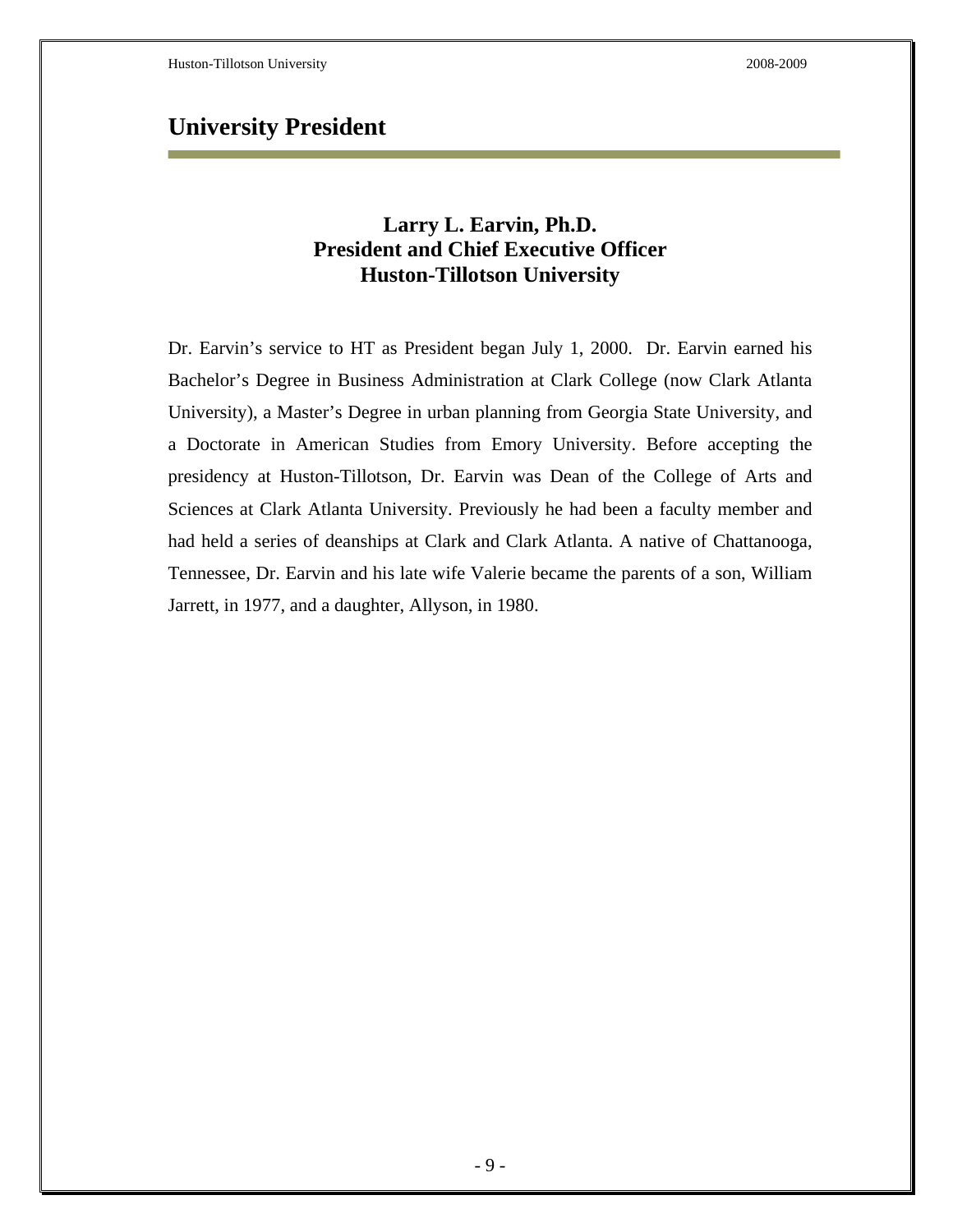# University President

**Larry L. Earvin, Ph.D.**
**President and Chief Executive Officer**
**Huston-Tillotson University**

Dr. Earvin's service to HT as President began July 1, 2000. Dr. Earvin earned his Bachelor's Degree in Business Administration at Clark College (now Clark Atlanta University), a Master's Degree in urban planning from Georgia State University, and a Doctorate in American Studies from Emory University. Before accepting the presidency at Huston-Tillotson, Dr. Earvin was Dean of the College of Arts and Sciences at Clark Atlanta University. Previously he had been a faculty member and had held a series of deanships at Clark and Clark Atlanta. A native of Chattanooga, Tennessee, Dr. Earvin and his late wife Valerie became the parents of a son, William Jarrett, in 1977, and a daughter, Allyson, in 1980.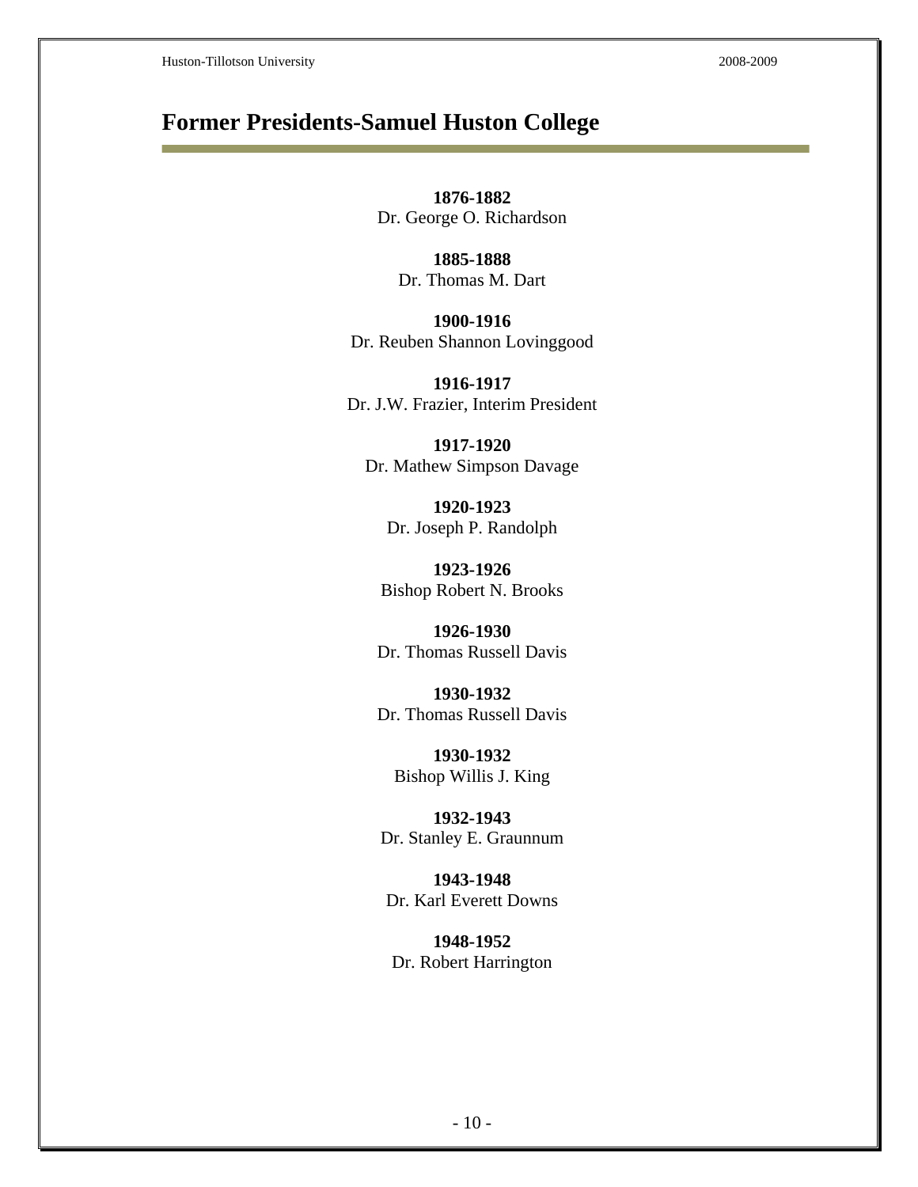## Former Presidents-Samuel Huston College

**1876-1882**
Dr. George O. Richardson

**1885-1888**
Dr. Thomas M. Dart

**1900-1916**
Dr. Reuben Shannon Lovinggood

**1916-1917**
Dr. J.W. Frazier, Interim President

**1917-1920**
Dr. Mathew Simpson Davage

**1920-1923**
Dr. Joseph P. Randolph

**1923-1926**
Bishop Robert N. Brooks

**1926-1930**
Dr. Thomas Russell Davis

**1930-1932**
Dr. Thomas Russell Davis

**1930-1932**
Bishop Willis J. King

**1932-1943**
Dr. Stanley E. Graunnum

**1943-1948**
Dr. Karl Everett Downs

**1948-1952**
Dr. Robert Harrington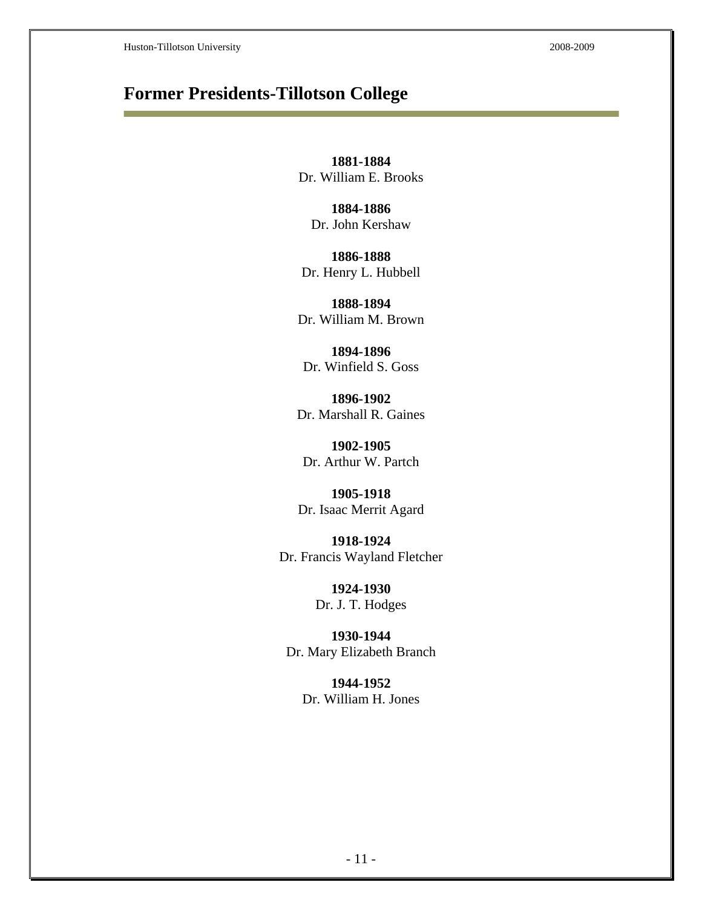## Former Presidents-Tillotson College

**1881-1884**
Dr. William E. Brooks

**1884-1886**
Dr. John Kershaw

**1886-1888**
Dr. Henry L. Hubbell

**1888-1894**
Dr. William M. Brown

**1894-1896**
Dr. Winfield S. Goss

**1896-1902**
Dr. Marshall R. Gaines

**1902-1905**
Dr. Arthur W. Partch

**1905-1918**
Dr. Isaac Merrit Agard

**1918-1924**
Dr. Francis Wayland Fletcher

**1924-1930**
Dr. J. T. Hodges

**1930-1944**
Dr. Mary Elizabeth Branch

**1944-1952**
Dr. William H. Jones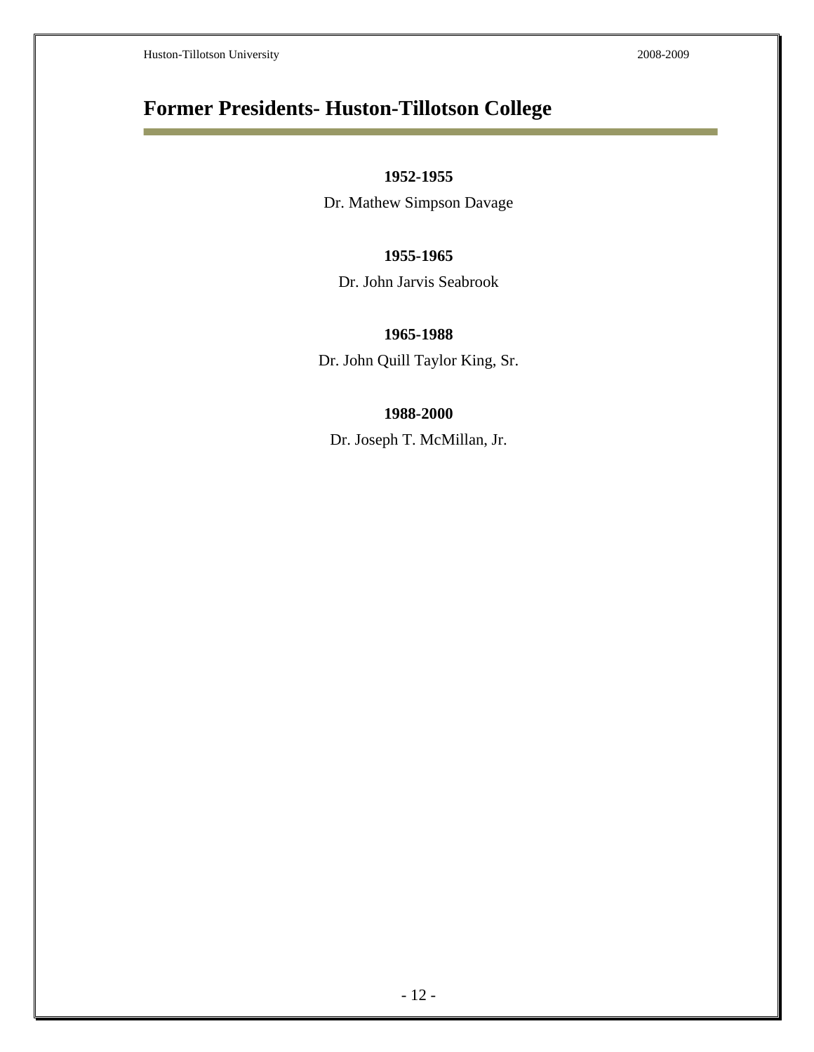# Former Presidents- Huston-Tillotson College

**1952-1955**

Dr. Mathew Simpson Davage

**1955-1965**

Dr. John Jarvis Seabrook

**1965-1988**

Dr. John Quill Taylor King, Sr.

**1988-2000**

Dr. Joseph T. McMillan, Jr.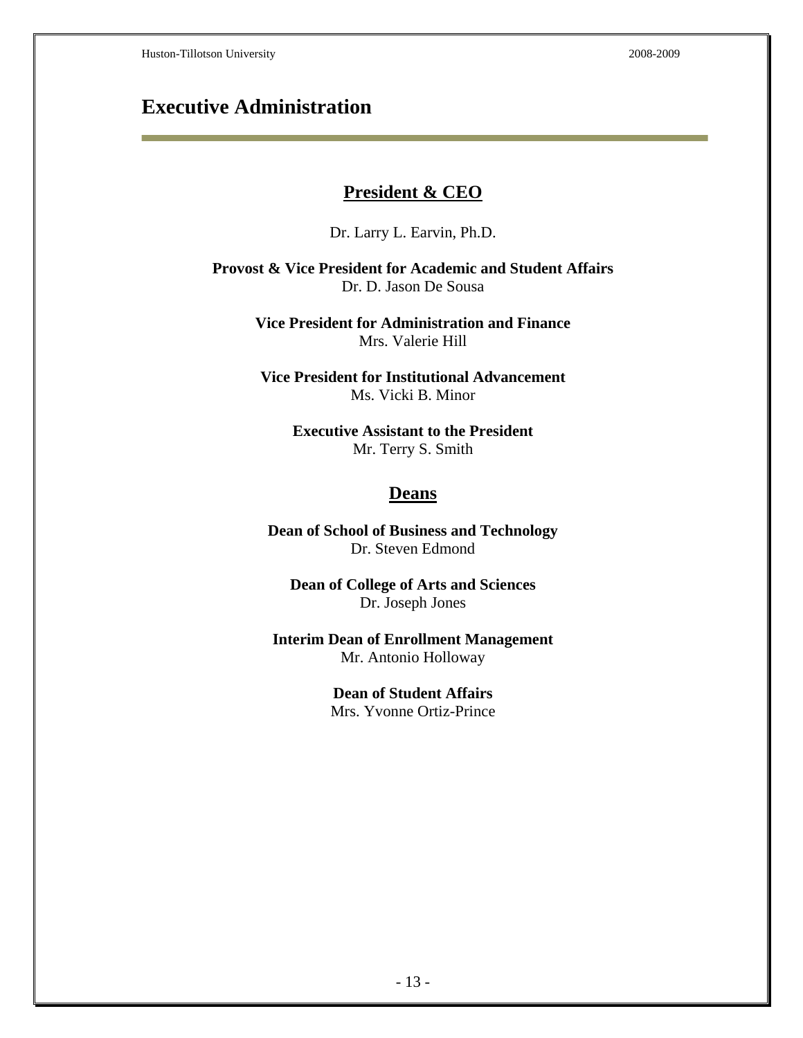# Executive Administration

## President & CEO

Dr. Larry L. Earvin, Ph.D.

**Provost & Vice President for Academic and Student Affairs**
Dr. D. Jason De Sousa

**Vice President for Administration and Finance**
Mrs. Valerie Hill

**Vice President for Institutional Advancement**
Ms. Vicki B. Minor

**Executive Assistant to the President**
Mr. Terry S. Smith

## Deans

**Dean of School of Business and Technology**
Dr. Steven Edmond

**Dean of College of Arts and Sciences**
Dr. Joseph Jones

**Interim Dean of Enrollment Management**
Mr. Antonio Holloway

**Dean of Student Affairs**
Mrs. Yvonne Ortiz-Prince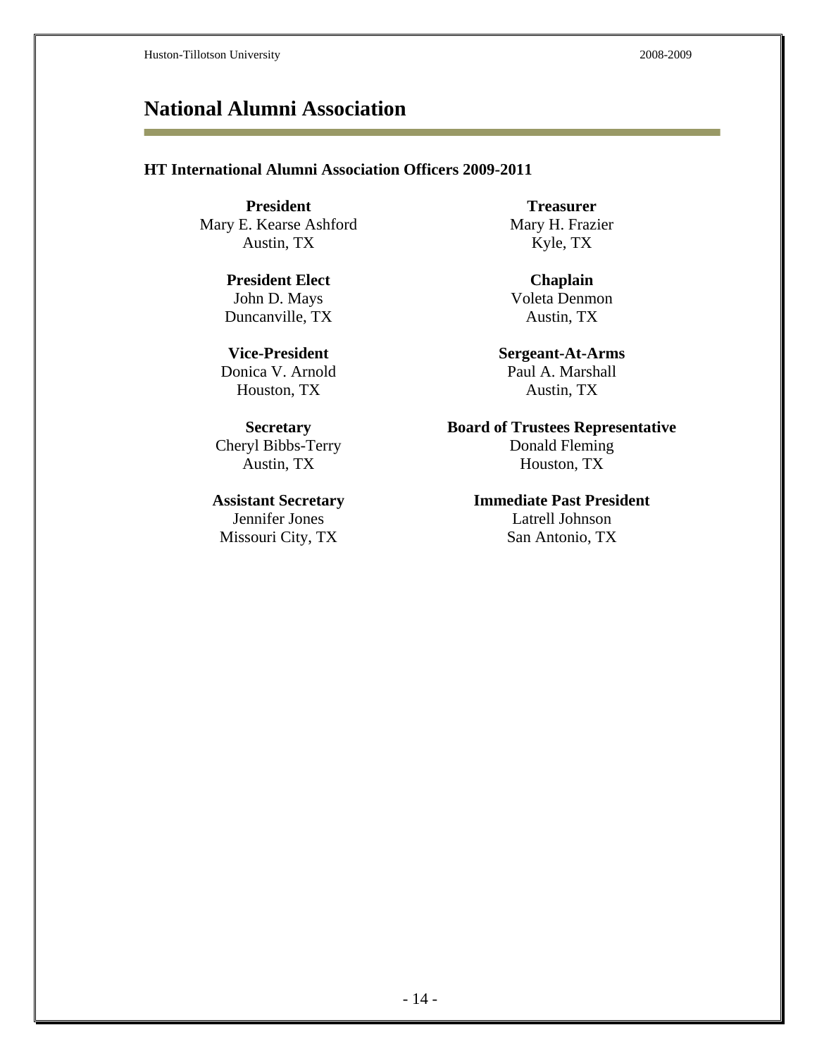# National Alumni Association

**HT International Alumni Association Officers 2009-2011**

**President**
Mary E. Kearse Ashford
Austin, TX

**President Elect**
John D. Mays
Duncanville, TX

**Vice-President**
Donica V. Arnold
Houston, TX

**Secretary**
Cheryl Bibbs-Terry
Austin, TX

**Assistant Secretary**
Jennifer Jones
Missouri City, TX

**Treasurer**
Mary H. Frazier
Kyle, TX

**Chaplain**
Voleta Denmon
Austin, TX

**Sergeant-At-Arms**
Paul A. Marshall
Austin, TX

**Board of Trustees Representative**
Donald Fleming
Houston, TX

**Immediate Past President**
Latrell Johnson
San Antonio, TX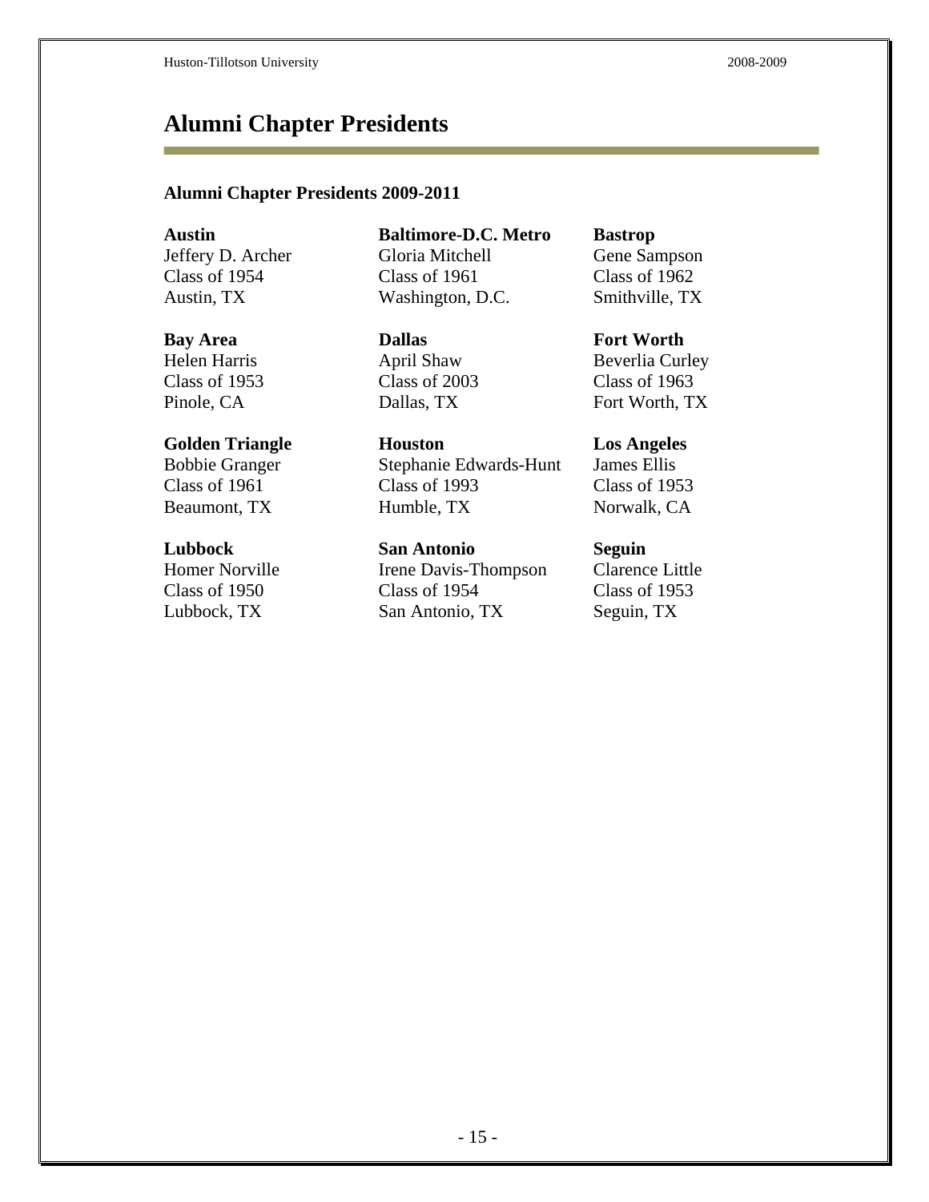# Alumni Chapter Presidents

**Alumni Chapter Presidents 2009-2011**

**Austin**
Jeffery D. Archer
Class of 1954
Austin, TX

**Baltimore-D.C. Metro**
Gloria Mitchell
Class of 1961
Washington, D.C.

**Bastrop**
Gene Sampson
Class of 1962
Smithville, TX

**Bay Area**
Helen Harris
Class of 1953
Pinole, CA

**Dallas**
April Shaw
Class of 2003
Dallas, TX

**Fort Worth**
Beverlia Curley
Class of 1963
Fort Worth, TX

**Golden Triangle**
Bobbie Granger
Class of 1961
Beaumont, TX

**Houston**
Stephanie Edwards-Hunt
Class of 1993
Humble, TX

**Los Angeles**
James Ellis
Class of 1953
Norwalk, CA

**Lubbock**
Homer Norville
Class of 1950
Lubbock, TX

**San Antonio**
Irene Davis-Thompson
Class of 1954
San Antonio, TX

**Seguin**
Clarence Little
Class of 1953
Seguin, TX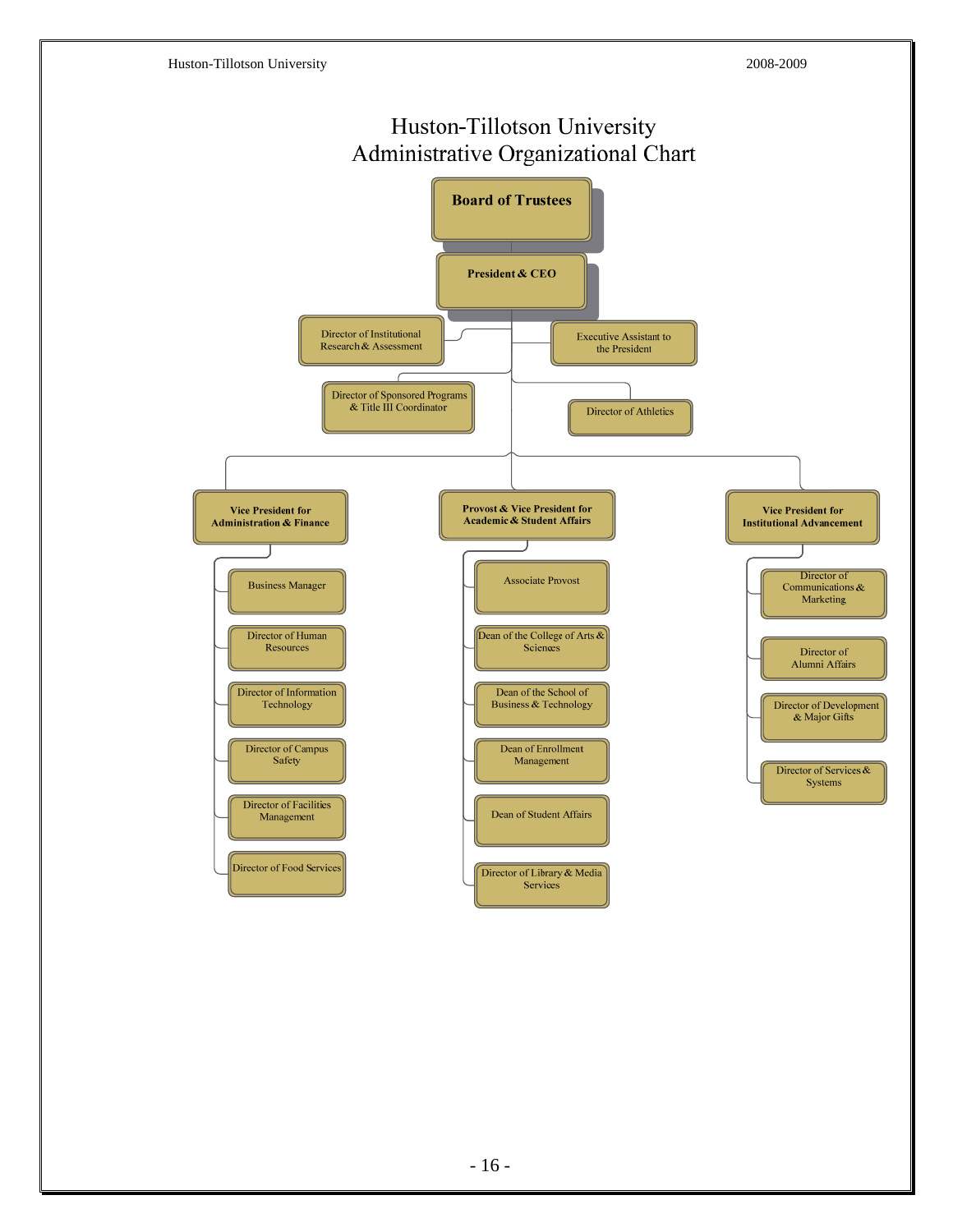# Huston-Tillotson University Administrative Organizational Chart

- **Board of Trustees**
  - **President & CEO**
    - Director of Institutional Research & Assessment
    - Executive Assistant to the President
    - Director of Sponsored Programs & Title III Coordinator
    - Director of Athletics
    - **Vice President for Administration & Finance**
      - Business Manager
      - Director of Human Resources
      - Director of Information Technology
      - Director of Campus Safety
      - Director of Facilities Management
      - Director of Food Services
    - **Provost & Vice President for Academic & Student Affairs**
      - Associate Provost
      - Dean of the College of Arts & Sciences
      - Dean of the School of Business & Technology
      - Dean of Enrollment Management
      - Dean of Student Affairs
      - Director of Library & Media Services
    - **Vice President for Institutional Advancement**
      - Director of Communications & Marketing
      - Director of Alumni Affairs
      - Director of Development & Major Gifts
      - Director of Services & Systems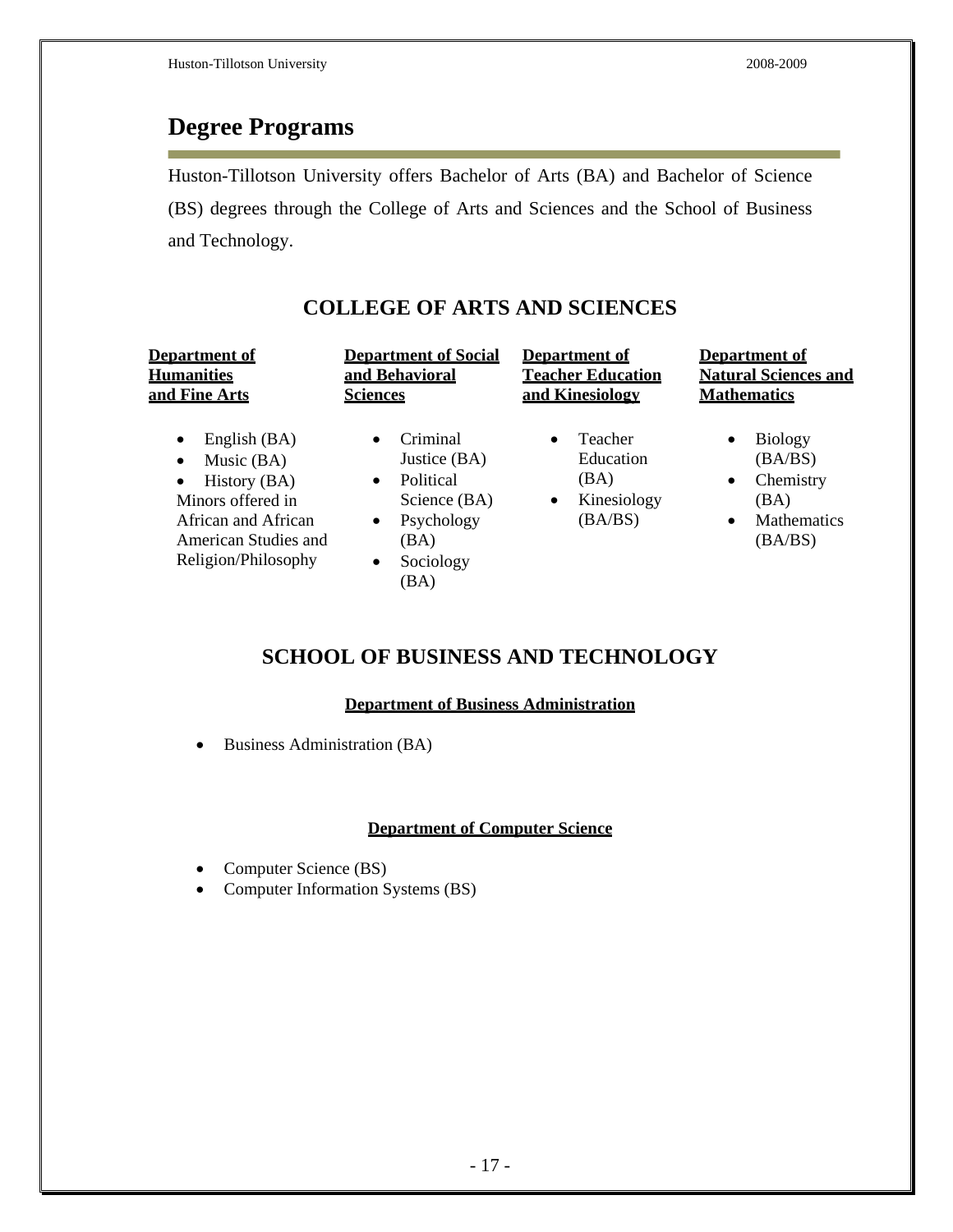# Degree Programs

Huston-Tillotson University offers Bachelor of Arts (BA) and Bachelor of Science (BS) degrees through the College of Arts and Sciences and the School of Business and Technology.

## COLLEGE OF ARTS AND SCIENCES

**Department of Humanities and Fine Arts**

- English (BA)
- Music (BA)
- History (BA)

Minors offered in African and African American Studies and Religion/Philosophy

**Department of Social and Behavioral Sciences**

- Criminal Justice (BA)
- Political Science (BA)
- Psychology (BA)
- Sociology (BA)

**Department of Teacher Education and Kinesiology**

- Teacher Education (BA)
- Kinesiology (BA/BS)

**Department of Natural Sciences and Mathematics**

- Biology (BA/BS)
- Chemistry (BA)
- Mathematics (BA/BS)

## SCHOOL OF BUSINESS AND TECHNOLOGY

**Department of Business Administration**

- Business Administration (BA)

**Department of Computer Science**

- Computer Science (BS)
- Computer Information Systems (BS)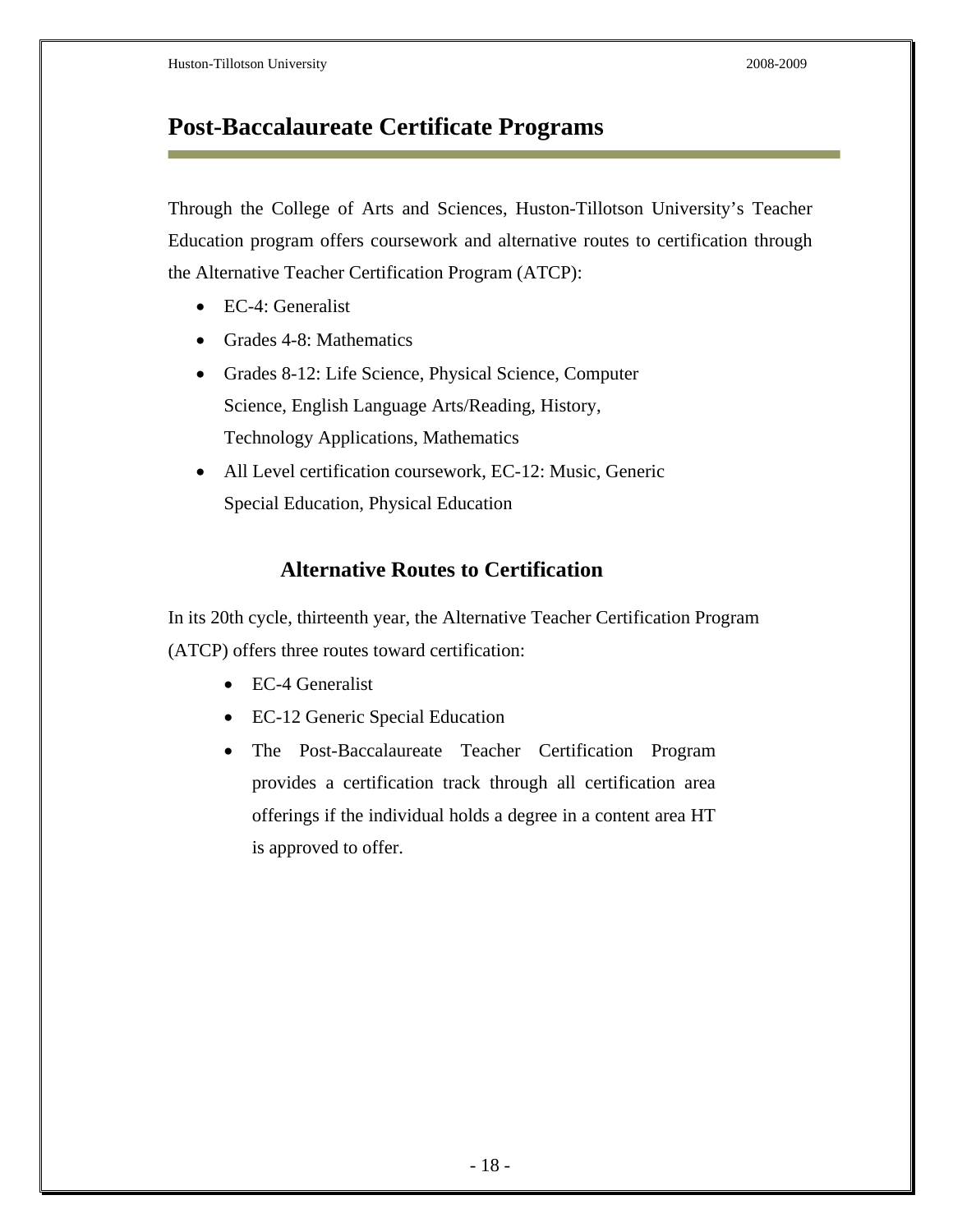# Post-Baccalaureate Certificate Programs

Through the College of Arts and Sciences, Huston-Tillotson University's Teacher Education program offers coursework and alternative routes to certification through the Alternative Teacher Certification Program (ATCP):

- EC-4: Generalist
- Grades 4-8: Mathematics
- Grades 8-12: Life Science, Physical Science, Computer Science, English Language Arts/Reading, History, Technology Applications, Mathematics
- All Level certification coursework, EC-12: Music, Generic Special Education, Physical Education

## Alternative Routes to Certification

In its 20th cycle, thirteenth year, the Alternative Teacher Certification Program (ATCP) offers three routes toward certification:

- EC-4 Generalist
- EC-12 Generic Special Education
- The Post-Baccalaureate Teacher Certification Program provides a certification track through all certification area offerings if the individual holds a degree in a content area HT is approved to offer.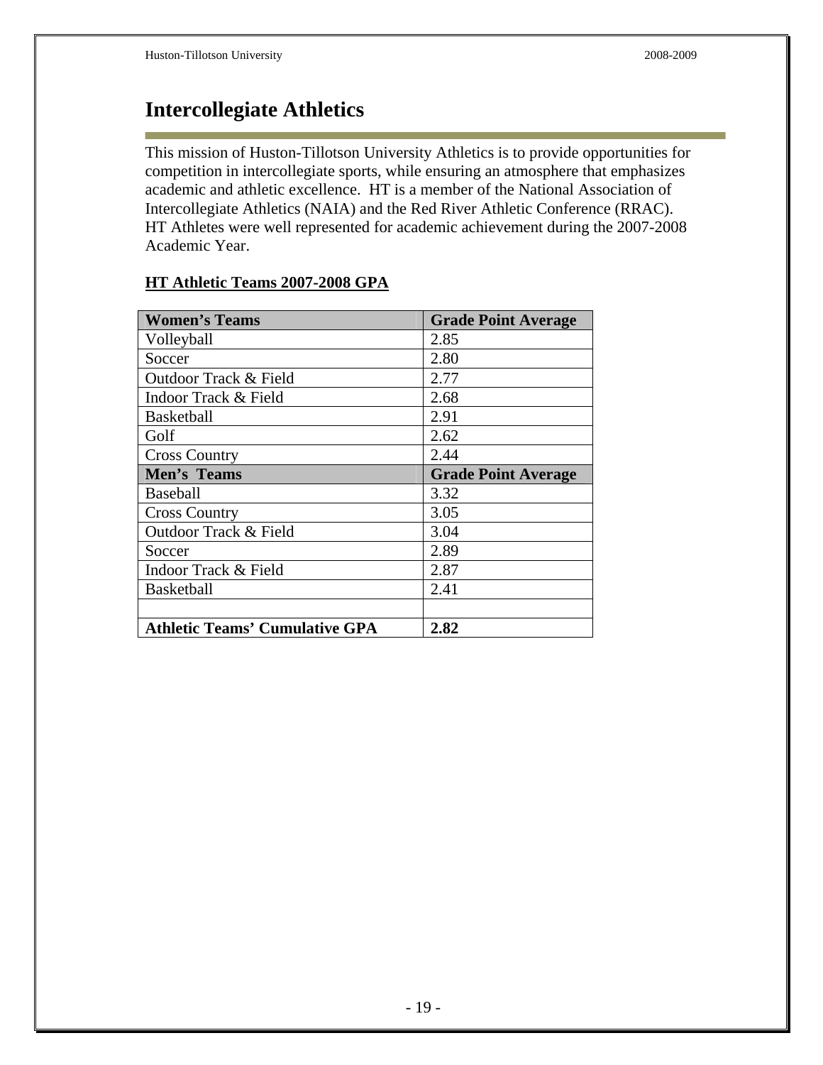# Intercollegiate Athletics

This mission of Huston-Tillotson University Athletics is to provide opportunities for competition in intercollegiate sports, while ensuring an atmosphere that emphasizes academic and athletic excellence. HT is a member of the National Association of Intercollegiate Athletics (NAIA) and the Red River Athletic Conference (RRAC). HT Athletes were well represented for academic achievement during the 2007-2008 Academic Year.

**HT Athletic Teams 2007-2008 GPA**

| **Women's Teams** | **Grade Point Average** |
|---|---|
| Volleyball | 2.85 |
| Soccer | 2.80 |
| Outdoor Track & Field | 2.77 |
| Indoor Track & Field | 2.68 |
| Basketball | 2.91 |
| Golf | 2.62 |
| Cross Country | 2.44 |
| **Men's Teams** | **Grade Point Average** |
| Baseball | 3.32 |
| Cross Country | 3.05 |
| Outdoor Track & Field | 3.04 |
| Soccer | 2.89 |
| Indoor Track & Field | 2.87 |
| Basketball | 2.41 |
| | |
| **Athletic Teams' Cumulative GPA** | **2.82** |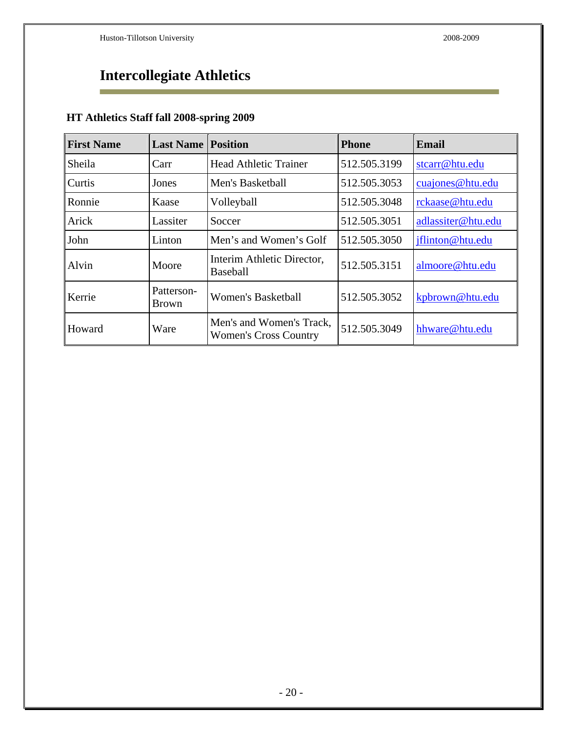# Intercollegiate Athletics

**HT Athletics Staff fall 2008-spring 2009**

| First Name | Last Name | Position | Phone | Email |
|---|---|---|---|---|
| Sheila | Carr | Head Athletic Trainer | 512.505.3199 | stcarr@htu.edu |
| Curtis | Jones | Men's Basketball | 512.505.3053 | cuajones@htu.edu |
| Ronnie | Kaase | Volleyball | 512.505.3048 | rckaase@htu.edu |
| Arick | Lassiter | Soccer | 512.505.3051 | adlassiter@htu.edu |
| John | Linton | Men’s and Women’s Golf | 512.505.3050 | jflinton@htu.edu |
| Alvin | Moore | Interim Athletic Director, Baseball | 512.505.3151 | almoore@htu.edu |
| Kerrie | Patterson-Brown | Women's Basketball | 512.505.3052 | kpbrown@htu.edu |
| Howard | Ware | Men's and Women's Track, Women's Cross Country | 512.505.3049 | hhware@htu.edu |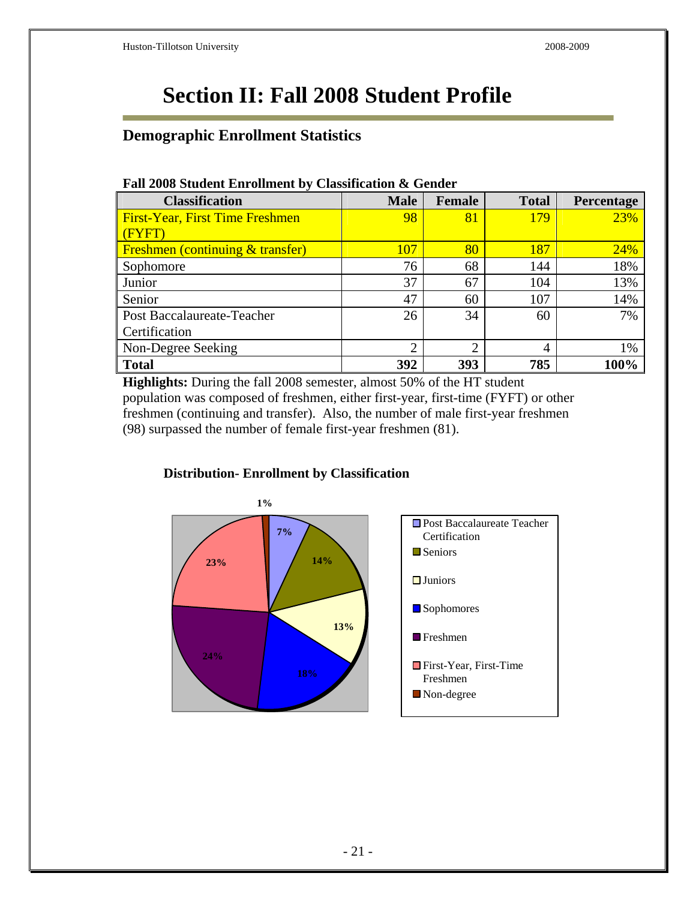# Section II: Fall 2008 Student Profile

## Demographic Enrollment Statistics

**Fall 2008 Student Enrollment by Classification & Gender**

| Classification | Male | Female | Total | Percentage |
|---|---|---|---|---|
| First-Year, First Time Freshmen (FYFT) | 98 | 81 | 179 | 23% |
| Freshmen (continuing & transfer) | 107 | 80 | 187 | 24% |
| Sophomore | 76 | 68 | 144 | 18% |
| Junior | 37 | 67 | 104 | 13% |
| Senior | 47 | 60 | 107 | 14% |
| Post Baccalaureate-Teacher Certification | 26 | 34 | 60 | 7% |
| Non-Degree Seeking | 2 | 2 | 4 | 1% |
| **Total** | **392** | **393** | **785** | **100%** |

**Highlights:** During the fall 2008 semester, almost 50% of the HT student population was composed of freshmen, either first-year, first-time (FYFT) or other freshmen (continuing and transfer). Also, the number of male first-year freshmen (98) surpassed the number of female first-year freshmen (81).

**Distribution- Enrollment by Classification**

| Classification | Percentage |
|---|---|
| Post Baccalaureate Teacher Certification | 7% |
| Seniors | 14% |
| Juniors | 13% |
| Sophomores | 18% |
| Freshmen | 24% |
| First-Year, First-Time Freshmen | 23% |
| Non-degree | 1% |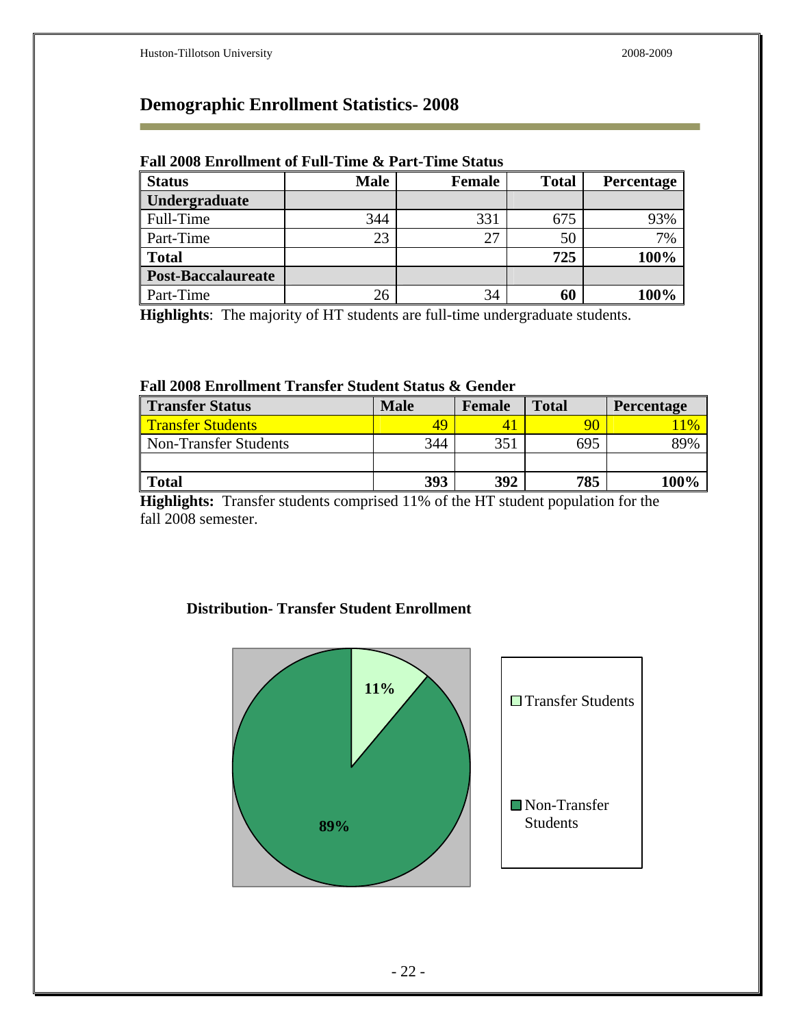# Demographic Enrollment Statistics- 2008

**Fall 2008 Enrollment of Full-Time & Part-Time Status**

| Status | Male | Female | Total | Percentage |
|---|---|---|---|---|
| **Undergraduate** | | | | |
| Full-Time | 344 | 331 | 675 | 93% |
| Part-Time | 23 | 27 | 50 | 7% |
| **Total** | | | **725** | **100%** |
| **Post-Baccalaureate** | | | | |
| Part-Time | 26 | 34 | **60** | **100%** |

**Highlights**: The majority of HT students are full-time undergraduate students.

**Fall 2008 Enrollment Transfer Student Status & Gender**

| Transfer Status | Male | Female | Total | Percentage |
|---|---|---|---|---|
| Transfer Students | 49 | 41 | 90 | 11% |
| Non-Transfer Students | 344 | 351 | 695 | 89% |
| | | | | |
| **Total** | **393** | **392** | **785** | **100%** |

**Highlights:** Transfer students comprised 11% of the HT student population for the fall 2008 semester.

**Distribution- Transfer Student Enrollment**

| | Percentage |
|---|---|
| Transfer Students | 11% |
| Non-Transfer Students | 89% |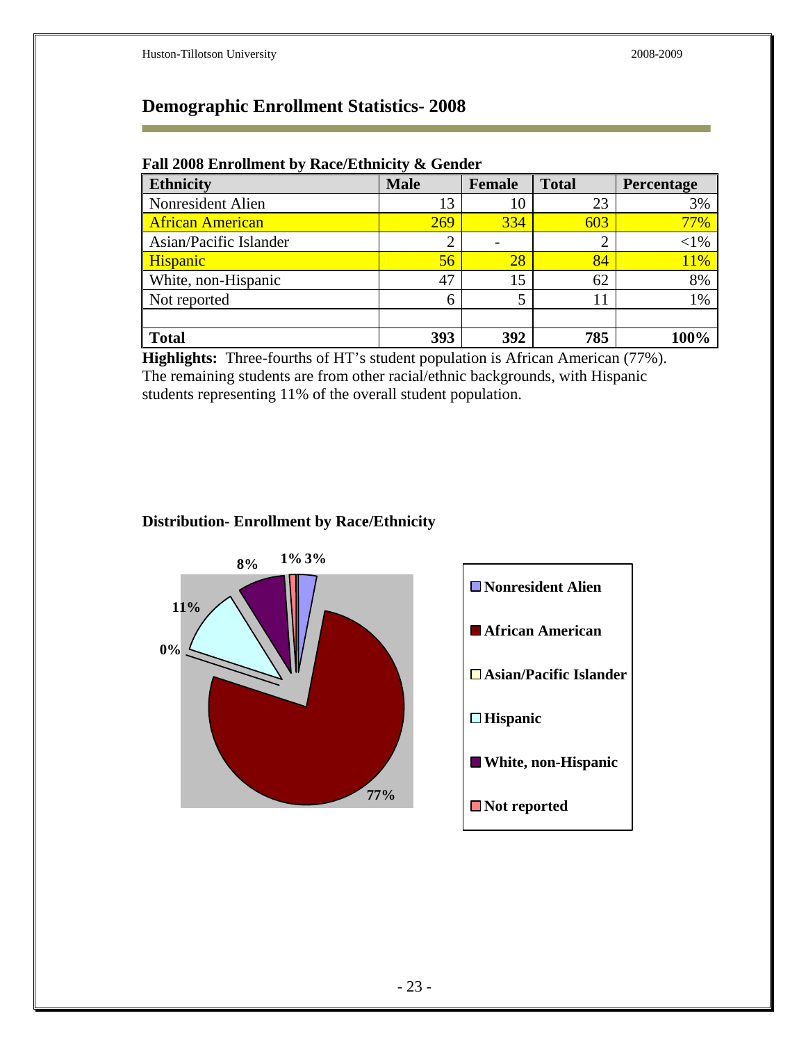## Demographic Enrollment Statistics- 2008

**Fall 2008 Enrollment by Race/Ethnicity & Gender**

| Ethnicity | Male | Female | Total | Percentage |
|---|---|---|---|---|
| Nonresident Alien | 13 | 10 | 23 | 3% |
| African American | 269 | 334 | 603 | 77% |
| Asian/Pacific Islander | 2 | - | 2 | <1% |
| Hispanic | 56 | 28 | 84 | 11% |
| White, non-Hispanic | 47 | 15 | 62 | 8% |
| Not reported | 6 | 5 | 11 | 1% |
| | | | | |
| **Total** | **393** | **392** | **785** | **100%** |

**Highlights:** Three-fourths of HT's student population is African American (77%). The remaining students are from other racial/ethnic backgrounds, with Hispanic students representing 11% of the overall student population.

**Distribution- Enrollment by Race/Ethnicity**

| Ethnicity | Percentage |
|---|---|
| Nonresident Alien | 3% |
| African American | 77% |
| Asian/Pacific Islander | 0% |
| Hispanic | 11% |
| White, non-Hispanic | 8% |
| Not reported | 1% |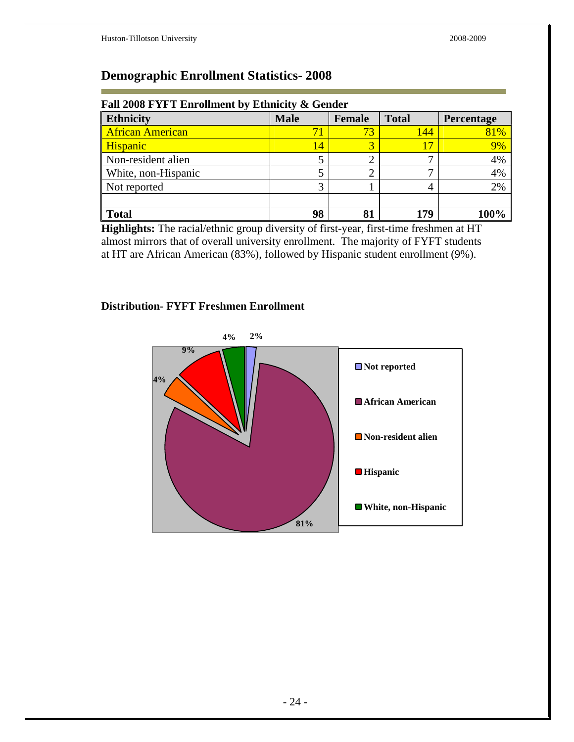## Demographic Enrollment Statistics- 2008

**Fall 2008 FYFT Enrollment by Ethnicity & Gender**

| Ethnicity | Male | Female | Total | Percentage |
|---|---|---|---|---|
| African American | 71 | 73 | 144 | 81% |
| Hispanic | 14 | 3 | 17 | 9% |
| Non-resident alien | 5 | 2 | 7 | 4% |
| White, non-Hispanic | 5 | 2 | 7 | 4% |
| Not reported | 3 | 1 | 4 | 2% |
| | | | | |
| **Total** | **98** | **81** | **179** | **100%** |

**Highlights:** The racial/ethnic group diversity of first-year, first-time freshmen at HT almost mirrors that of overall university enrollment. The majority of FYFT students at HT are African American (83%), followed by Hispanic student enrollment (9%).

**Distribution- FYFT Freshmen Enrollment**

| Category | Percentage |
|---|---|
| Not reported | 2% |
| African American | 81% |
| Non-resident alien | 4% |
| Hispanic | 9% |
| White, non-Hispanic | 4% |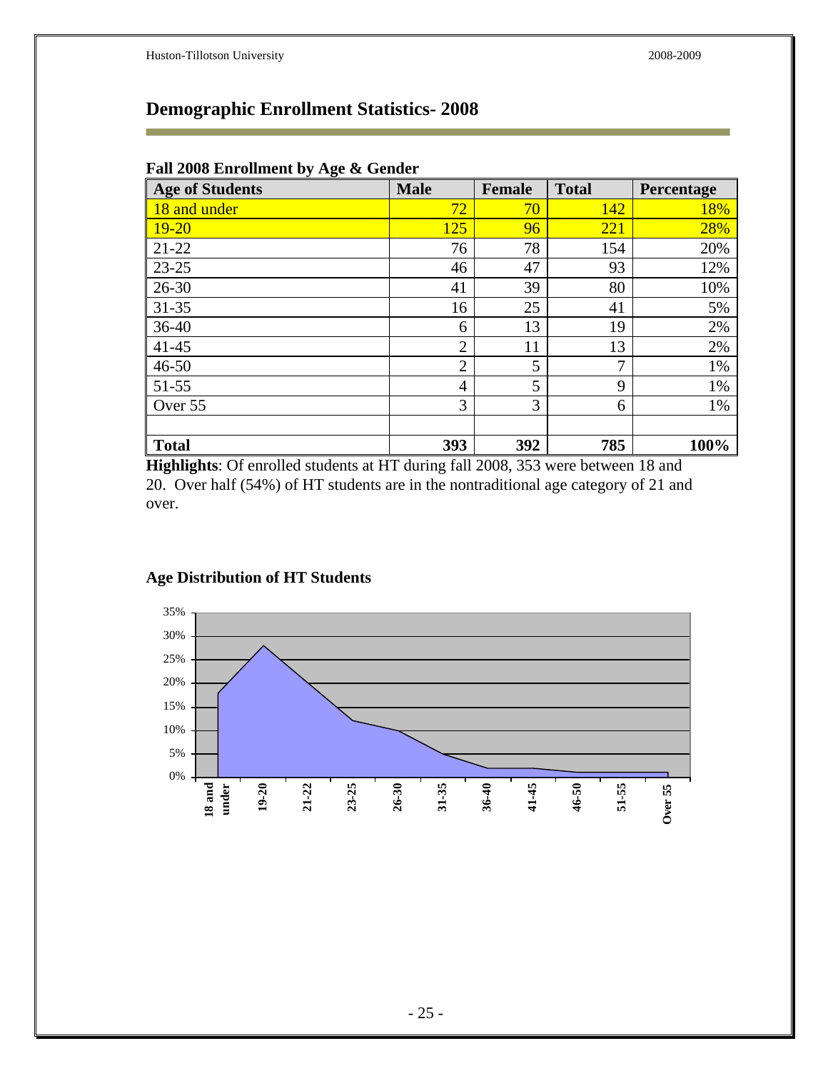## Demographic Enrollment Statistics- 2008

### Fall 2008 Enrollment by Age & Gender

| Age of Students | Male | Female | Total | Percentage |
|---|---|---|---|---|
| 18 and under | 72 | 70 | 142 | 18% |
| 19-20 | 125 | 96 | 221 | 28% |
| 21-22 | 76 | 78 | 154 | 20% |
| 23-25 | 46 | 47 | 93 | 12% |
| 26-30 | 41 | 39 | 80 | 10% |
| 31-35 | 16 | 25 | 41 | 5% |
| 36-40 | 6 | 13 | 19 | 2% |
| 41-45 | 2 | 11 | 13 | 2% |
| 46-50 | 2 | 5 | 7 | 1% |
| 51-55 | 4 | 5 | 9 | 1% |
| Over 55 | 3 | 3 | 6 | 1% |
| | | | | |
| **Total** | **393** | **392** | **785** | **100%** |

**Highlights**: Of enrolled students at HT during fall 2008, 353 were between 18 and 20. Over half (54%) of HT students are in the nontraditional age category of 21 and over.

### Age Distribution of HT Students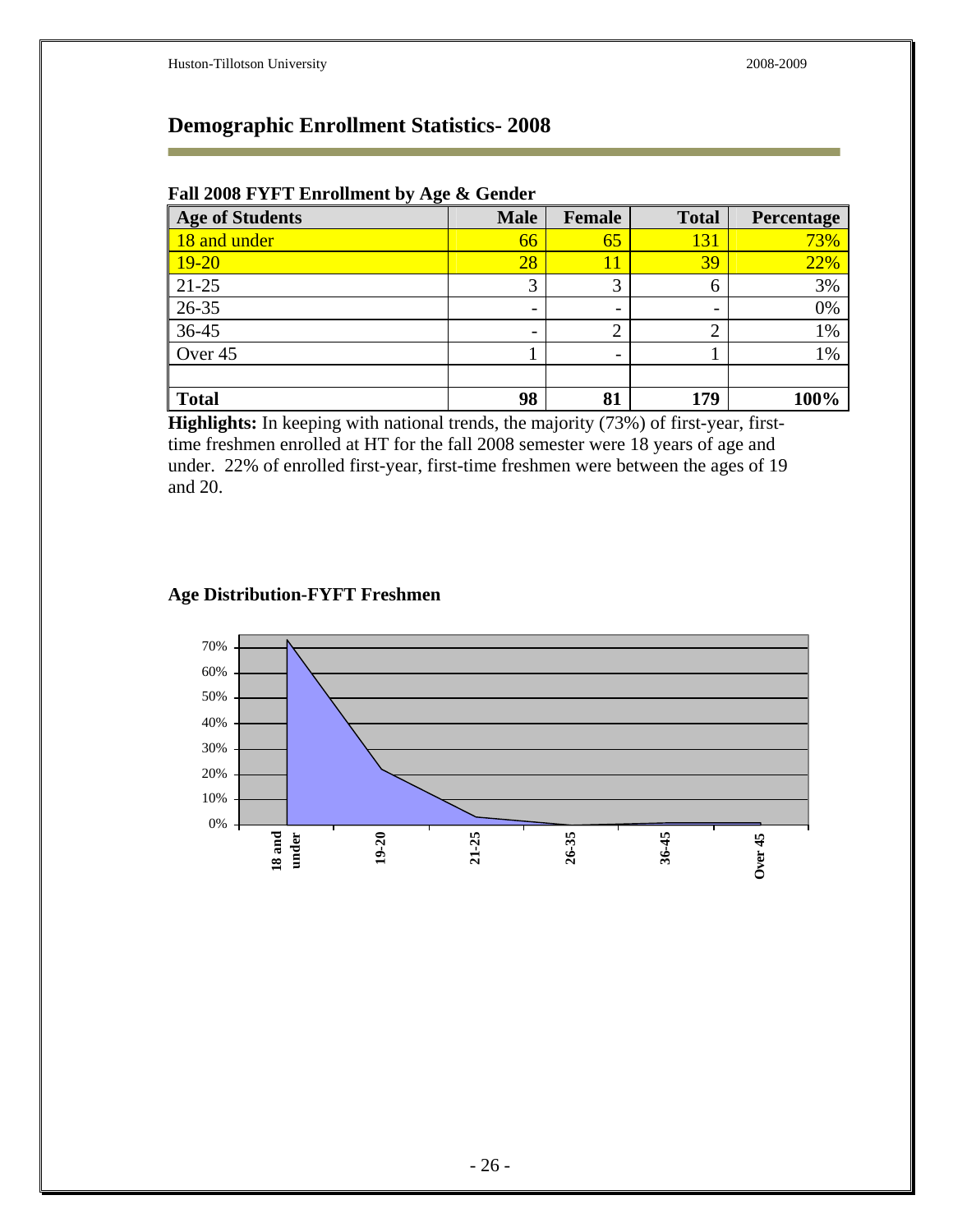## Demographic Enrollment Statistics- 2008

**Fall 2008 FYFT Enrollment by Age & Gender**

| Age of Students | Male | Female | Total | Percentage |
|---|---|---|---|---|
| 18 and under | 66 | 65 | 131 | 73% |
| 19-20 | 28 | 11 | 39 | 22% |
| 21-25 | 3 | 3 | 6 | 3% |
| 26-35 | - | - | - | 0% |
| 36-45 | - | 2 | 2 | 1% |
| Over 45 | 1 | - | 1 | 1% |
| | | | | |
| **Total** | **98** | **81** | **179** | **100%** |

**Highlights:** In keeping with national trends, the majority (73%) of first-year, first-time freshmen enrolled at HT for the fall 2008 semester were 18 years of age and under. 22% of enrolled first-year, first-time freshmen were between the ages of 19 and 20.

**Age Distribution-FYFT Freshmen**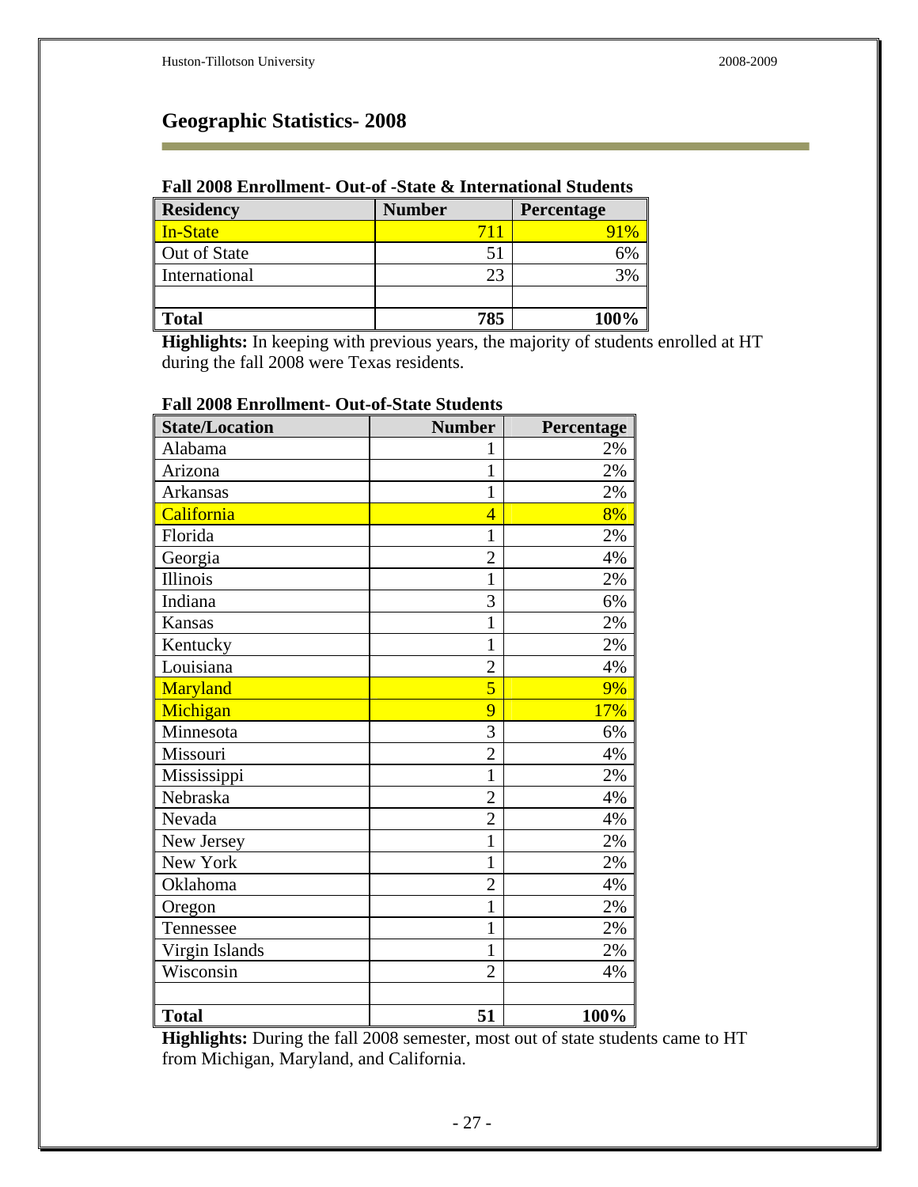## Geographic Statistics- 2008

**Fall 2008 Enrollment- Out-of -State & International Students**

| Residency | Number | Percentage |
|---|---|---|
| In-State | 711 | 91% |
| Out of State | 51 | 6% |
| International | 23 | 3% |
| | | |
| **Total** | **785** | **100%** |

**Highlights:** In keeping with previous years, the majority of students enrolled at HT during the fall 2008 were Texas residents.

**Fall 2008 Enrollment- Out-of-State Students**

| State/Location | Number | Percentage |
|---|---|---|
| Alabama | 1 | 2% |
| Arizona | 1 | 2% |
| Arkansas | 1 | 2% |
| California | 4 | 8% |
| Florida | 1 | 2% |
| Georgia | 2 | 4% |
| Illinois | 1 | 2% |
| Indiana | 3 | 6% |
| Kansas | 1 | 2% |
| Kentucky | 1 | 2% |
| Louisiana | 2 | 4% |
| Maryland | 5 | 9% |
| Michigan | 9 | 17% |
| Minnesota | 3 | 6% |
| Missouri | 2 | 4% |
| Mississippi | 1 | 2% |
| Nebraska | 2 | 4% |
| Nevada | 2 | 4% |
| New Jersey | 1 | 2% |
| New York | 1 | 2% |
| Oklahoma | 2 | 4% |
| Oregon | 1 | 2% |
| Tennessee | 1 | 2% |
| Virgin Islands | 1 | 2% |
| Wisconsin | 2 | 4% |
| | | |
| **Total** | **51** | **100%** |

**Highlights:** During the fall 2008 semester, most out of state students came to HT from Michigan, Maryland, and California.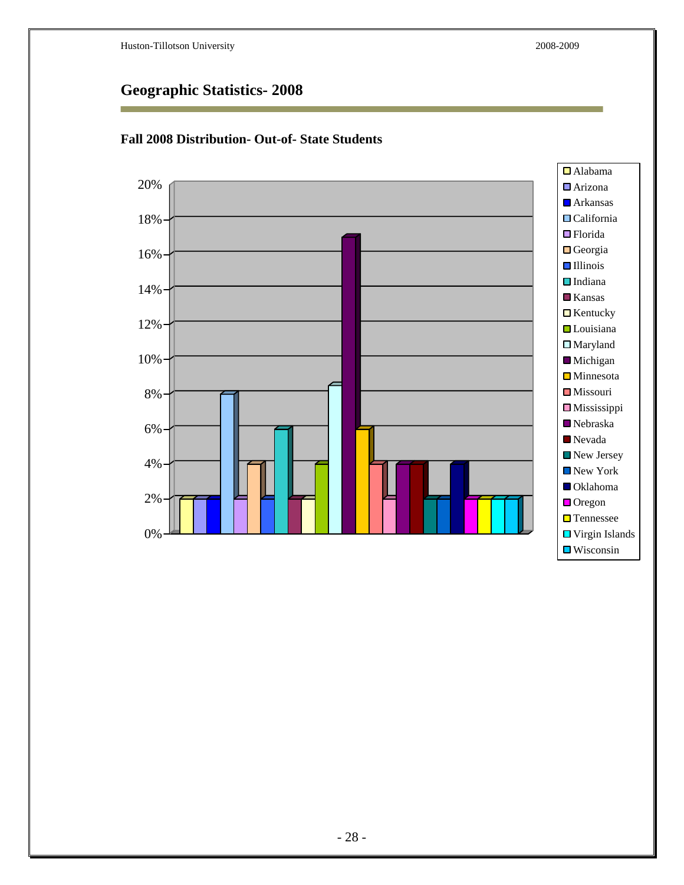## Geographic Statistics- 2008

### Fall 2008 Distribution- Out-of- State Students

| State | Percentage |
|---|---|
| Alabama | 2% |
| Arizona | 2% |
| Arkansas | 2% |
| California | 8% |
| Florida | 2% |
| Georgia | 4% |
| Illinois | 2% |
| Indiana | 6% |
| Kansas | 2% |
| Kentucky | 2% |
| Louisiana | 4% |
| Maryland | 8.5% |
| Michigan | 17% |
| Minnesota | 6% |
| Missouri | 4% |
| Mississippi | 2% |
| Nebraska | 4% |
| Nevada | 4% |
| New Jersey | 2% |
| New York | 2% |
| Oklahoma | 4% |
| Oregon | 2% |
| Tennessee | 2% |
| Virgin Islands | 2% |
| Wisconsin | 2% |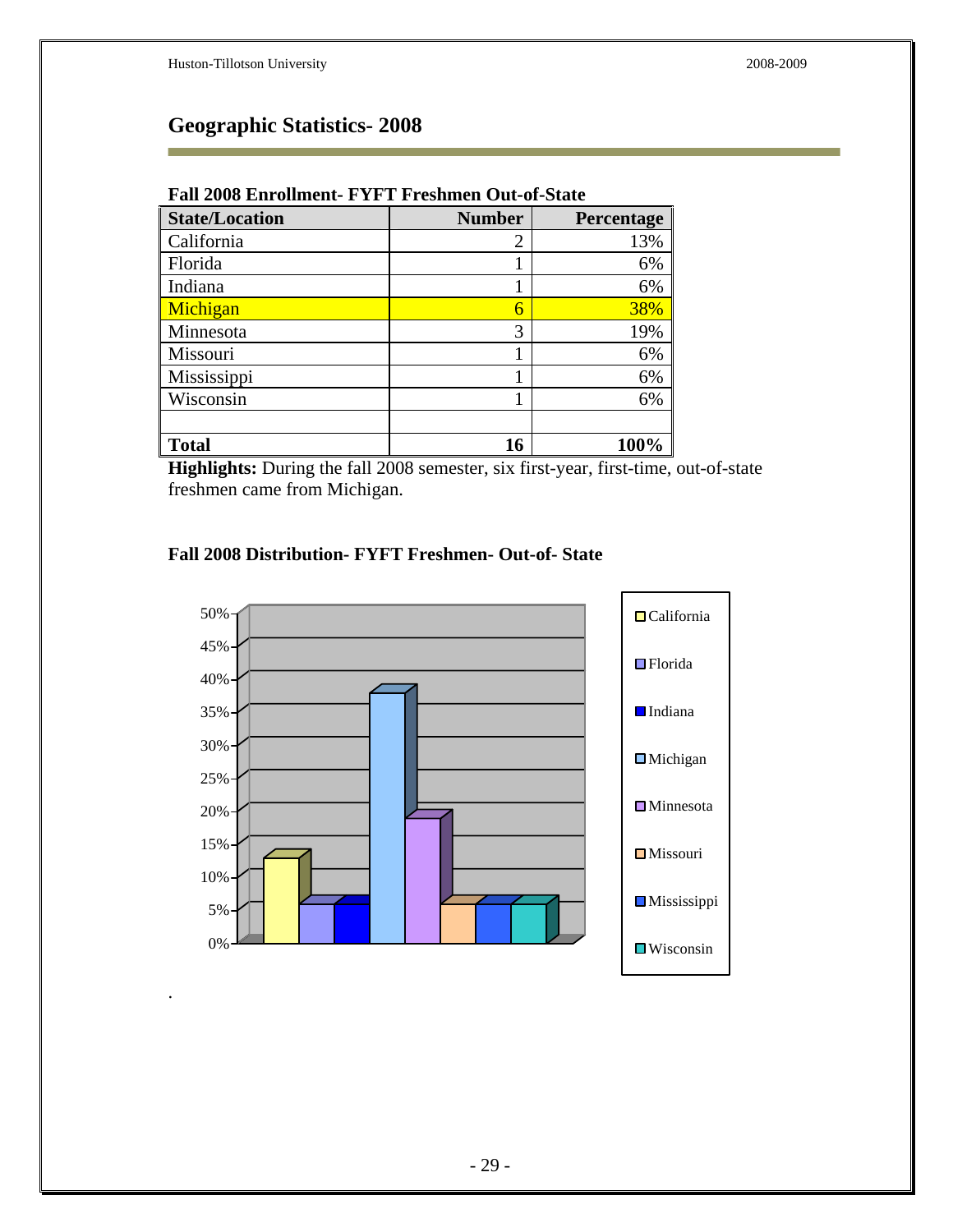## Geographic Statistics- 2008

**Fall 2008 Enrollment- FYFT Freshmen Out-of-State**

| State/Location | Number | Percentage |
|---|---|---|
| California | 2 | 13% |
| Florida | 1 | 6% |
| Indiana | 1 | 6% |
| Michigan | 6 | 38% |
| Minnesota | 3 | 19% |
| Missouri | 1 | 6% |
| Mississippi | 1 | 6% |
| Wisconsin | 1 | 6% |
| | | |
| **Total** | **16** | **100%** |

**Highlights:** During the fall 2008 semester, six first-year, first-time, out-of-state freshmen came from Michigan.

**Fall 2008 Distribution- FYFT Freshmen- Out-of- State**

.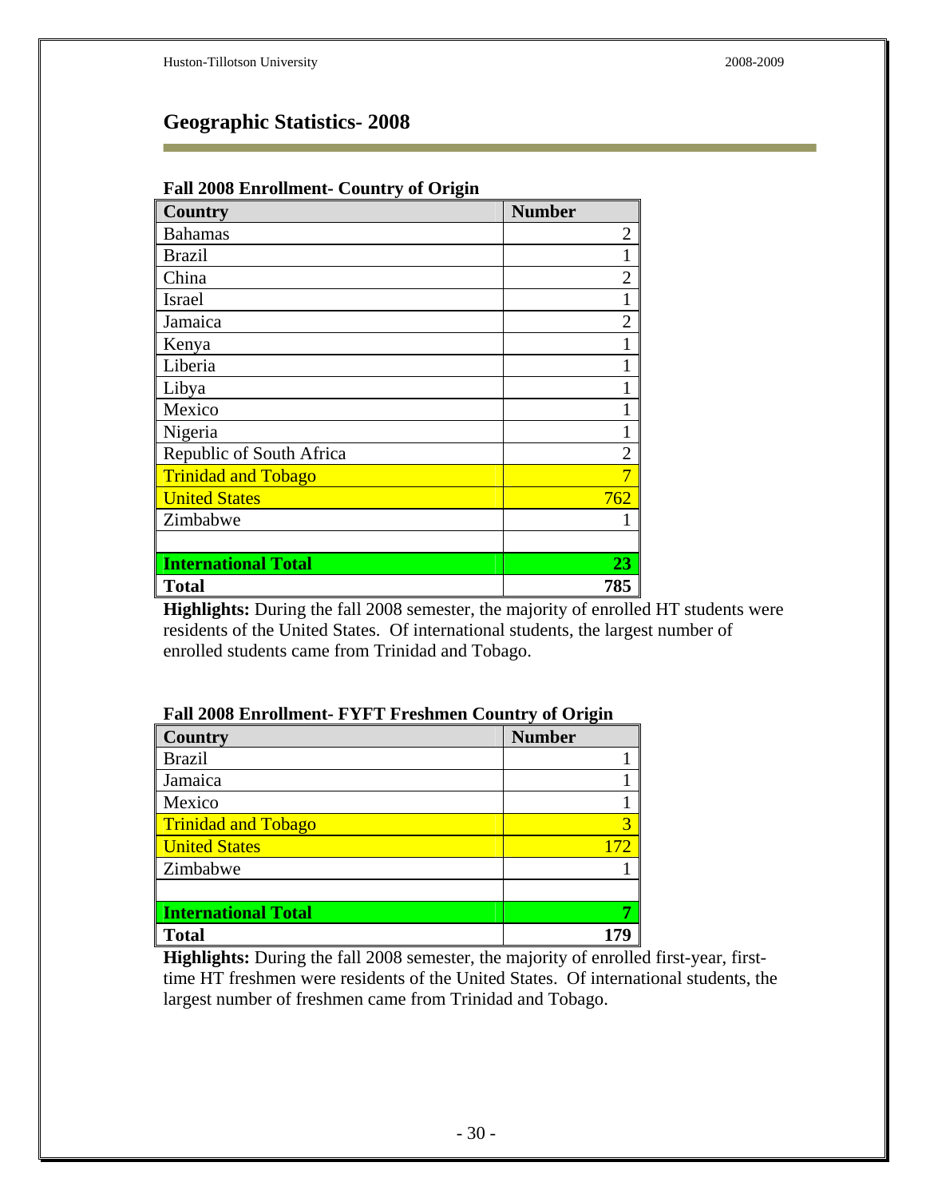## Geographic Statistics- 2008

**Fall 2008 Enrollment- Country of Origin**

| Country | Number |
|---|---|
| Bahamas | 2 |
| Brazil | 1 |
| China | 2 |
| Israel | 1 |
| Jamaica | 2 |
| Kenya | 1 |
| Liberia | 1 |
| Libya | 1 |
| Mexico | 1 |
| Nigeria | 1 |
| Republic of South Africa | 2 |
| Trinidad and Tobago | 7 |
| United States | 762 |
| Zimbabwe | 1 |
| | |
| **International Total** | **23** |
| **Total** | **785** |

**Highlights:** During the fall 2008 semester, the majority of enrolled HT students were residents of the United States. Of international students, the largest number of enrolled students came from Trinidad and Tobago.

**Fall 2008 Enrollment- FYFT Freshmen Country of Origin**

| Country | Number |
|---|---|
| Brazil | 1 |
| Jamaica | 1 |
| Mexico | 1 |
| Trinidad and Tobago | 3 |
| United States | 172 |
| Zimbabwe | 1 |
| | |
| **International Total** | **7** |
| **Total** | **179** |

**Highlights:** During the fall 2008 semester, the majority of enrolled first-year, first-time HT freshmen were residents of the United States. Of international students, the largest number of freshmen came from Trinidad and Tobago.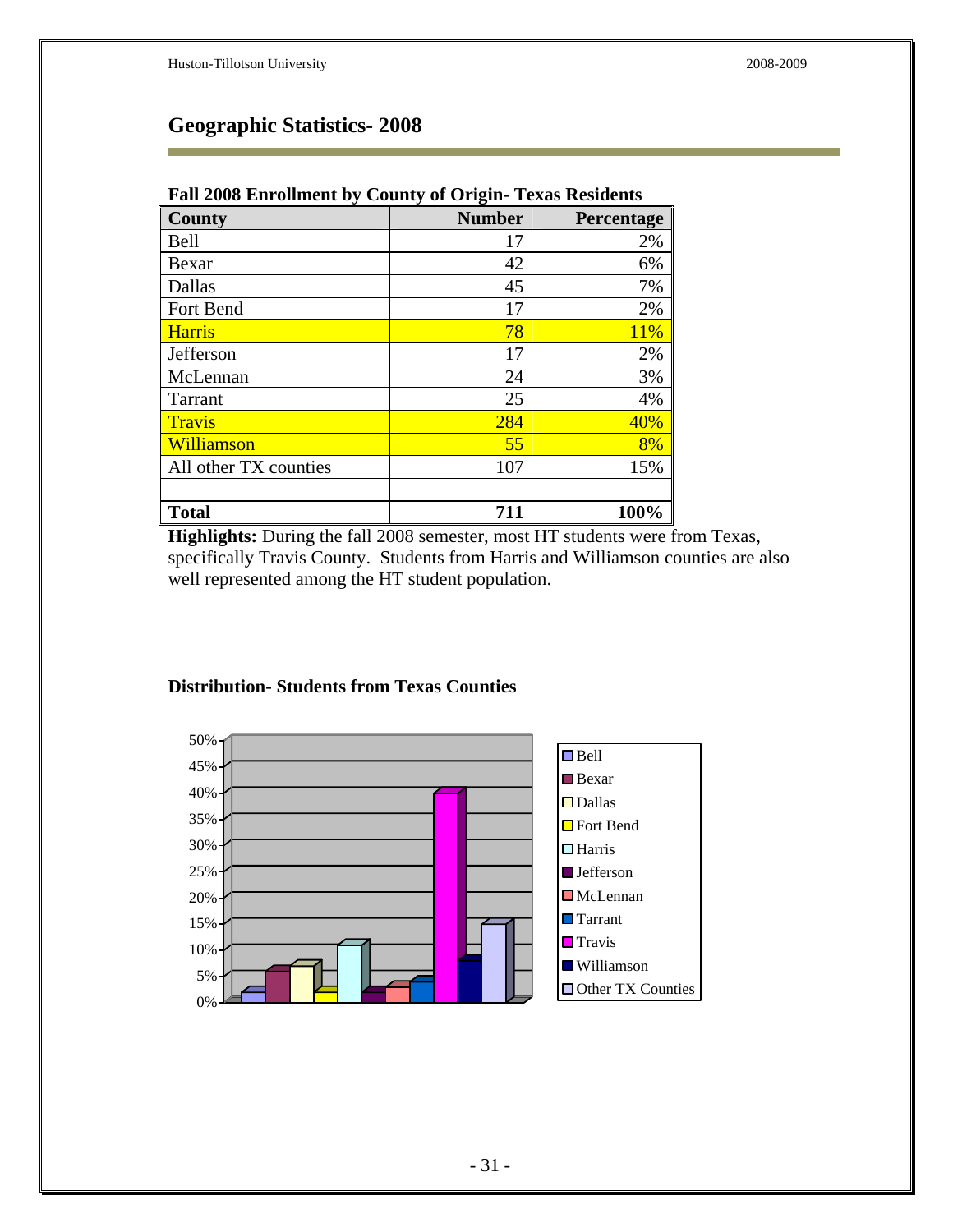## Geographic Statistics- 2008

**Fall 2008 Enrollment by County of Origin- Texas Residents**

| County | Number | Percentage |
|---|---|---|
| Bell | 17 | 2% |
| Bexar | 42 | 6% |
| Dallas | 45 | 7% |
| Fort Bend | 17 | 2% |
| Harris | 78 | 11% |
| Jefferson | 17 | 2% |
| McLennan | 24 | 3% |
| Tarrant | 25 | 4% |
| Travis | 284 | 40% |
| Williamson | 55 | 8% |
| All other TX counties | 107 | 15% |
| | | |
| **Total** | **711** | **100%** |

**Highlights:** During the fall 2008 semester, most HT students were from Texas, specifically Travis County. Students from Harris and Williamson counties are also well represented among the HT student population.

**Distribution- Students from Texas Counties**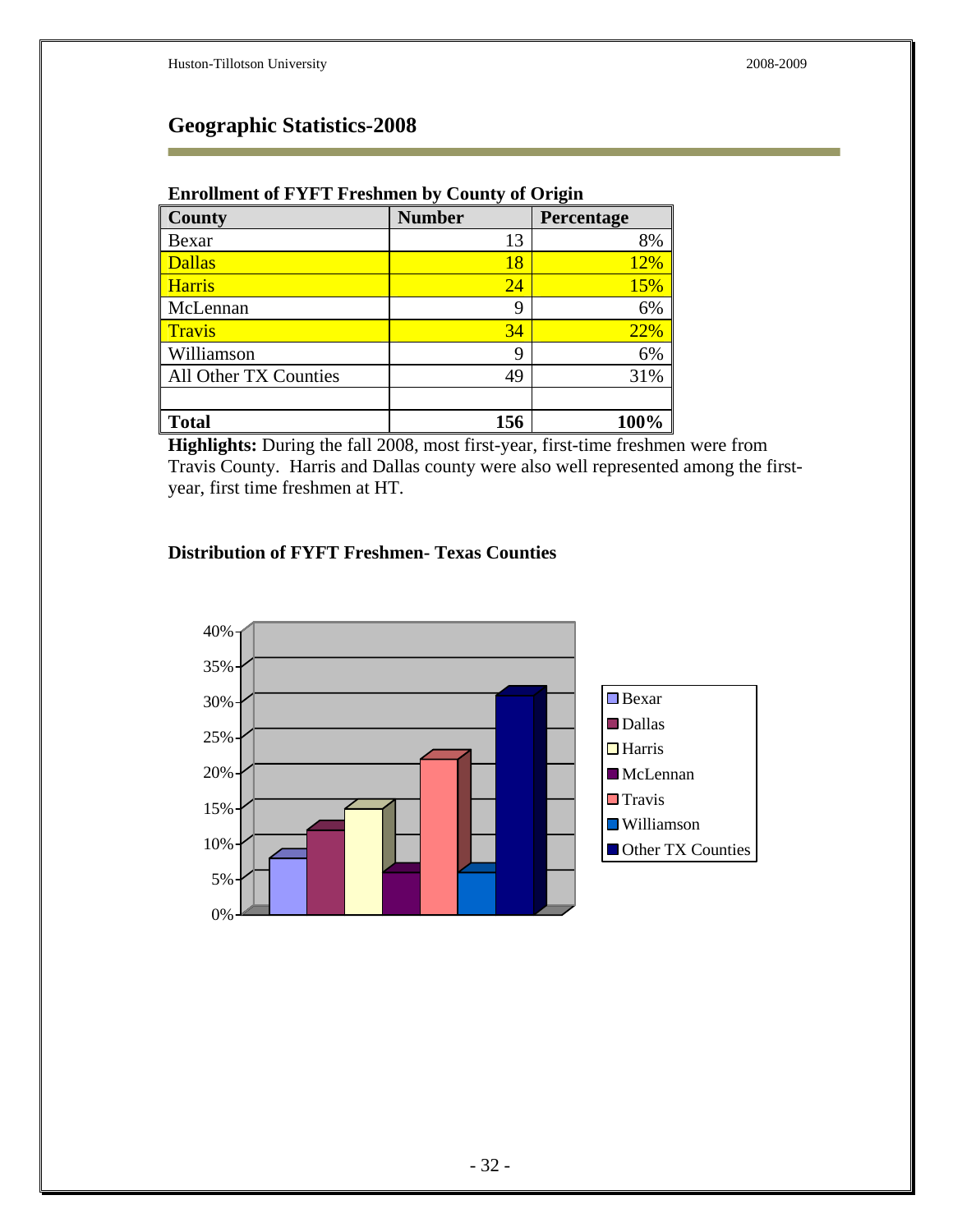## Geographic Statistics-2008

**Enrollment of FYFT Freshmen by County of Origin**

| County | Number | Percentage |
|---|---|---|
| Bexar | 13 | 8% |
| Dallas | 18 | 12% |
| Harris | 24 | 15% |
| McLennan | 9 | 6% |
| Travis | 34 | 22% |
| Williamson | 9 | 6% |
| All Other TX Counties | 49 | 31% |
| | | |
| **Total** | **156** | **100%** |

**Highlights:** During the fall 2008, most first-year, first-time freshmen were from Travis County. Harris and Dallas county were also well represented among the first-year, first time freshmen at HT.

**Distribution of FYFT Freshmen- Texas Counties**

| County | Percentage |
|---|---|
| Bexar | 8% |
| Dallas | 12% |
| Harris | 15% |
| McLennan | 6% |
| Travis | 22% |
| Williamson | 6% |
| Other TX Counties | 31% |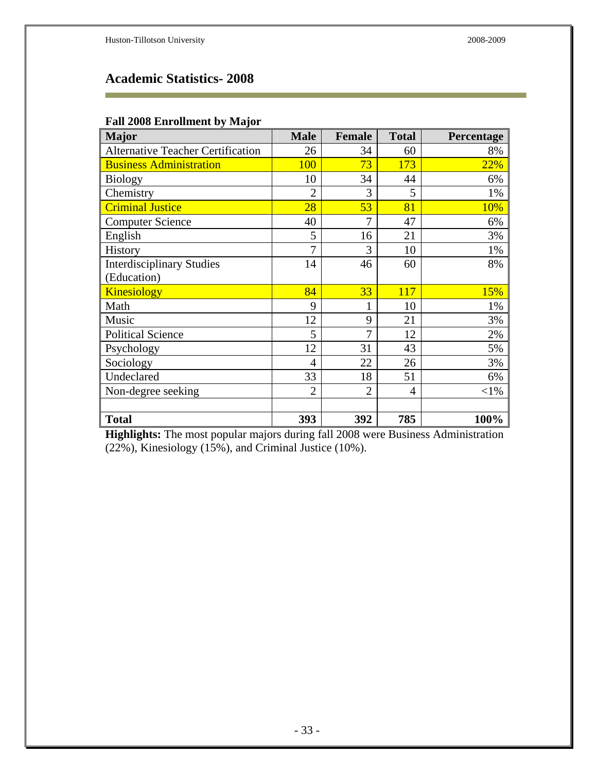## Academic Statistics- 2008

**Fall 2008 Enrollment by Major**

| Major | Male | Female | Total | Percentage |
|---|---|---|---|---|
| Alternative Teacher Certification | 26 | 34 | 60 | 8% |
| Business Administration | 100 | 73 | 173 | 22% |
| Biology | 10 | 34 | 44 | 6% |
| Chemistry | 2 | 3 | 5 | 1% |
| Criminal Justice | 28 | 53 | 81 | 10% |
| Computer Science | 40 | 7 | 47 | 6% |
| English | 5 | 16 | 21 | 3% |
| History | 7 | 3 | 10 | 1% |
| Interdisciplinary Studies (Education) | 14 | 46 | 60 | 8% |
| Kinesiology | 84 | 33 | 117 | 15% |
| Math | 9 | 1 | 10 | 1% |
| Music | 12 | 9 | 21 | 3% |
| Political Science | 5 | 7 | 12 | 2% |
| Psychology | 12 | 31 | 43 | 5% |
| Sociology | 4 | 22 | 26 | 3% |
| Undeclared | 33 | 18 | 51 | 6% |
| Non-degree seeking | 2 | 2 | 4 | <1% |
| | | | | |
| **Total** | **393** | **392** | **785** | **100%** |

**Highlights:** The most popular majors during fall 2008 were Business Administration (22%), Kinesiology (15%), and Criminal Justice (10%).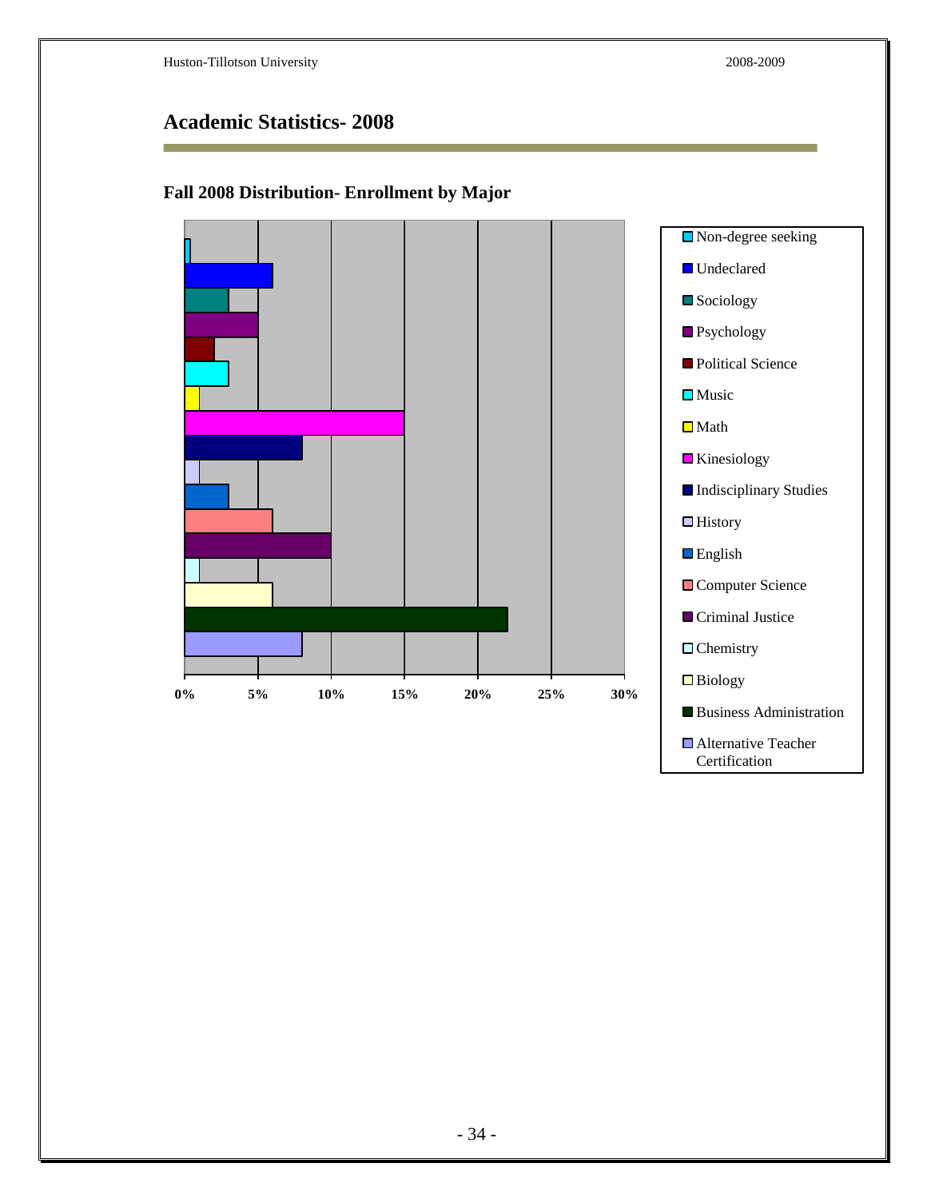# Academic Statistics- 2008

## Fall 2008 Distribution- Enrollment by Major

0% 5% 10% 15% 20% 25% 30%

- Non-degree seeking
- Undeclared
- Sociology
- Psychology
- Political Science
- Music
- Math
- Kinesiology
- Indisciplinary Studies
- History
- English
- Computer Science
- Criminal Justice
- Chemistry
- Biology
- Business Administration
- Alternative Teacher Certification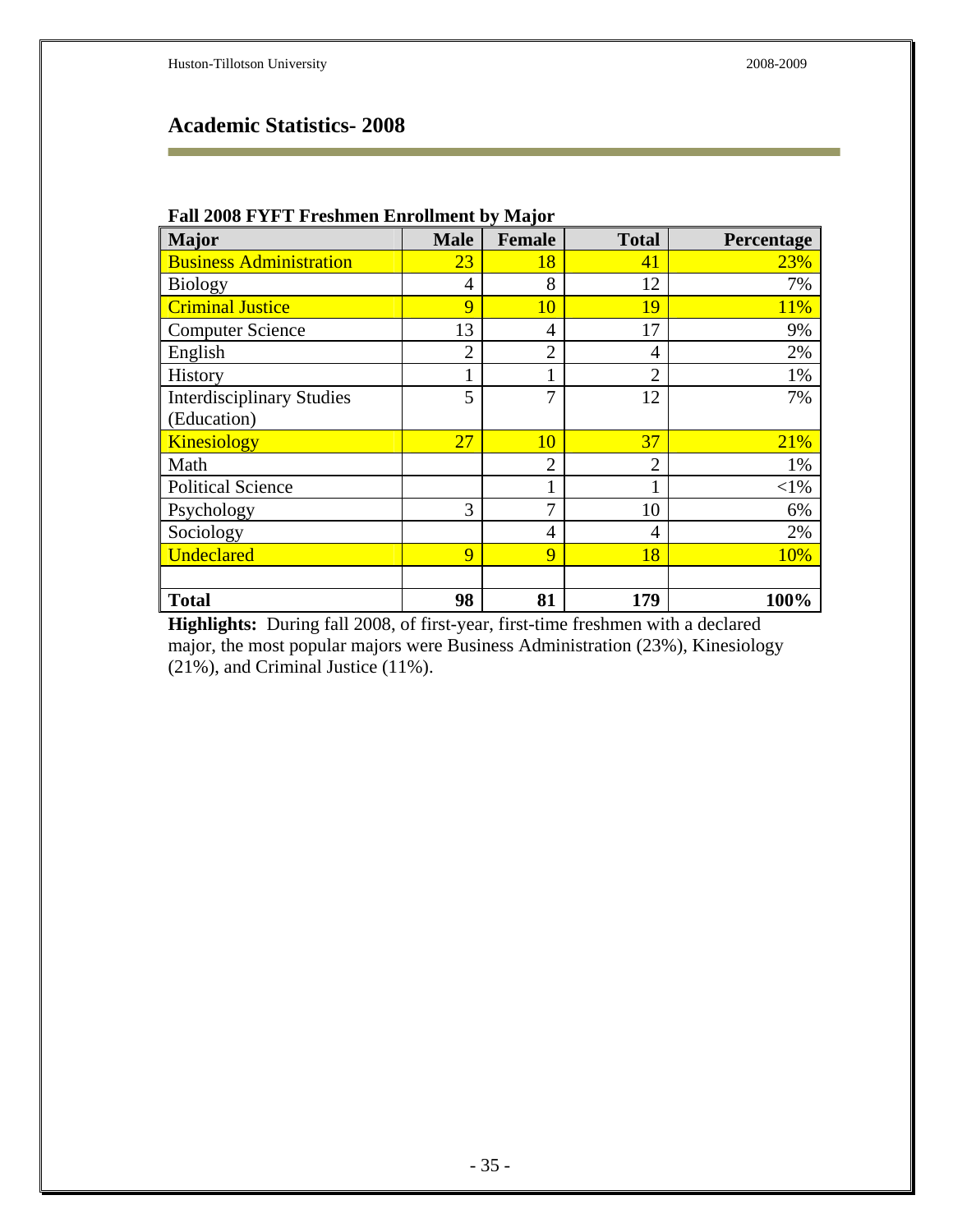## Academic Statistics- 2008

**Fall 2008 FYFT Freshmen Enrollment by Major**

| Major | Male | Female | Total | Percentage |
|---|---|---|---|---|
| Business Administration | 23 | 18 | 41 | 23% |
| Biology | 4 | 8 | 12 | 7% |
| Criminal Justice | 9 | 10 | 19 | 11% |
| Computer Science | 13 | 4 | 17 | 9% |
| English | 2 | 2 | 4 | 2% |
| History | 1 | 1 | 2 | 1% |
| Interdisciplinary Studies (Education) | 5 | 7 | 12 | 7% |
| Kinesiology | 27 | 10 | 37 | 21% |
| Math | | 2 | 2 | 1% |
| Political Science | | 1 | 1 | <1% |
| Psychology | 3 | 7 | 10 | 6% |
| Sociology | | 4 | 4 | 2% |
| Undeclared | 9 | 9 | 18 | 10% |
| | | | | |
| **Total** | **98** | **81** | **179** | **100%** |

**Highlights:** During fall 2008, of first-year, first-time freshmen with a declared major, the most popular majors were Business Administration (23%), Kinesiology (21%), and Criminal Justice (11%).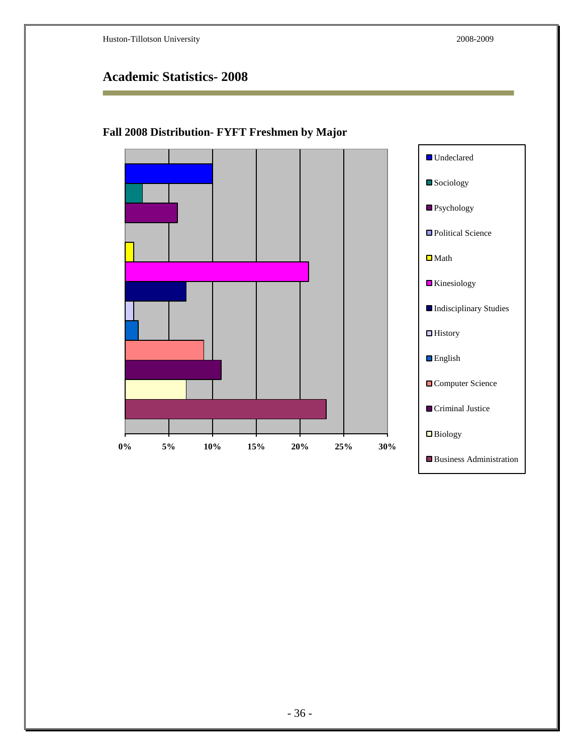## Academic Statistics- 2008

### Fall 2008 Distribution- FYFT Freshmen by Major

- Undeclared
- Sociology
- Psychology
- Political Science
- Math
- Kinesiology
- Indisciplinary Studies
- History
- English
- Computer Science
- Criminal Justice
- Biology
- Business Administration

0% 5% 10% 15% 20% 25% 30%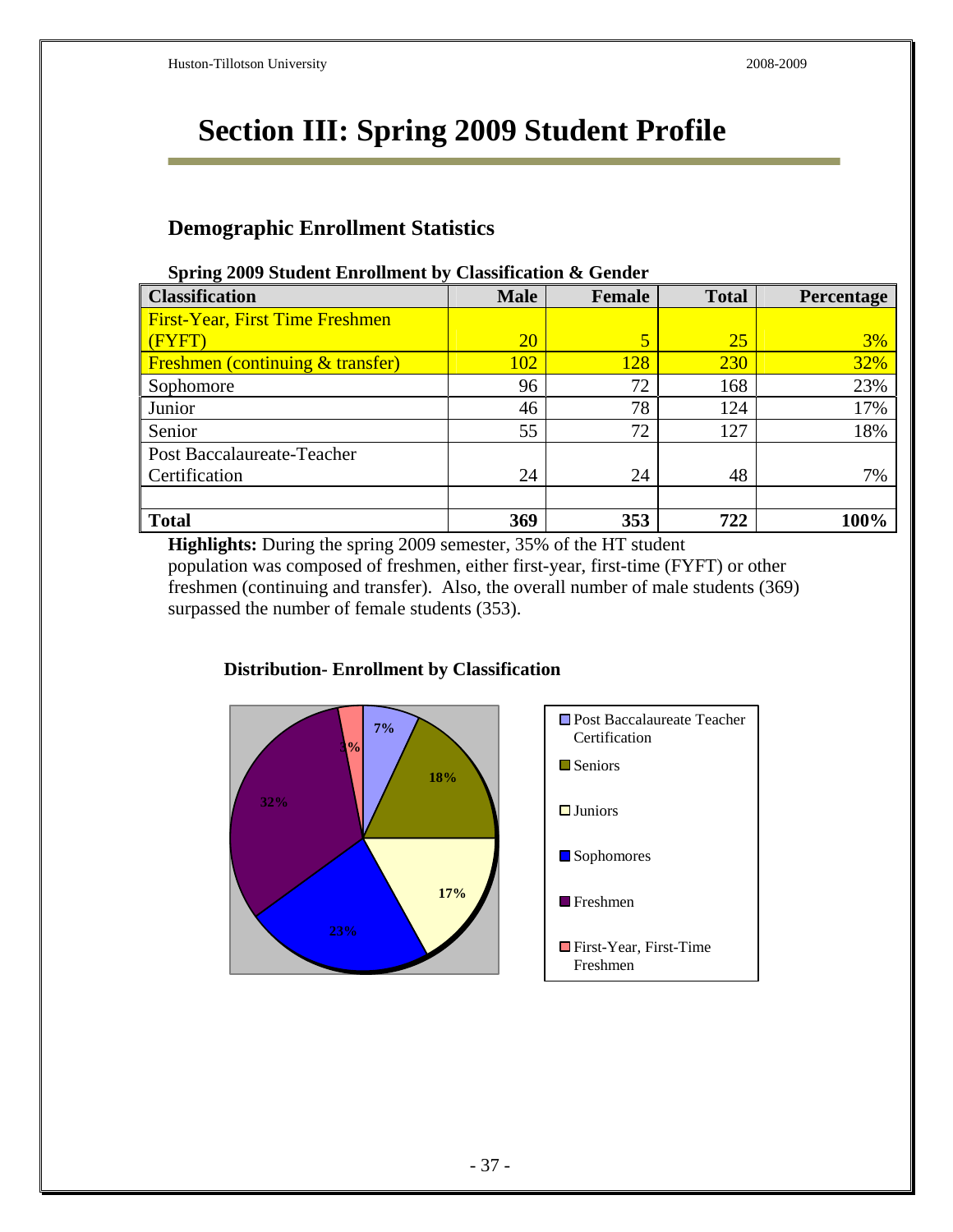# Section III: Spring 2009 Student Profile

## Demographic Enrollment Statistics

**Spring 2009 Student Enrollment by Classification & Gender**

| Classification | Male | Female | Total | Percentage |
|---|---|---|---|---|
| First-Year, First Time Freshmen (FYFT) | 20 | 5 | 25 | 3% |
| Freshmen (continuing & transfer) | 102 | 128 | 230 | 32% |
| Sophomore | 96 | 72 | 168 | 23% |
| Junior | 46 | 78 | 124 | 17% |
| Senior | 55 | 72 | 127 | 18% |
| Post Baccalaureate-Teacher Certification | 24 | 24 | 48 | 7% |
| | | | | |
| **Total** | **369** | **353** | **722** | **100%** |

**Highlights:** During the spring 2009 semester, 35% of the HT student population was composed of freshmen, either first-year, first-time (FYFT) or other freshmen (continuing and transfer). Also, the overall number of male students (369) surpassed the number of female students (353).

**Distribution- Enrollment by Classification**

| Classification | Percentage |
|---|---|
| Post Baccalaureate Teacher Certification | 7% |
| Seniors | 18% |
| Juniors | 17% |
| Sophomores | 23% |
| Freshmen | 32% |
| First-Year, First-Time Freshmen | 3% |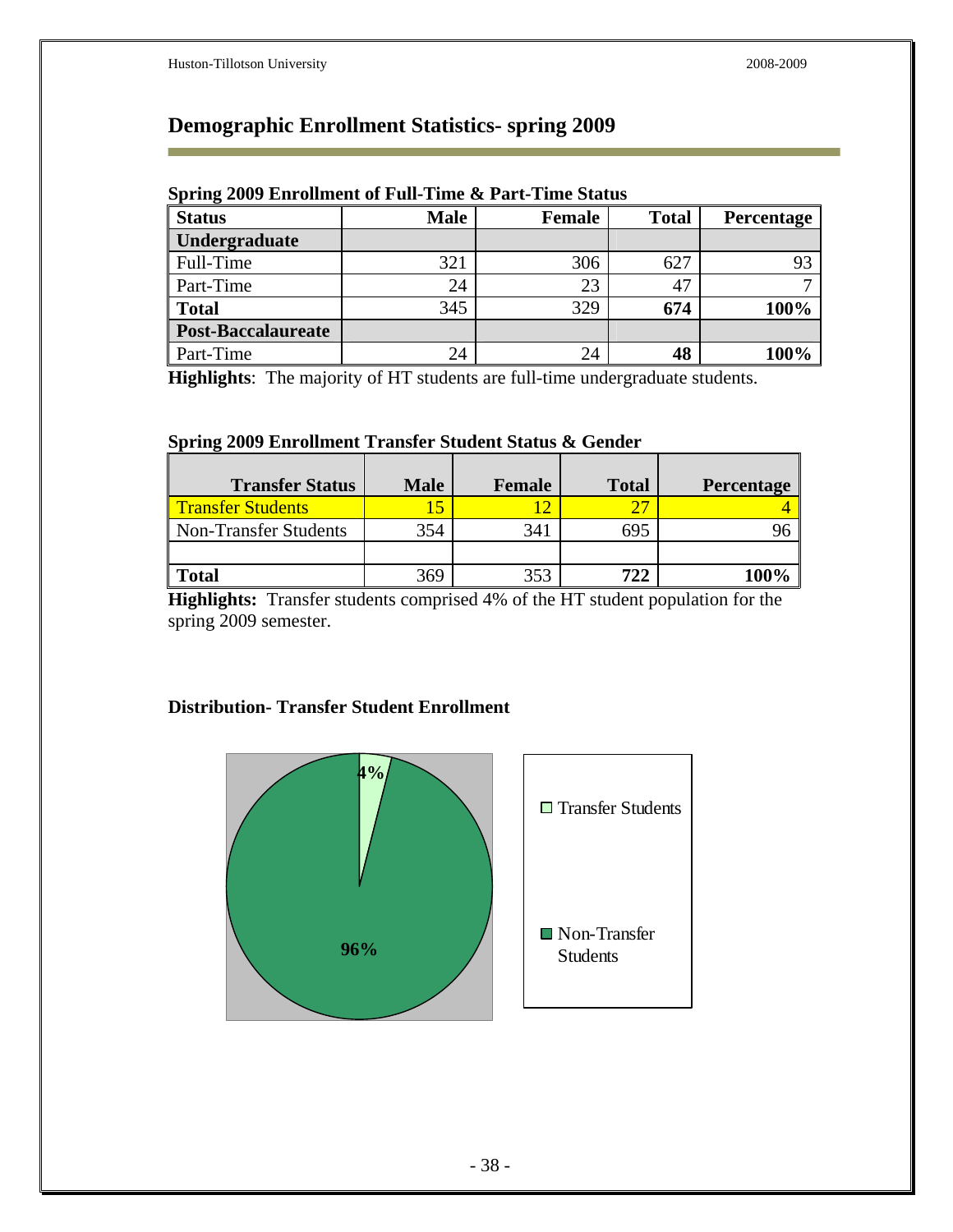# Demographic Enrollment Statistics- spring 2009

**Spring 2009 Enrollment of Full-Time & Part-Time Status**

| Status | Male | Female | Total | Percentage |
|---|---|---|---|---|
| **Undergraduate** | | | | |
| Full-Time | 321 | 306 | 627 | 93 |
| Part-Time | 24 | 23 | 47 | 7 |
| **Total** | 345 | 329 | **674** | **100%** |
| **Post-Baccalaureate** | | | | |
| Part-Time | 24 | 24 | **48** | **100%** |

**Highlights**: The majority of HT students are full-time undergraduate students.

**Spring 2009 Enrollment Transfer Student Status & Gender**

| Transfer Status | Male | Female | Total | Percentage |
|---|---|---|---|---|
| Transfer Students | 15 | 12 | 27 | 4 |
| Non-Transfer Students | 354 | 341 | 695 | 96 |
| | | | | |
| **Total** | 369 | 353 | **722** | **100%** |

**Highlights:** Transfer students comprised 4% of the HT student population for the spring 2009 semester.

**Distribution- Transfer Student Enrollment**

| Category | Percentage |
|---|---|
| Transfer Students | 4% |
| Non-Transfer Students | 96% |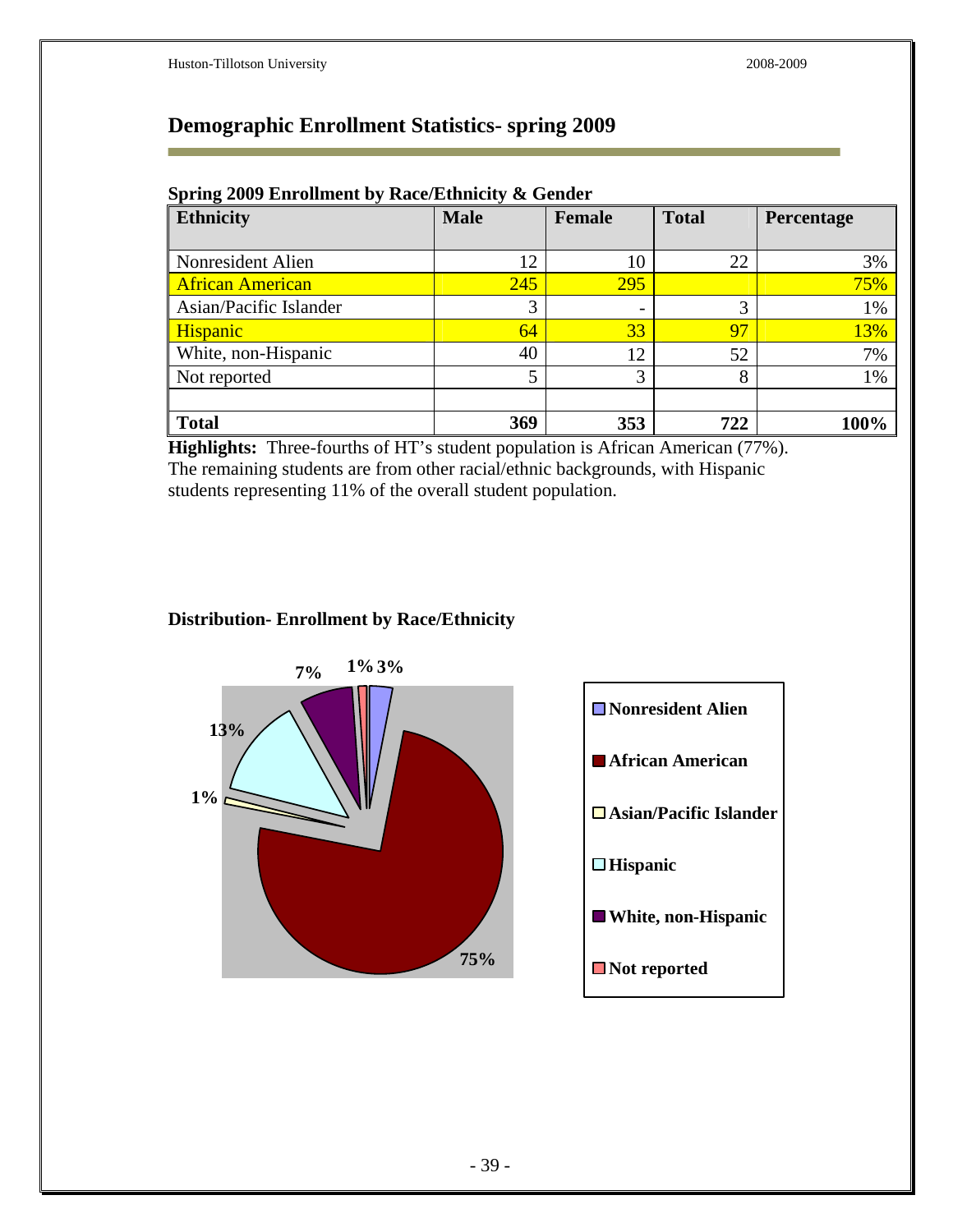## Demographic Enrollment Statistics- spring 2009

**Spring 2009 Enrollment by Race/Ethnicity & Gender**

| Ethnicity | Male | Female | Total | Percentage |
|---|---|---|---|---|
| Nonresident Alien | 12 | 10 | 22 | 3% |
| African American | 245 | 295 | | 75% |
| Asian/Pacific Islander | 3 | - | 3 | 1% |
| Hispanic | 64 | 33 | 97 | 13% |
| White, non-Hispanic | 40 | 12 | 52 | 7% |
| Not reported | 5 | 3 | 8 | 1% |
| | | | | |
| **Total** | **369** | **353** | **722** | **100%** |

**Highlights:** Three-fourths of HT's student population is African American (77%). The remaining students are from other racial/ethnic backgrounds, with Hispanic students representing 11% of the overall student population.

**Distribution- Enrollment by Race/Ethnicity**

7% 1% 3% 13% 1% 75%

Nonresident Alien
African American
Asian/Pacific Islander
Hispanic
White, non-Hispanic
Not reported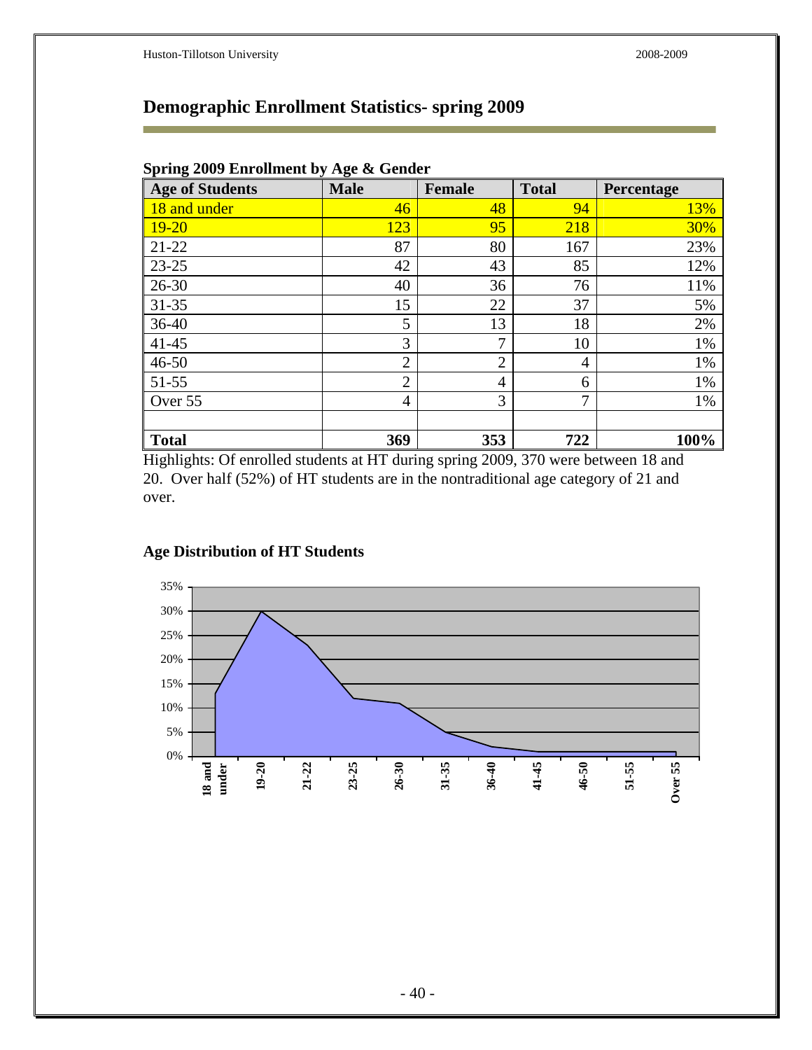# Demographic Enrollment Statistics- spring 2009

**Spring 2009 Enrollment by Age & Gender**

| Age of Students | Male | Female | Total | Percentage |
|---|---|---|---|---|
| 18 and under | 46 | 48 | 94 | 13% |
| 19-20 | 123 | 95 | 218 | 30% |
| 21-22 | 87 | 80 | 167 | 23% |
| 23-25 | 42 | 43 | 85 | 12% |
| 26-30 | 40 | 36 | 76 | 11% |
| 31-35 | 15 | 22 | 37 | 5% |
| 36-40 | 5 | 13 | 18 | 2% |
| 41-45 | 3 | 7 | 10 | 1% |
| 46-50 | 2 | 2 | 4 | 1% |
| 51-55 | 2 | 4 | 6 | 1% |
| Over 55 | 4 | 3 | 7 | 1% |
| | | | | |
| **Total** | **369** | **353** | **722** | **100%** |

Highlights: Of enrolled students at HT during spring 2009, 370 were between 18 and 20. Over half (52%) of HT students are in the nontraditional age category of 21 and over.

**Age Distribution of HT Students**

| Age | Percentage |
|---|---|
| 18 and under | 13% |
| 19-20 | 30% |
| 21-22 | 23% |
| 23-25 | 12% |
| 26-30 | 11% |
| 31-35 | 5% |
| 36-40 | 2% |
| 41-45 | 1% |
| 46-50 | 1% |
| 51-55 | 1% |
| Over 55 | 1% |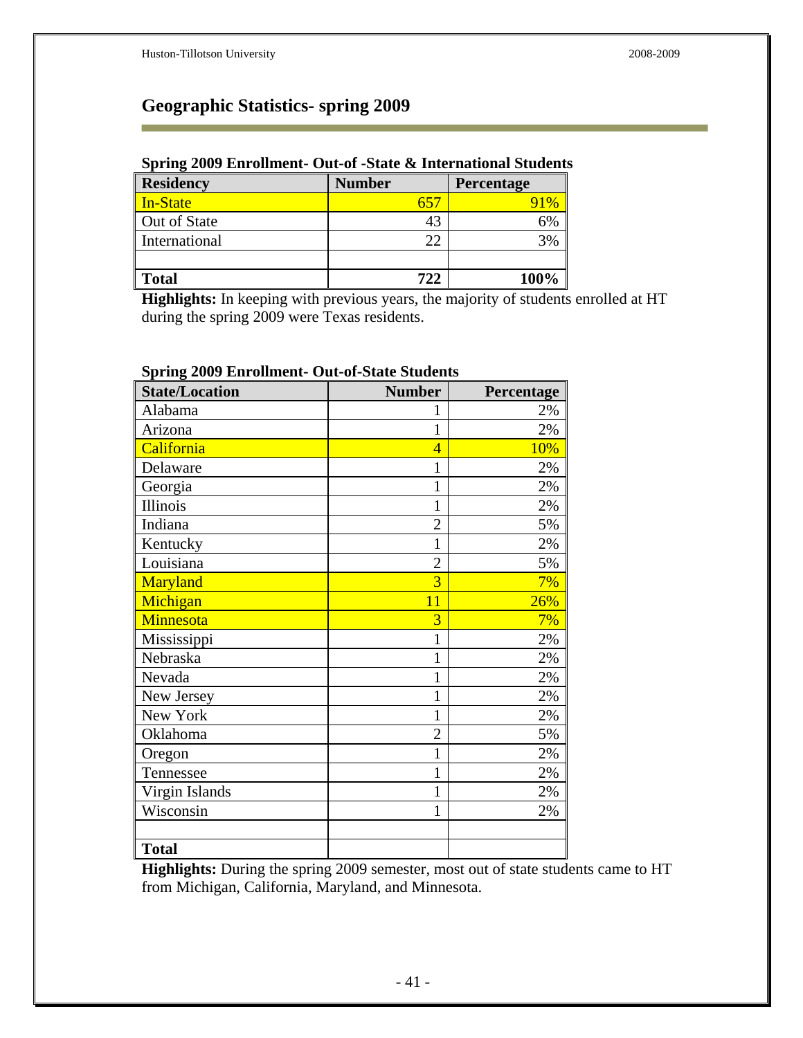## Geographic Statistics- spring 2009

**Spring 2009 Enrollment- Out-of -State & International Students**

| Residency | Number | Percentage |
|---|---|---|
| In-State | 657 | 91% |
| Out of State | 43 | 6% |
| International | 22 | 3% |
| | | |
| **Total** | **722** | **100%** |

**Highlights:** In keeping with previous years, the majority of students enrolled at HT during the spring 2009 were Texas residents.

**Spring 2009 Enrollment- Out-of-State Students**

| State/Location | Number | Percentage |
|---|---|---|
| Alabama | 1 | 2% |
| Arizona | 1 | 2% |
| California | 4 | 10% |
| Delaware | 1 | 2% |
| Georgia | 1 | 2% |
| Illinois | 1 | 2% |
| Indiana | 2 | 5% |
| Kentucky | 1 | 2% |
| Louisiana | 2 | 5% |
| Maryland | 3 | 7% |
| Michigan | 11 | 26% |
| Minnesota | 3 | 7% |
| Mississippi | 1 | 2% |
| Nebraska | 1 | 2% |
| Nevada | 1 | 2% |
| New Jersey | 1 | 2% |
| New York | 1 | 2% |
| Oklahoma | 2 | 5% |
| Oregon | 1 | 2% |
| Tennessee | 1 | 2% |
| Virgin Islands | 1 | 2% |
| Wisconsin | 1 | 2% |
| | | |
| **Total** | | |

**Highlights:** During the spring 2009 semester, most out of state students came to HT from Michigan, California, Maryland, and Minnesota.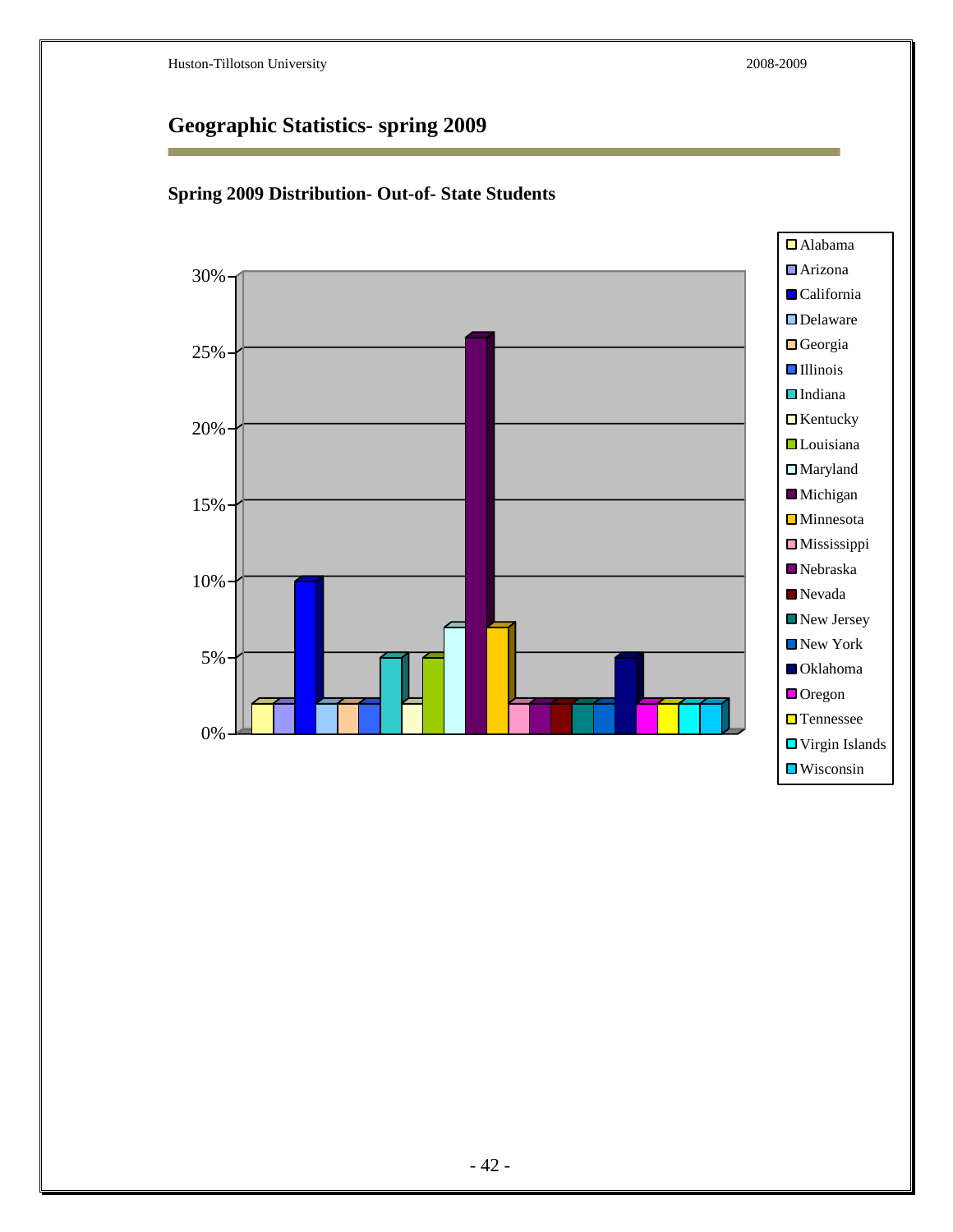## Geographic Statistics- spring 2009

### Spring 2009 Distribution- Out-of- State Students

30%
25%
20%
15%
10%
5%
0%

- Alabama
- Arizona
- California
- Delaware
- Georgia
- Illinois
- Indiana
- Kentucky
- Louisiana
- Maryland
- Michigan
- Minnesota
- Mississippi
- Nebraska
- Nevada
- New Jersey
- New York
- Oklahoma
- Oregon
- Tennessee
- Virgin Islands
- Wisconsin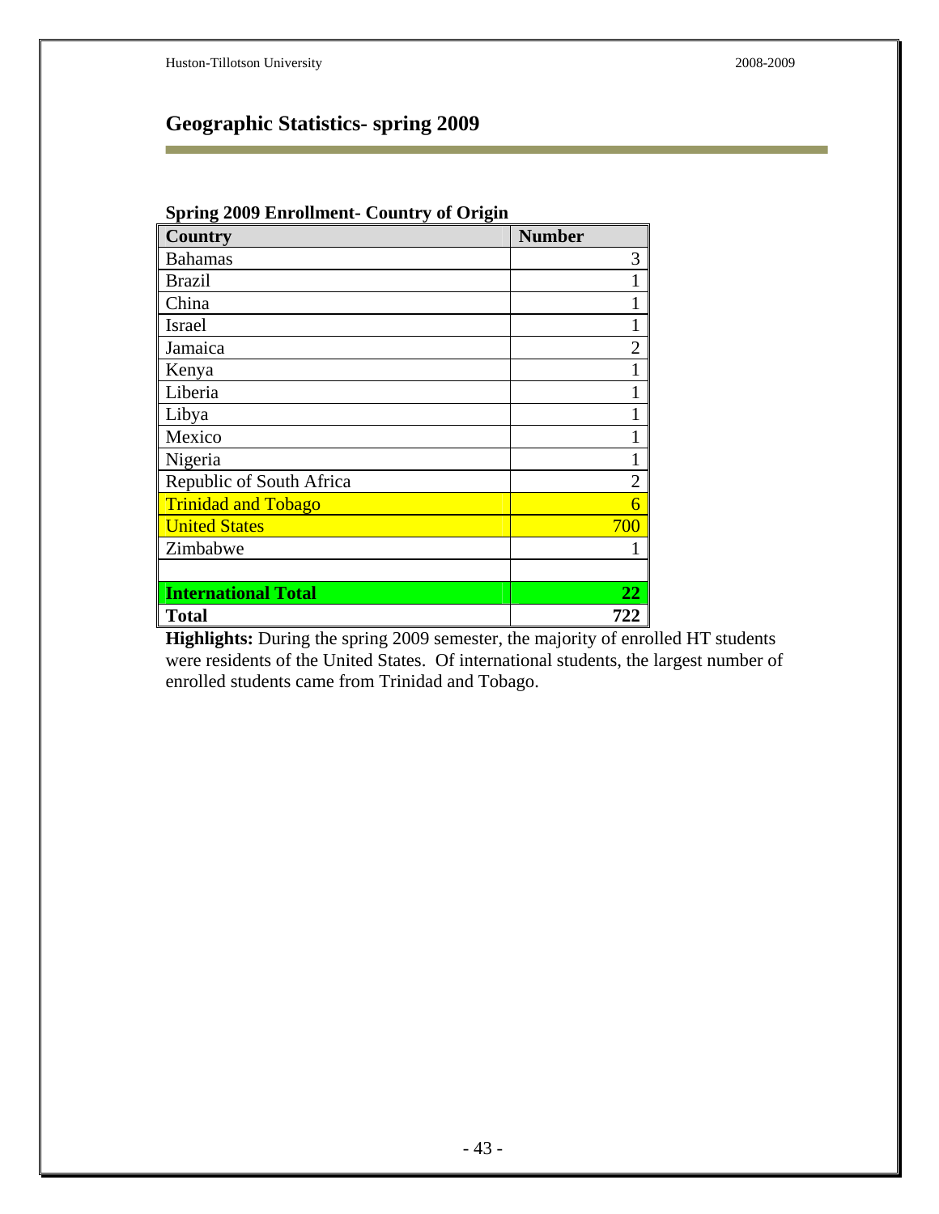## Geographic Statistics- spring 2009

**Spring 2009 Enrollment- Country of Origin**

| Country | Number |
|---|---|
| Bahamas | 3 |
| Brazil | 1 |
| China | 1 |
| Israel | 1 |
| Jamaica | 2 |
| Kenya | 1 |
| Liberia | 1 |
| Libya | 1 |
| Mexico | 1 |
| Nigeria | 1 |
| Republic of South Africa | 2 |
| Trinidad and Tobago | 6 |
| United States | 700 |
| Zimbabwe | 1 |
| | |
| **International Total** | **22** |
| **Total** | **722** |

**Highlights:** During the spring 2009 semester, the majority of enrolled HT students were residents of the United States. Of international students, the largest number of enrolled students came from Trinidad and Tobago.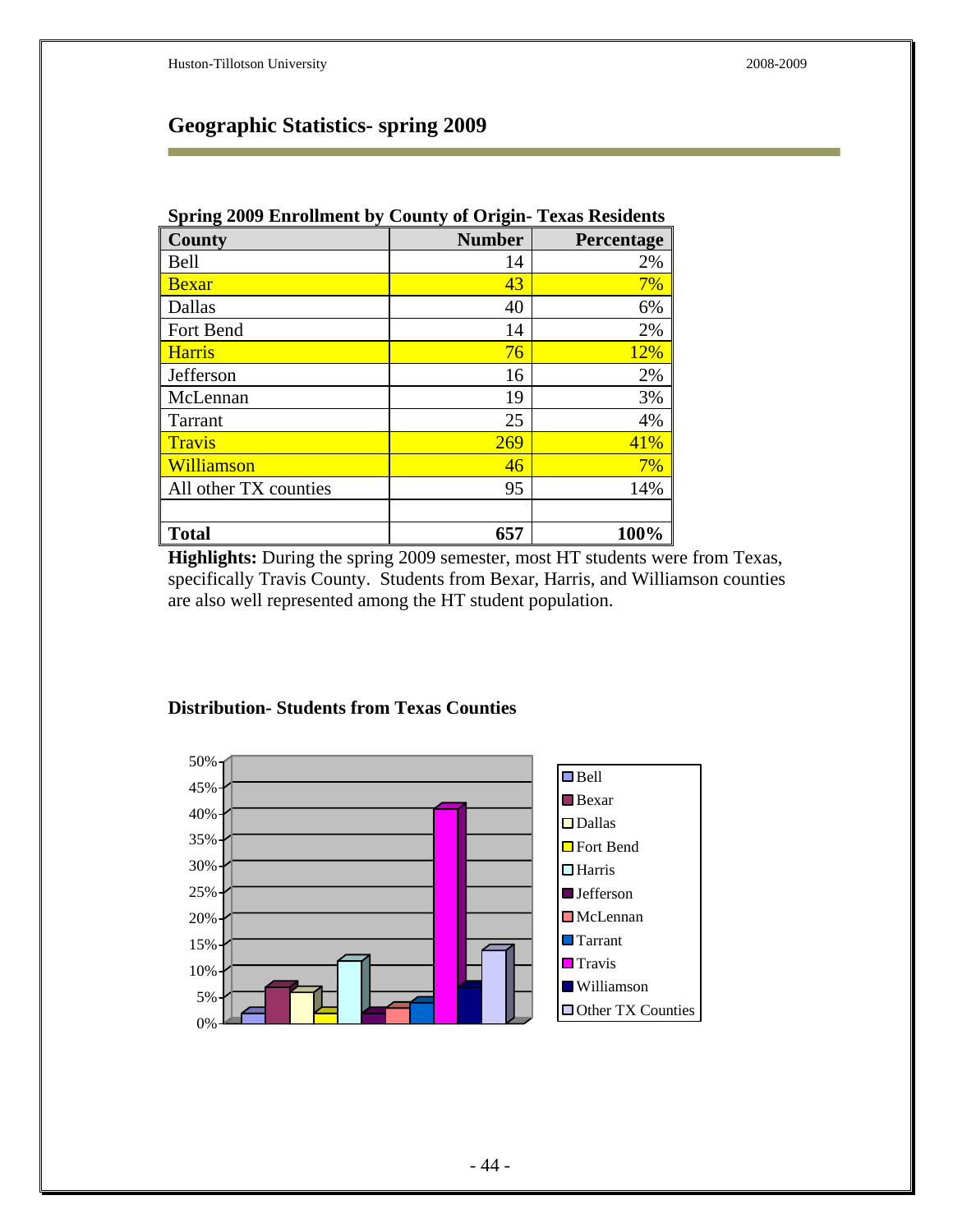## Geographic Statistics- spring 2009

**Spring 2009 Enrollment by County of Origin- Texas Residents**

| County | Number | Percentage |
|---|---|---|
| Bell | 14 | 2% |
| Bexar | 43 | 7% |
| Dallas | 40 | 6% |
| Fort Bend | 14 | 2% |
| Harris | 76 | 12% |
| Jefferson | 16 | 2% |
| McLennan | 19 | 3% |
| Tarrant | 25 | 4% |
| Travis | 269 | 41% |
| Williamson | 46 | 7% |
| All other TX counties | 95 | 14% |
| | | |
| **Total** | **657** | **100%** |

**Highlights:** During the spring 2009 semester, most HT students were from Texas, specifically Travis County. Students from Bexar, Harris, and Williamson counties are also well represented among the HT student population.

**Distribution- Students from Texas Counties**

| County | Percentage |
|---|---|
| Bell | 2% |
| Bexar | 7% |
| Dallas | 6% |
| Fort Bend | 2% |
| Harris | 12% |
| Jefferson | 2% |
| McLennan | 3% |
| Tarrant | 4% |
| Travis | 41% |
| Williamson | 7% |
| Other TX Counties | 14% |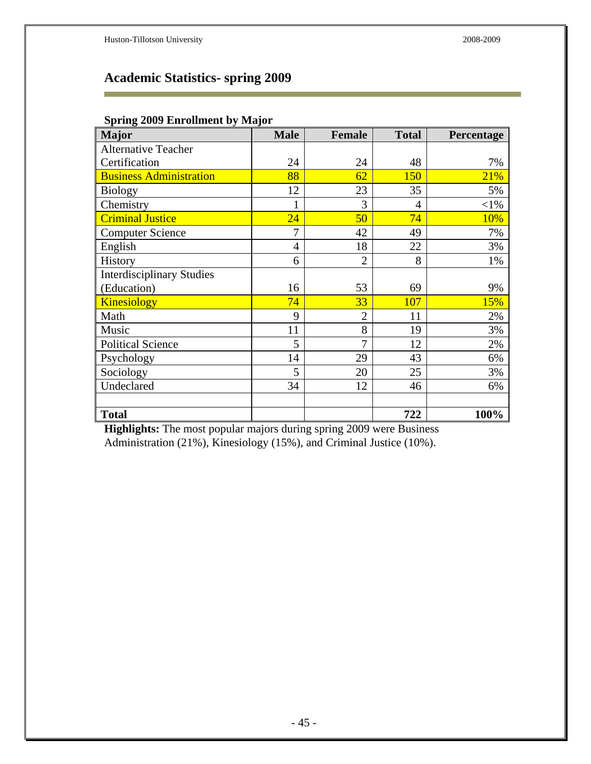## Academic Statistics- spring 2009

### Spring 2009 Enrollment by Major

| Major | Male | Female | Total | Percentage |
|---|---|---|---|---|
| Alternative Teacher Certification | 24 | 24 | 48 | 7% |
| Business Administration | 88 | 62 | 150 | 21% |
| Biology | 12 | 23 | 35 | 5% |
| Chemistry | 1 | 3 | 4 | <1% |
| Criminal Justice | 24 | 50 | 74 | 10% |
| Computer Science | 7 | 42 | 49 | 7% |
| English | 4 | 18 | 22 | 3% |
| History | 6 | 2 | 8 | 1% |
| Interdisciplinary Studies (Education) | 16 | 53 | 69 | 9% |
| Kinesiology | 74 | 33 | 107 | 15% |
| Math | 9 | 2 | 11 | 2% |
| Music | 11 | 8 | 19 | 3% |
| Political Science | 5 | 7 | 12 | 2% |
| Psychology | 14 | 29 | 43 | 6% |
| Sociology | 5 | 20 | 25 | 3% |
| Undeclared | 34 | 12 | 46 | 6% |
| | | | | |
| **Total** | | | **722** | **100%** |

**Highlights:** The most popular majors during spring 2009 were Business Administration (21%), Kinesiology (15%), and Criminal Justice (10%).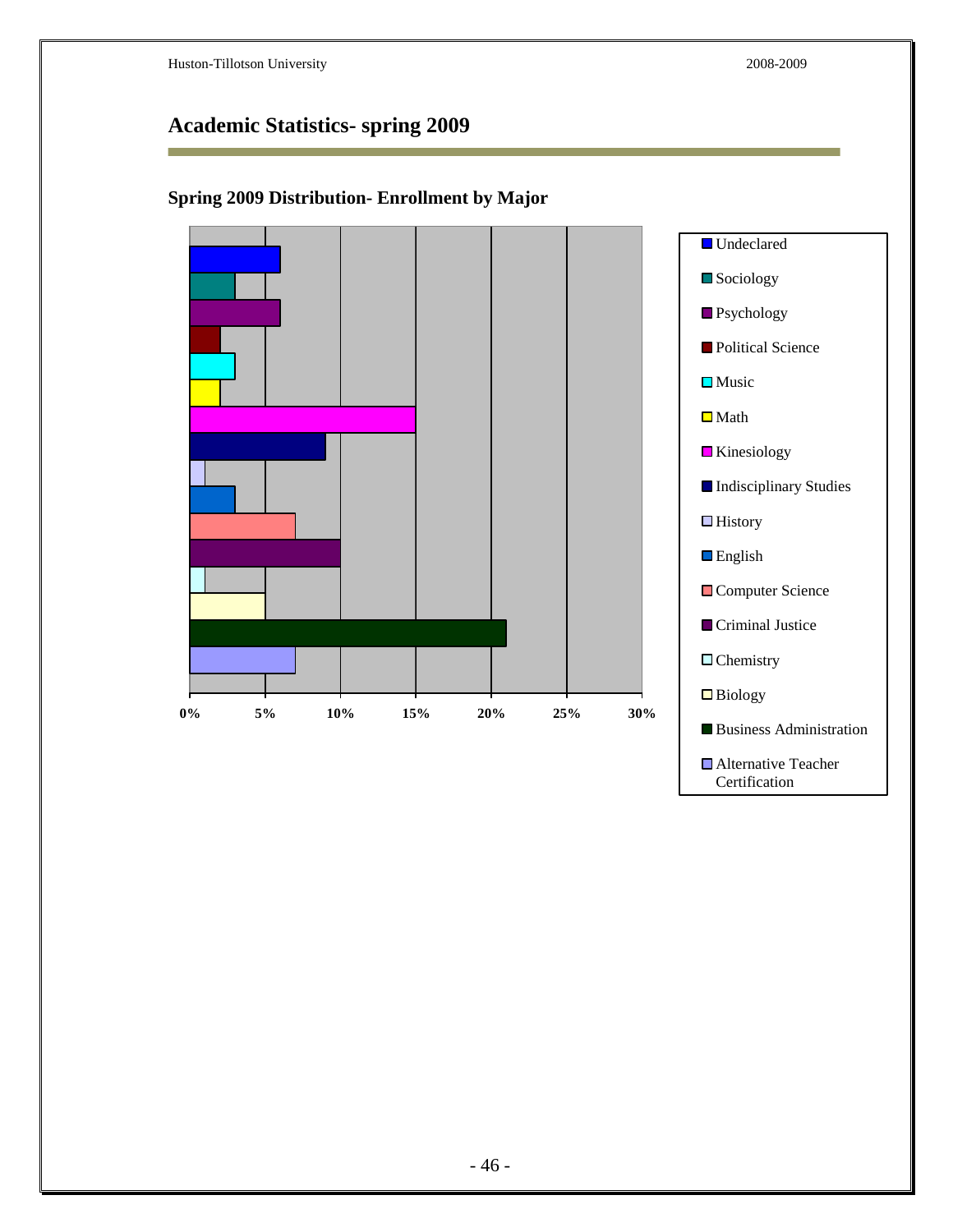# Academic Statistics- spring 2009

## Spring 2009 Distribution- Enrollment by Major

| Major | Percentage |
|---|---|
| Undeclared | 6% |
| Sociology | 3% |
| Psychology | 6% |
| Political Science | 2% |
| Music | 3% |
| Math | 2% |
| Kinesiology | 15% |
| Indisciplinary Studies | 9% |
| History | 1% |
| English | 3% |
| Computer Science | 7% |
| Criminal Justice | 10% |
| Chemistry | 1% |
| Biology | 5% |
| Business Administration | 21% |
| Alternative Teacher Certification | 7% |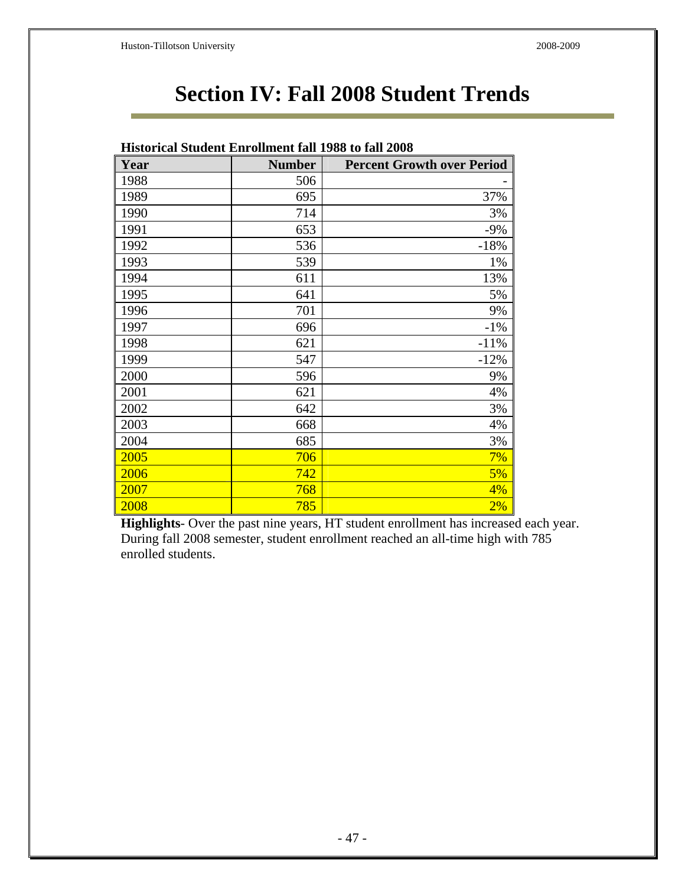# Section IV: Fall 2008 Student Trends

**Historical Student Enrollment fall 1988 to fall 2008**

| Year | Number | Percent Growth over Period |
|---|---|---|
| 1988 | 506 | - |
| 1989 | 695 | 37% |
| 1990 | 714 | 3% |
| 1991 | 653 | -9% |
| 1992 | 536 | -18% |
| 1993 | 539 | 1% |
| 1994 | 611 | 13% |
| 1995 | 641 | 5% |
| 1996 | 701 | 9% |
| 1997 | 696 | -1% |
| 1998 | 621 | -11% |
| 1999 | 547 | -12% |
| 2000 | 596 | 9% |
| 2001 | 621 | 4% |
| 2002 | 642 | 3% |
| 2003 | 668 | 4% |
| 2004 | 685 | 3% |
| 2005 | 706 | 7% |
| 2006 | 742 | 5% |
| 2007 | 768 | 4% |
| 2008 | 785 | 2% |

**Highlights**- Over the past nine years, HT student enrollment has increased each year. During fall 2008 semester, student enrollment reached an all-time high with 785 enrolled students.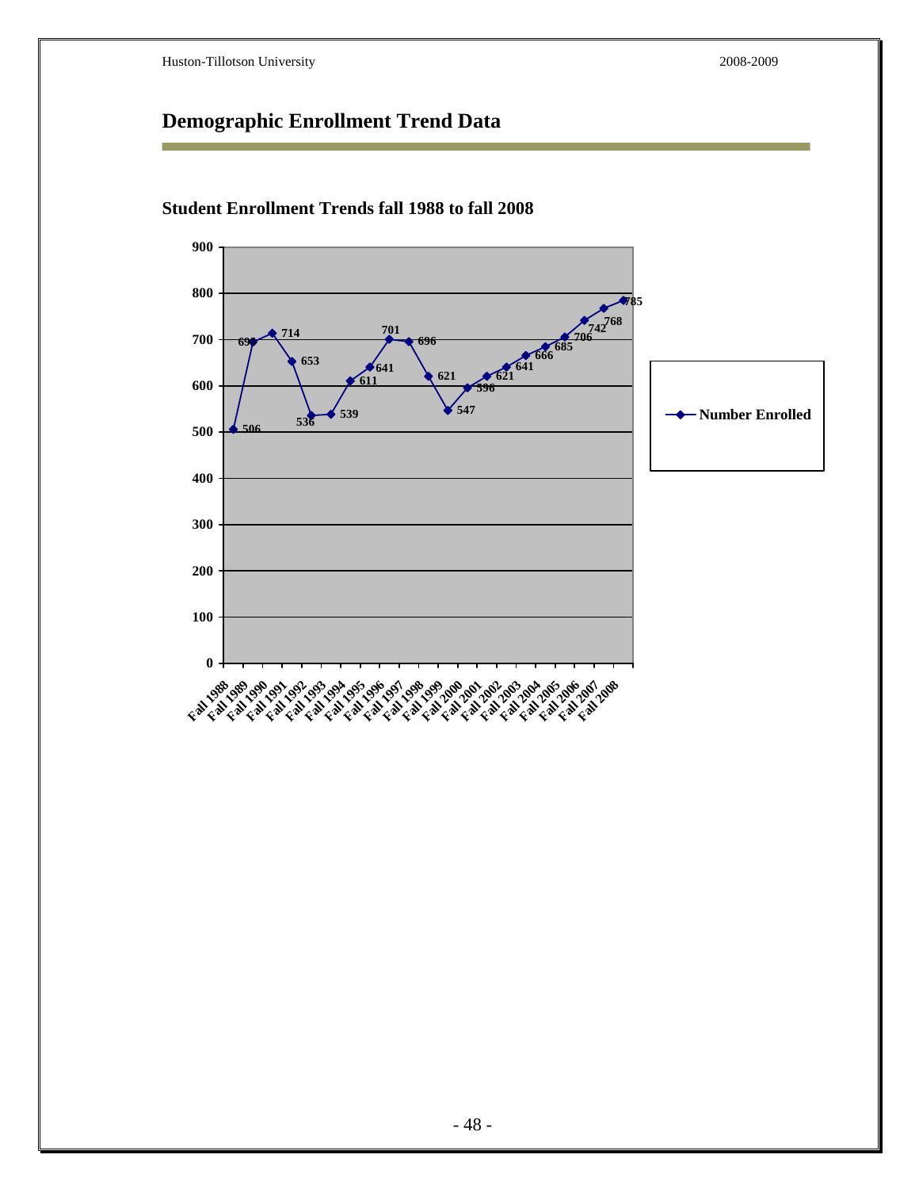# Demographic Enrollment Trend Data

## Student Enrollment Trends fall 1988 to fall 2008

| Term | Number Enrolled |
|---|---|
| Fall 1988 | 506 |
| Fall 1989 | 695 |
| Fall 1990 | 714 |
| Fall 1991 | 653 |
| Fall 1992 | 536 |
| Fall 1993 | 539 |
| Fall 1994 | 611 |
| Fall 1995 | 641 |
| Fall 1996 | 701 |
| Fall 1997 | 696 |
| Fall 1998 | 621 |
| Fall 1999 | 547 |
| Fall 2000 | 596 |
| Fall 2001 | 621 |
| Fall 2002 | 641 |
| Fall 2003 | 666 |
| Fall 2004 | 685 |
| Fall 2005 | 706 |
| Fall 2006 | 742 |
| Fall 2007 | 768 |
| Fall 2008 | 785 |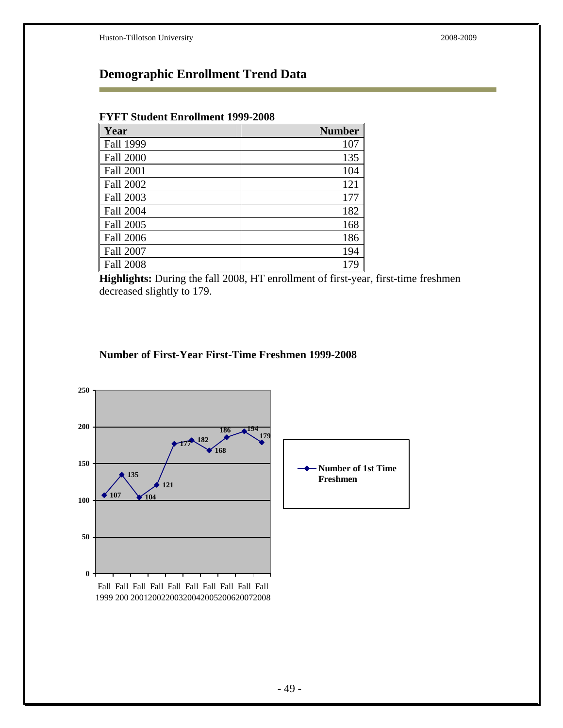# Demographic Enrollment Trend Data

**FYFT Student Enrollment 1999-2008**

| Year | Number |
|---|---|
| Fall 1999 | 107 |
| Fall 2000 | 135 |
| Fall 2001 | 104 |
| Fall 2002 | 121 |
| Fall 2003 | 177 |
| Fall 2004 | 182 |
| Fall 2005 | 168 |
| Fall 2006 | 186 |
| Fall 2007 | 194 |
| Fall 2008 | 179 |

**Highlights:** During the fall 2008, HT enrollment of first-year, first-time freshmen decreased slightly to 179.

**Number of First-Year First-Time Freshmen 1999-2008**

| Year | Number of 1st Time Freshmen |
|---|---|
| Fall 1999 | 107 |
| Fall 200 | 135 |
| Fall 2001 | 104 |
| Fall 2002 | 121 |
| Fall 2003 | 177 |
| Fall 2004 | 182 |
| Fall 2005 | 168 |
| Fall 2006 | 186 |
| Fall 2007 | 194 |
| Fall 2008 | 179 |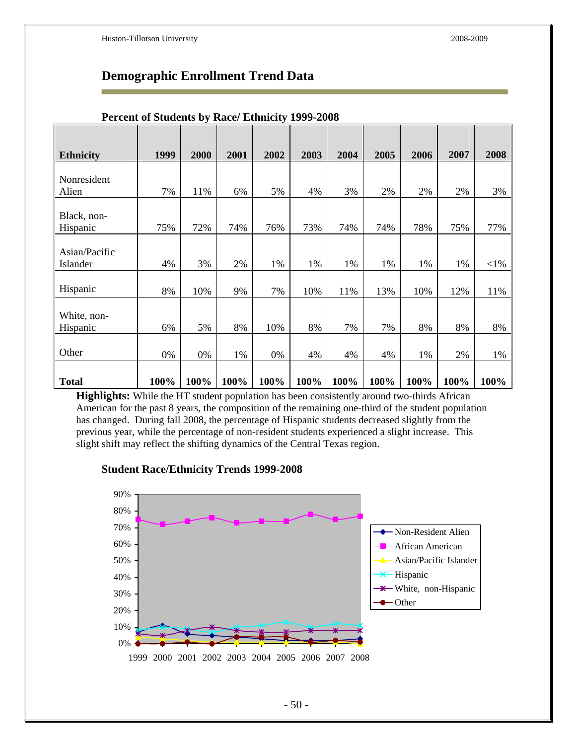## Demographic Enrollment Trend Data

**Percent of Students by Race/ Ethnicity 1999-2008**

| Ethnicity | 1999 | 2000 | 2001 | 2002 | 2003 | 2004 | 2005 | 2006 | 2007 | 2008 |
|---|---|---|---|---|---|---|---|---|---|---|
| Nonresident Alien | 7% | 11% | 6% | 5% | 4% | 3% | 2% | 2% | 2% | 3% |
| Black, non-Hispanic | 75% | 72% | 74% | 76% | 73% | 74% | 74% | 78% | 75% | 77% |
| Asian/Pacific Islander | 4% | 3% | 2% | 1% | 1% | 1% | 1% | 1% | 1% | <1% |
| Hispanic | 8% | 10% | 9% | 7% | 10% | 11% | 13% | 10% | 12% | 11% |
| White, non-Hispanic | 6% | 5% | 8% | 10% | 8% | 7% | 7% | 8% | 8% | 8% |
| Other | 0% | 0% | 1% | 0% | 4% | 4% | 4% | 1% | 2% | 1% |
| **Total** | **100%** | **100%** | **100%** | **100%** | **100%** | **100%** | **100%** | **100%** | **100%** | **100%** |

**Highlights:** While the HT student population has been consistently around two-thirds African American for the past 8 years, the composition of the remaining one-third of the student population has changed. During fall 2008, the percentage of Hispanic students decreased slightly from the previous year, while the percentage of non-resident students experienced a slight increase. This slight shift may reflect the shifting dynamics of the Central Texas region.

**Student Race/Ethnicity Trends 1999-2008**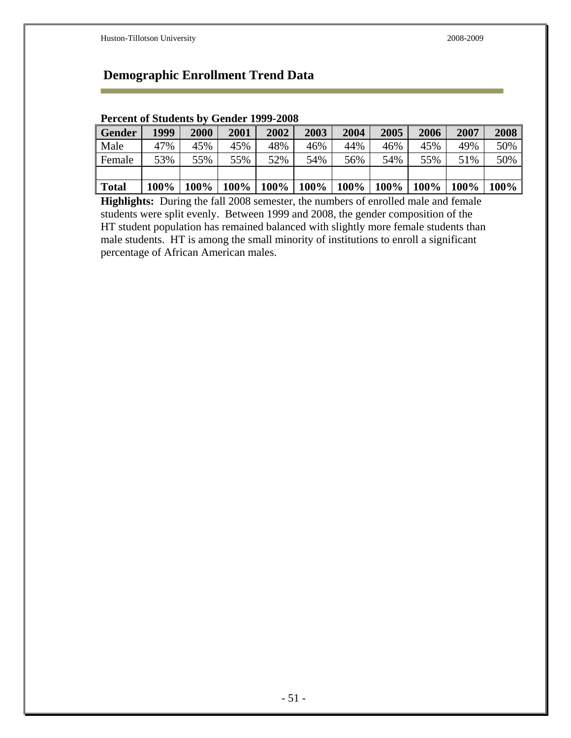## Demographic Enrollment Trend Data

**Percent of Students by Gender 1999-2008**

| Gender | 1999 | 2000 | 2001 | 2002 | 2003 | 2004 | 2005 | 2006 | 2007 | 2008 |
|---|---|---|---|---|---|---|---|---|---|---|
| Male | 47% | 45% | 45% | 48% | 46% | 44% | 46% | 45% | 49% | 50% |
| Female | 53% | 55% | 55% | 52% | 54% | 56% | 54% | 55% | 51% | 50% |
| | | | | | | | | | | |
| **Total** | **100%** | **100%** | **100%** | **100%** | **100%** | **100%** | **100%** | **100%** | **100%** | **100%** |

**Highlights:** During the fall 2008 semester, the numbers of enrolled male and female students were split evenly. Between 1999 and 2008, the gender composition of the HT student population has remained balanced with slightly more female students than male students. HT is among the small minority of institutions to enroll a significant percentage of African American males.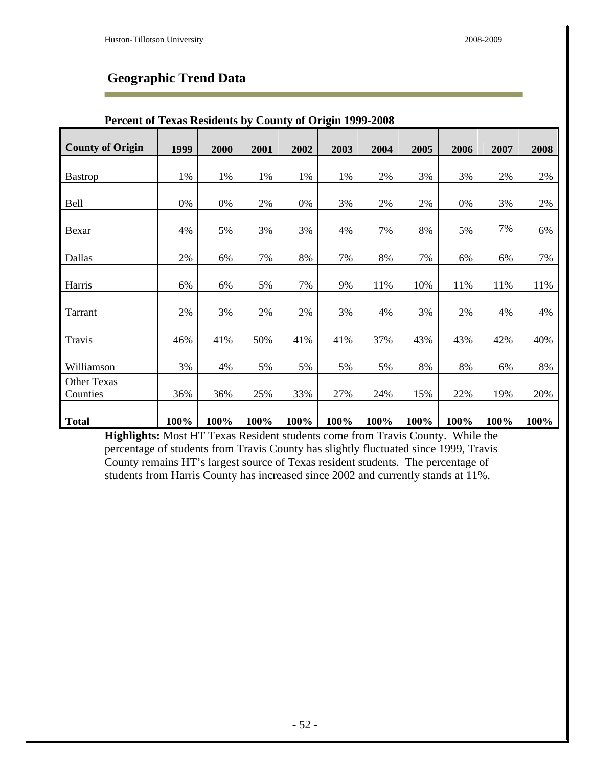## Geographic Trend Data

**Percent of Texas Residents by County of Origin 1999-2008**

| County of Origin | 1999 | 2000 | 2001 | 2002 | 2003 | 2004 | 2005 | 2006 | 2007 | 2008 |
|---|---|---|---|---|---|---|---|---|---|---|
| Bastrop | 1% | 1% | 1% | 1% | 1% | 2% | 3% | 3% | 2% | 2% |
| Bell | 0% | 0% | 2% | 0% | 3% | 2% | 2% | 0% | 3% | 2% |
| Bexar | 4% | 5% | 3% | 3% | 4% | 7% | 8% | 5% | 7% | 6% |
| Dallas | 2% | 6% | 7% | 8% | 7% | 8% | 7% | 6% | 6% | 7% |
| Harris | 6% | 6% | 5% | 7% | 9% | 11% | 10% | 11% | 11% | 11% |
| Tarrant | 2% | 3% | 2% | 2% | 3% | 4% | 3% | 2% | 4% | 4% |
| Travis | 46% | 41% | 50% | 41% | 41% | 37% | 43% | 43% | 42% | 40% |
| Williamson | 3% | 4% | 5% | 5% | 5% | 5% | 8% | 8% | 6% | 8% |
| Other Texas Counties | 36% | 36% | 25% | 33% | 27% | 24% | 15% | 22% | 19% | 20% |
| **Total** | **100%** | **100%** | **100%** | **100%** | **100%** | **100%** | **100%** | **100%** | **100%** | **100%** |

**Highlights:** Most HT Texas Resident students come from Travis County. While the percentage of students from Travis County has slightly fluctuated since 1999, Travis County remains HT's largest source of Texas resident students. The percentage of students from Harris County has increased since 2002 and currently stands at 11%.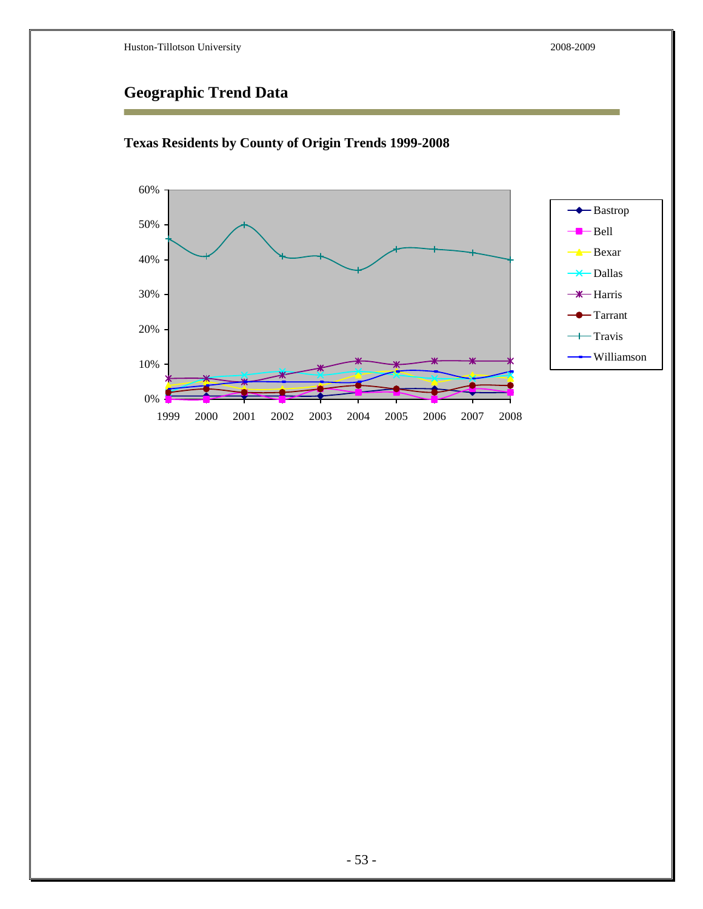## Geographic Trend Data

### Texas Residents by County of Origin Trends 1999-2008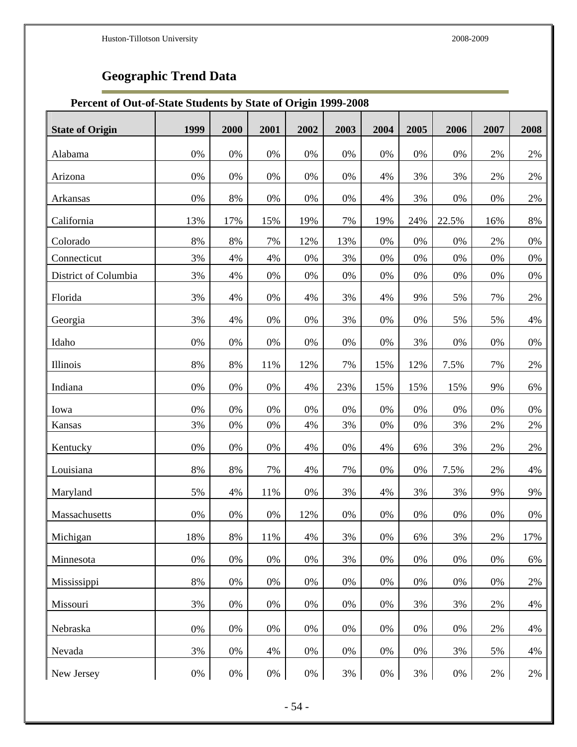## Geographic Trend Data

**Percent of Out-of-State Students by State of Origin 1999-2008**

| State of Origin | 1999 | 2000 | 2001 | 2002 | 2003 | 2004 | 2005 | 2006 | 2007 | 2008 |
|---|---|---|---|---|---|---|---|---|---|---|
| Alabama | 0% | 0% | 0% | 0% | 0% | 0% | 0% | 0% | 2% | 2% |
| Arizona | 0% | 0% | 0% | 0% | 0% | 4% | 3% | 3% | 2% | 2% |
| Arkansas | 0% | 8% | 0% | 0% | 0% | 4% | 3% | 0% | 0% | 2% |
| California | 13% | 17% | 15% | 19% | 7% | 19% | 24% | 22.5% | 16% | 8% |
| Colorado | 8% | 8% | 7% | 12% | 13% | 0% | 0% | 0% | 2% | 0% |
| Connecticut | 3% | 4% | 4% | 0% | 3% | 0% | 0% | 0% | 0% | 0% |
| District of Columbia | 3% | 4% | 0% | 0% | 0% | 0% | 0% | 0% | 0% | 0% |
| Florida | 3% | 4% | 0% | 4% | 3% | 4% | 9% | 5% | 7% | 2% |
| Georgia | 3% | 4% | 0% | 0% | 3% | 0% | 0% | 5% | 5% | 4% |
| Idaho | 0% | 0% | 0% | 0% | 0% | 0% | 3% | 0% | 0% | 0% |
| Illinois | 8% | 8% | 11% | 12% | 7% | 15% | 12% | 7.5% | 7% | 2% |
| Indiana | 0% | 0% | 0% | 4% | 23% | 15% | 15% | 15% | 9% | 6% |
| Iowa | 0% | 0% | 0% | 0% | 0% | 0% | 0% | 0% | 0% | 0% |
| Kansas | 3% | 0% | 0% | 4% | 3% | 0% | 0% | 3% | 2% | 2% |
| Kentucky | 0% | 0% | 0% | 4% | 0% | 4% | 6% | 3% | 2% | 2% |
| Louisiana | 8% | 8% | 7% | 4% | 7% | 0% | 0% | 7.5% | 2% | 4% |
| Maryland | 5% | 4% | 11% | 0% | 3% | 4% | 3% | 3% | 9% | 9% |
| Massachusetts | 0% | 0% | 0% | 12% | 0% | 0% | 0% | 0% | 0% | 0% |
| Michigan | 18% | 8% | 11% | 4% | 3% | 0% | 6% | 3% | 2% | 17% |
| Minnesota | 0% | 0% | 0% | 0% | 3% | 0% | 0% | 0% | 0% | 6% |
| Mississippi | 8% | 0% | 0% | 0% | 0% | 0% | 0% | 0% | 0% | 2% |
| Missouri | 3% | 0% | 0% | 0% | 0% | 0% | 3% | 3% | 2% | 4% |
| Nebraska | 0% | 0% | 0% | 0% | 0% | 0% | 0% | 0% | 2% | 4% |
| Nevada | 3% | 0% | 4% | 0% | 0% | 0% | 0% | 3% | 5% | 4% |
| New Jersey | 0% | 0% | 0% | 0% | 3% | 0% | 3% | 0% | 2% | 2% |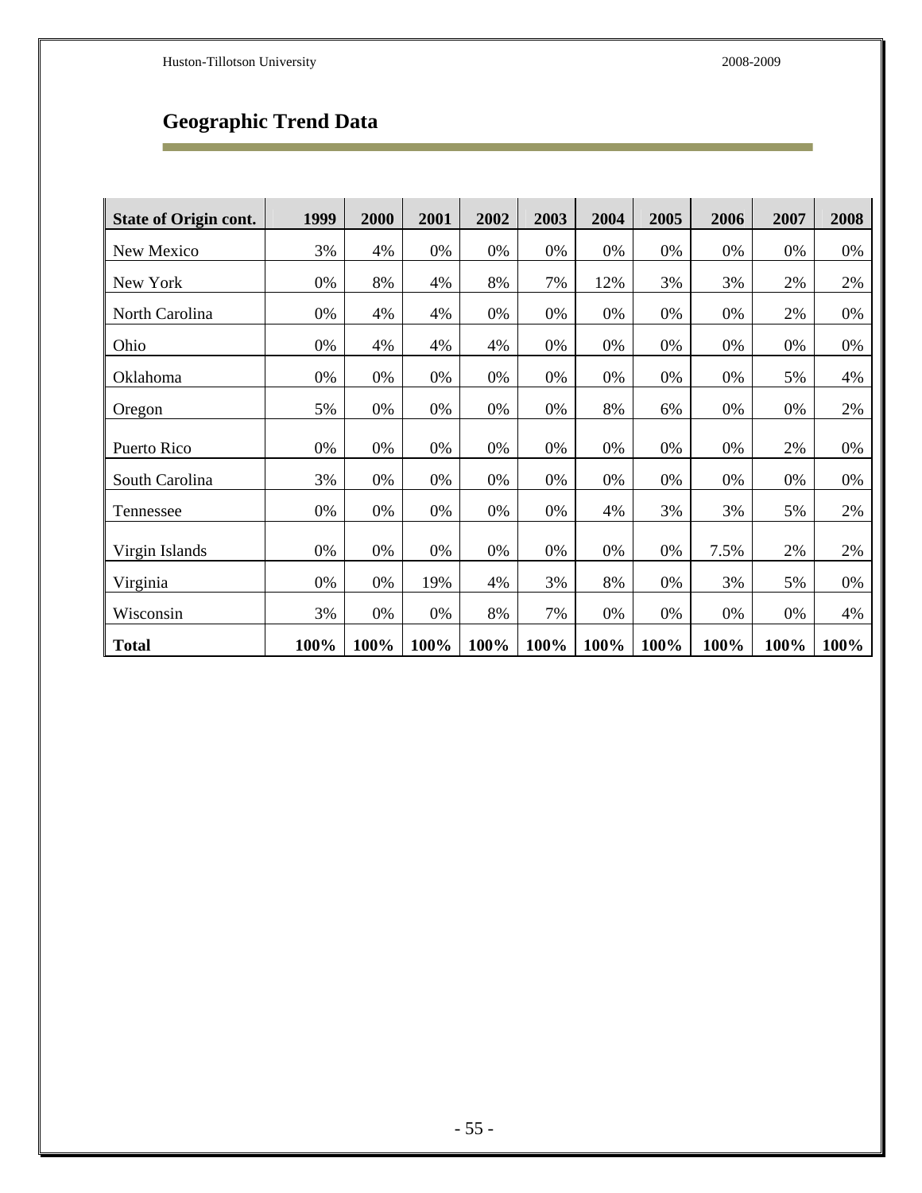## Geographic Trend Data

| State of Origin cont. | 1999 | 2000 | 2001 | 2002 | 2003 | 2004 | 2005 | 2006 | 2007 | 2008 |
|---|---|---|---|---|---|---|---|---|---|---|
| New Mexico | 3% | 4% | 0% | 0% | 0% | 0% | 0% | 0% | 0% | 0% |
| New York | 0% | 8% | 4% | 8% | 7% | 12% | 3% | 3% | 2% | 2% |
| North Carolina | 0% | 4% | 4% | 0% | 0% | 0% | 0% | 0% | 2% | 0% |
| Ohio | 0% | 4% | 4% | 4% | 0% | 0% | 0% | 0% | 0% | 0% |
| Oklahoma | 0% | 0% | 0% | 0% | 0% | 0% | 0% | 0% | 5% | 4% |
| Oregon | 5% | 0% | 0% | 0% | 0% | 8% | 6% | 0% | 0% | 2% |
| Puerto Rico | 0% | 0% | 0% | 0% | 0% | 0% | 0% | 0% | 2% | 0% |
| South Carolina | 3% | 0% | 0% | 0% | 0% | 0% | 0% | 0% | 0% | 0% |
| Tennessee | 0% | 0% | 0% | 0% | 0% | 4% | 3% | 3% | 5% | 2% |
| Virgin Islands | 0% | 0% | 0% | 0% | 0% | 0% | 0% | 7.5% | 2% | 2% |
| Virginia | 0% | 0% | 19% | 4% | 3% | 8% | 0% | 3% | 5% | 0% |
| Wisconsin | 3% | 0% | 0% | 8% | 7% | 0% | 0% | 0% | 0% | 4% |
| **Total** | **100%** | **100%** | **100%** | **100%** | **100%** | **100%** | **100%** | **100%** | **100%** | **100%** |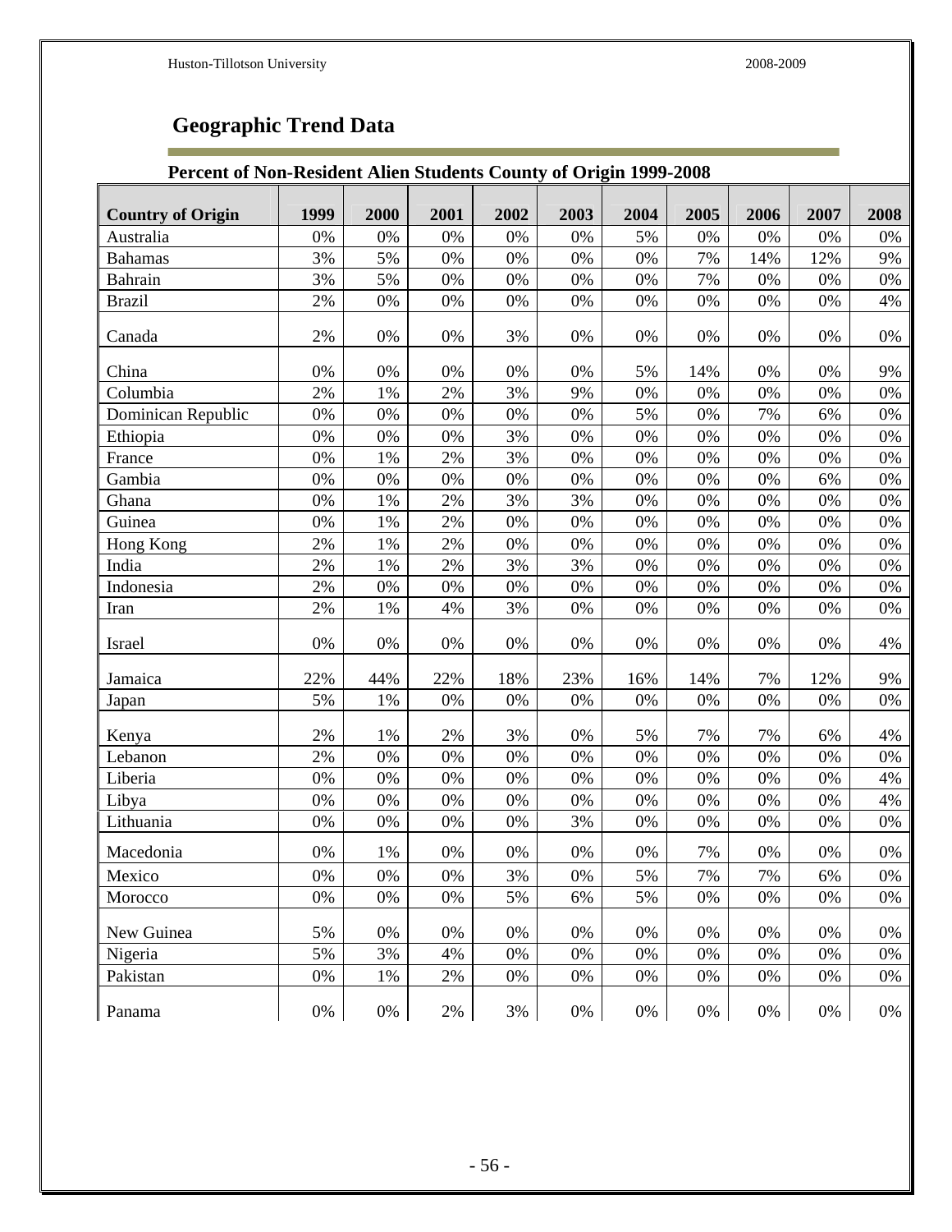## Geographic Trend Data

### Percent of Non-Resident Alien Students County of Origin 1999-2008

| Country of Origin | 1999 | 2000 | 2001 | 2002 | 2003 | 2004 | 2005 | 2006 | 2007 | 2008 |
|---|---|---|---|---|---|---|---|---|---|---|
| Australia | 0% | 0% | 0% | 0% | 0% | 5% | 0% | 0% | 0% | 0% |
| Bahamas | 3% | 5% | 0% | 0% | 0% | 0% | 7% | 14% | 12% | 9% |
| Bahrain | 3% | 5% | 0% | 0% | 0% | 0% | 7% | 0% | 0% | 0% |
| Brazil | 2% | 0% | 0% | 0% | 0% | 0% | 0% | 0% | 0% | 4% |
| Canada | 2% | 0% | 0% | 3% | 0% | 0% | 0% | 0% | 0% | 0% |
| China | 0% | 0% | 0% | 0% | 0% | 5% | 14% | 0% | 0% | 9% |
| Columbia | 2% | 1% | 2% | 3% | 9% | 0% | 0% | 0% | 0% | 0% |
| Dominican Republic | 0% | 0% | 0% | 0% | 0% | 5% | 0% | 7% | 6% | 0% |
| Ethiopia | 0% | 0% | 0% | 3% | 0% | 0% | 0% | 0% | 0% | 0% |
| France | 0% | 1% | 2% | 3% | 0% | 0% | 0% | 0% | 0% | 0% |
| Gambia | 0% | 0% | 0% | 0% | 0% | 0% | 0% | 0% | 6% | 0% |
| Ghana | 0% | 1% | 2% | 3% | 3% | 0% | 0% | 0% | 0% | 0% |
| Guinea | 0% | 1% | 2% | 0% | 0% | 0% | 0% | 0% | 0% | 0% |
| Hong Kong | 2% | 1% | 2% | 0% | 0% | 0% | 0% | 0% | 0% | 0% |
| India | 2% | 1% | 2% | 3% | 3% | 0% | 0% | 0% | 0% | 0% |
| Indonesia | 2% | 0% | 0% | 0% | 0% | 0% | 0% | 0% | 0% | 0% |
| Iran | 2% | 1% | 4% | 3% | 0% | 0% | 0% | 0% | 0% | 0% |
| Israel | 0% | 0% | 0% | 0% | 0% | 0% | 0% | 0% | 0% | 4% |
| Jamaica | 22% | 44% | 22% | 18% | 23% | 16% | 14% | 7% | 12% | 9% |
| Japan | 5% | 1% | 0% | 0% | 0% | 0% | 0% | 0% | 0% | 0% |
| Kenya | 2% | 1% | 2% | 3% | 0% | 5% | 7% | 7% | 6% | 4% |
| Lebanon | 2% | 0% | 0% | 0% | 0% | 0% | 0% | 0% | 0% | 0% |
| Liberia | 0% | 0% | 0% | 0% | 0% | 0% | 0% | 0% | 0% | 4% |
| Libya | 0% | 0% | 0% | 0% | 0% | 0% | 0% | 0% | 0% | 4% |
| Lithuania | 0% | 0% | 0% | 0% | 3% | 0% | 0% | 0% | 0% | 0% |
| Macedonia | 0% | 1% | 0% | 0% | 0% | 0% | 7% | 0% | 0% | 0% |
| Mexico | 0% | 0% | 0% | 3% | 0% | 5% | 7% | 7% | 6% | 0% |
| Morocco | 0% | 0% | 0% | 5% | 6% | 5% | 0% | 0% | 0% | 0% |
| New Guinea | 5% | 0% | 0% | 0% | 0% | 0% | 0% | 0% | 0% | 0% |
| Nigeria | 5% | 3% | 4% | 0% | 0% | 0% | 0% | 0% | 0% | 0% |
| Pakistan | 0% | 1% | 2% | 0% | 0% | 0% | 0% | 0% | 0% | 0% |
| Panama | 0% | 0% | 2% | 3% | 0% | 0% | 0% | 0% | 0% | 0% |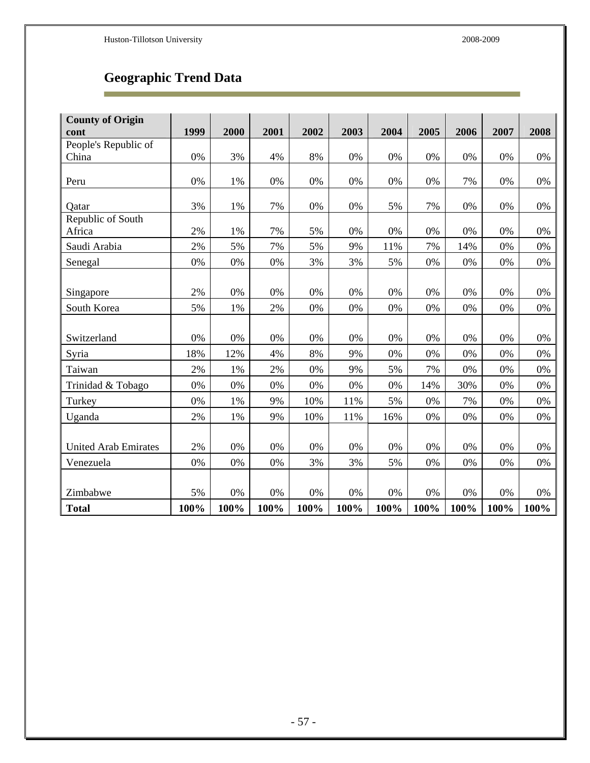## Geographic Trend Data

| County of Origin cont | 1999 | 2000 | 2001 | 2002 | 2003 | 2004 | 2005 | 2006 | 2007 | 2008 |
|---|---|---|---|---|---|---|---|---|---|---|
| People's Republic of China | 0% | 3% | 4% | 8% | 0% | 0% | 0% | 0% | 0% | 0% |
| Peru | 0% | 1% | 0% | 0% | 0% | 0% | 0% | 7% | 0% | 0% |
| Qatar | 3% | 1% | 7% | 0% | 0% | 5% | 7% | 0% | 0% | 0% |
| Republic of South Africa | 2% | 1% | 7% | 5% | 0% | 0% | 0% | 0% | 0% | 0% |
| Saudi Arabia | 2% | 5% | 7% | 5% | 9% | 11% | 7% | 14% | 0% | 0% |
| Senegal | 0% | 0% | 0% | 3% | 3% | 5% | 0% | 0% | 0% | 0% |
| Singapore | 2% | 0% | 0% | 0% | 0% | 0% | 0% | 0% | 0% | 0% |
| South Korea | 5% | 1% | 2% | 0% | 0% | 0% | 0% | 0% | 0% | 0% |
| Switzerland | 0% | 0% | 0% | 0% | 0% | 0% | 0% | 0% | 0% | 0% |
| Syria | 18% | 12% | 4% | 8% | 9% | 0% | 0% | 0% | 0% | 0% |
| Taiwan | 2% | 1% | 2% | 0% | 9% | 5% | 7% | 0% | 0% | 0% |
| Trinidad & Tobago | 0% | 0% | 0% | 0% | 0% | 0% | 14% | 30% | 0% | 0% |
| Turkey | 0% | 1% | 9% | 10% | 11% | 5% | 0% | 7% | 0% | 0% |
| Uganda | 2% | 1% | 9% | 10% | 11% | 16% | 0% | 0% | 0% | 0% |
| United Arab Emirates | 2% | 0% | 0% | 0% | 0% | 0% | 0% | 0% | 0% | 0% |
| Venezuela | 0% | 0% | 0% | 3% | 3% | 5% | 0% | 0% | 0% | 0% |
| Zimbabwe | 5% | 0% | 0% | 0% | 0% | 0% | 0% | 0% | 0% | 0% |
| **Total** | **100%** | **100%** | **100%** | **100%** | **100%** | **100%** | **100%** | **100%** | **100%** | **100%** |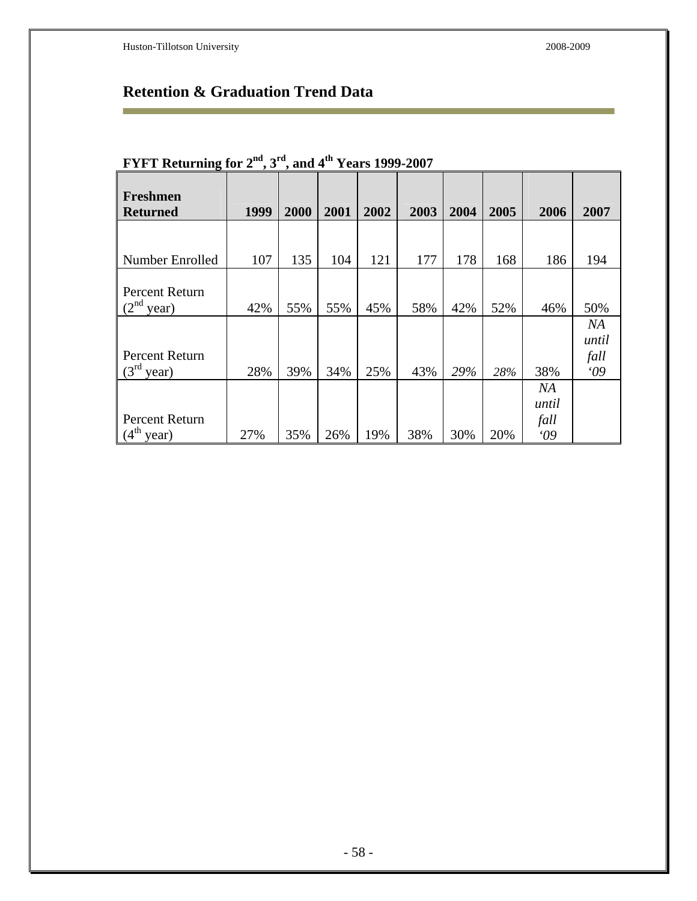## Retention & Graduation Trend Data

**FYFT Returning for 2nd, 3rd, and 4th Years 1999-2007**

| Freshmen Returned | 1999 | 2000 | 2001 | 2002 | 2003 | 2004 | 2005 | 2006 | 2007 |
|---|---|---|---|---|---|---|---|---|---|
| Number Enrolled | 107 | 135 | 104 | 121 | 177 | 178 | 168 | 186 | 194 |
| Percent Return (2nd year) | 42% | 55% | 55% | 45% | 58% | 42% | 52% | 46% | 50% |
| Percent Return (3rd year) | 28% | 39% | 34% | 25% | 43% | *29%* | *28%* | 38% | *NA until fall '09* |
| Percent Return (4th year) | 27% | 35% | 26% | 19% | 38% | 30% | 20% | *NA until fall '09* | |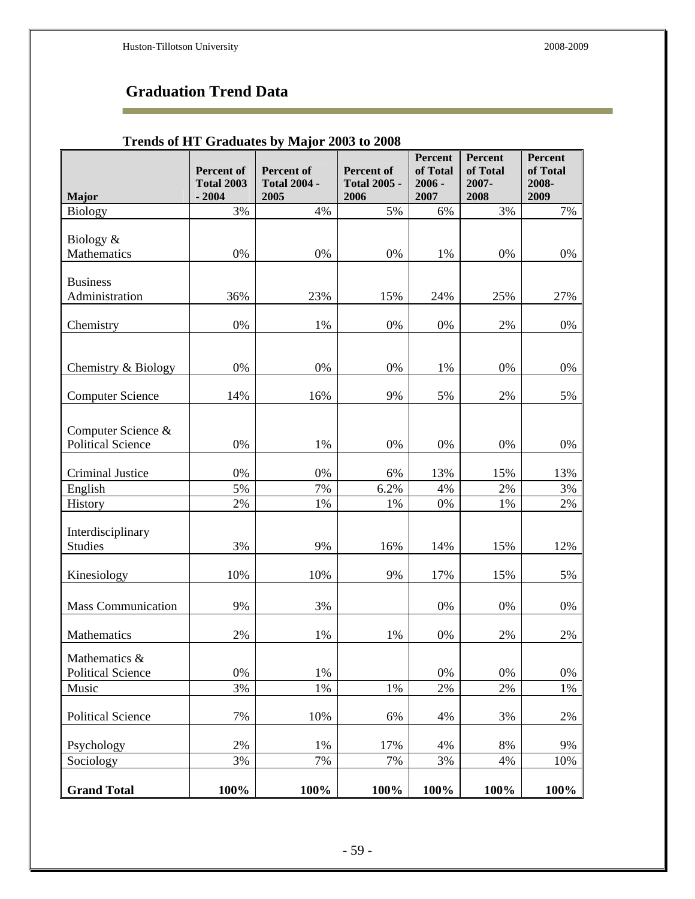## Graduation Trend Data

### Trends of HT Graduates by Major 2003 to 2008

| Major | Percent of Total 2003 - 2004 | Percent of Total 2004 - 2005 | Percent of Total 2005 - 2006 | Percent of Total 2006 - 2007 | Percent of Total 2007-2008 | Percent of Total 2008-2009 |
|---|---|---|---|---|---|---|
| Biology | 3% | 4% | 5% | 6% | 3% | 7% |
| Biology & Mathematics | 0% | 0% | 0% | 1% | 0% | 0% |
| Business Administration | 36% | 23% | 15% | 24% | 25% | 27% |
| Chemistry | 0% | 1% | 0% | 0% | 2% | 0% |
| Chemistry & Biology | 0% | 0% | 0% | 1% | 0% | 0% |
| Computer Science | 14% | 16% | 9% | 5% | 2% | 5% |
| Computer Science & Political Science | 0% | 1% | 0% | 0% | 0% | 0% |
| Criminal Justice | 0% | 0% | 6% | 13% | 15% | 13% |
| English | 5% | 7% | 6.2% | 4% | 2% | 3% |
| History | 2% | 1% | 1% | 0% | 1% | 2% |
| Interdisciplinary Studies | 3% | 9% | 16% | 14% | 15% | 12% |
| Kinesiology | 10% | 10% | 9% | 17% | 15% | 5% |
| Mass Communication | 9% | 3% | | 0% | 0% | 0% |
| Mathematics | 2% | 1% | 1% | 0% | 2% | 2% |
| Mathematics & Political Science | 0% | 1% | | 0% | 0% | 0% |
| Music | 3% | 1% | 1% | 2% | 2% | 1% |
| Political Science | 7% | 10% | 6% | 4% | 3% | 2% |
| Psychology | 2% | 1% | 17% | 4% | 8% | 9% |
| Sociology | 3% | 7% | 7% | 3% | 4% | 10% |
| **Grand Total** | **100%** | **100%** | **100%** | **100%** | **100%** | **100%** |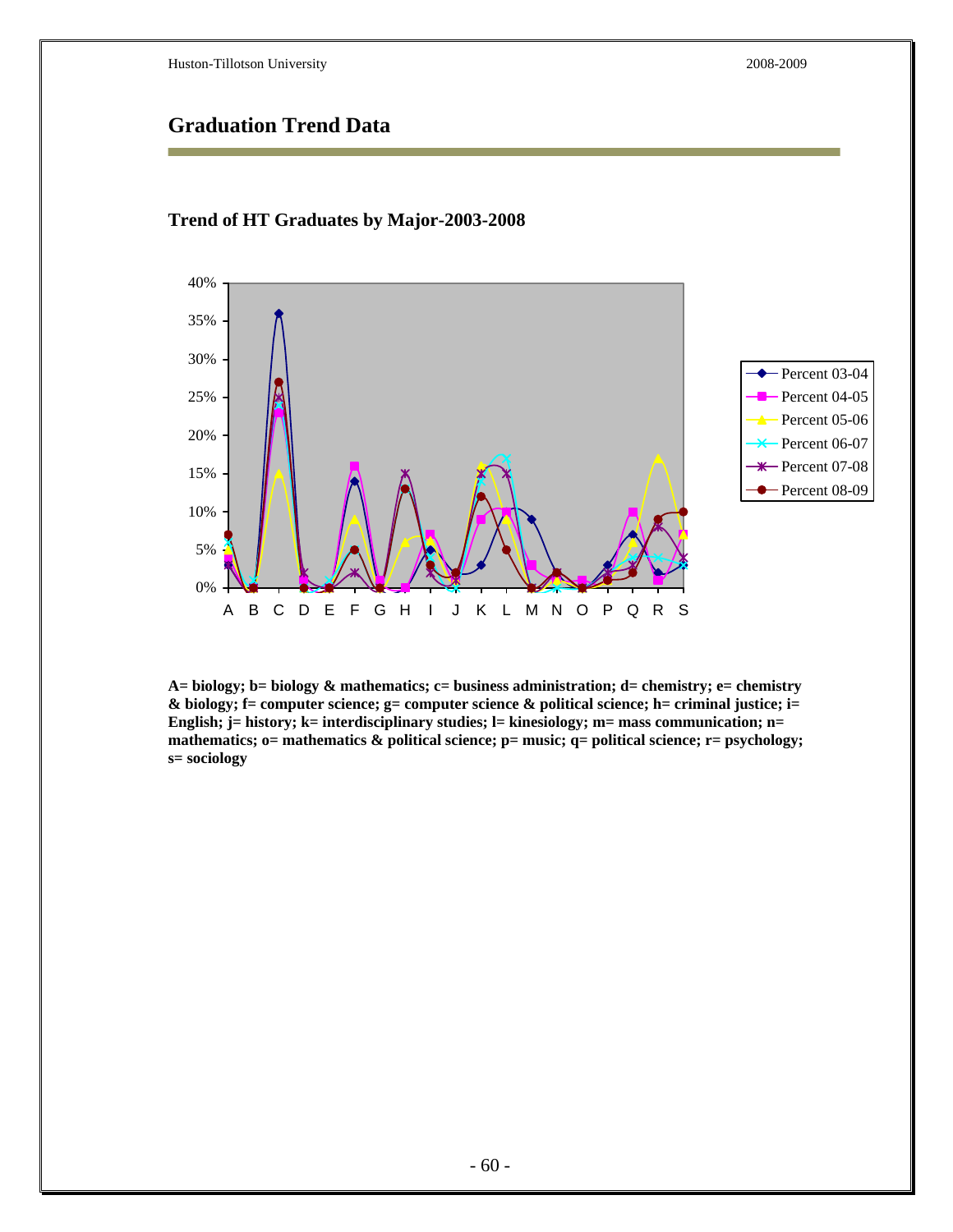# Graduation Trend Data

## Trend of HT Graduates by Major-2003-2008

**A= biology; b= biology & mathematics; c= business administration; d= chemistry; e= chemistry & biology; f= computer science; g= computer science & political science; h= criminal justice; i= English; j= history; k= interdisciplinary studies; l= kinesiology; m= mass communication; n= mathematics; o= mathematics & political science; p= music; q= political science; r= psychology; s= sociology**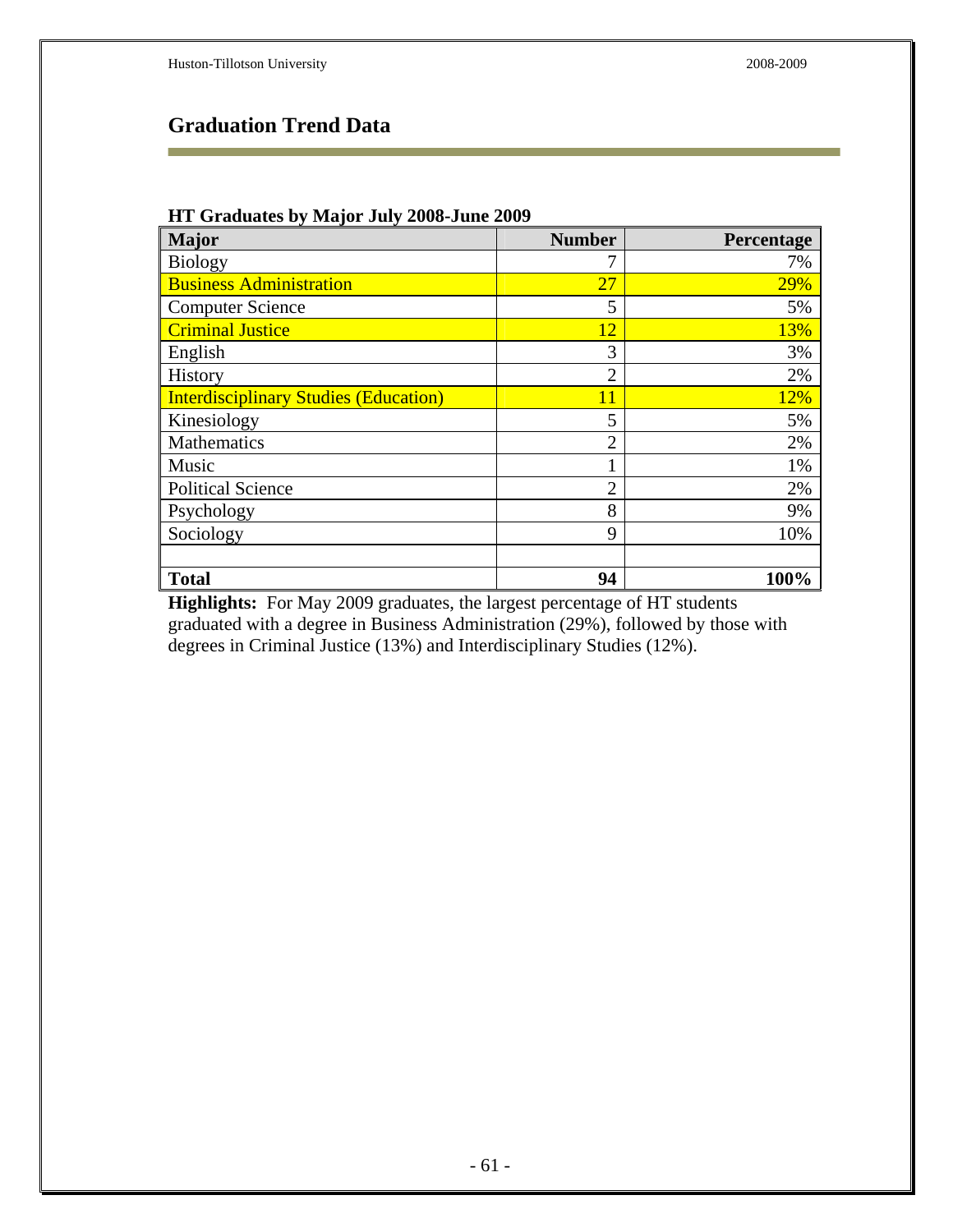## Graduation Trend Data

**HT Graduates by Major July 2008-June 2009**

| Major | Number | Percentage |
|---|---|---|
| Biology | 7 | 7% |
| Business Administration | 27 | 29% |
| Computer Science | 5 | 5% |
| Criminal Justice | 12 | 13% |
| English | 3 | 3% |
| History | 2 | 2% |
| Interdisciplinary Studies (Education) | 11 | 12% |
| Kinesiology | 5 | 5% |
| Mathematics | 2 | 2% |
| Music | 1 | 1% |
| Political Science | 2 | 2% |
| Psychology | 8 | 9% |
| Sociology | 9 | 10% |
| | | |
| **Total** | **94** | **100%** |

**Highlights:** For May 2009 graduates, the largest percentage of HT students graduated with a degree in Business Administration (29%), followed by those with degrees in Criminal Justice (13%) and Interdisciplinary Studies (12%).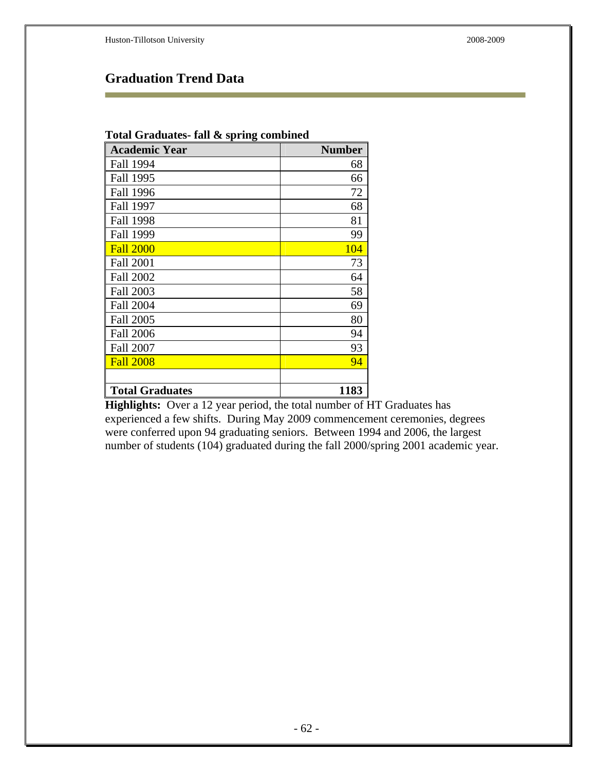## Graduation Trend Data

**Total Graduates- fall & spring combined**

| Academic Year | Number |
|---|---|
| Fall 1994 | 68 |
| Fall 1995 | 66 |
| Fall 1996 | 72 |
| Fall 1997 | 68 |
| Fall 1998 | 81 |
| Fall 1999 | 99 |
| Fall 2000 | 104 |
| Fall 2001 | 73 |
| Fall 2002 | 64 |
| Fall 2003 | 58 |
| Fall 2004 | 69 |
| Fall 2005 | 80 |
| Fall 2006 | 94 |
| Fall 2007 | 93 |
| Fall 2008 | 94 |
| | |
| **Total Graduates** | **1183** |

**Highlights:** Over a 12 year period, the total number of HT Graduates has experienced a few shifts. During May 2009 commencement ceremonies, degrees were conferred upon 94 graduating seniors. Between 1994 and 2006, the largest number of students (104) graduated during the fall 2000/spring 2001 academic year.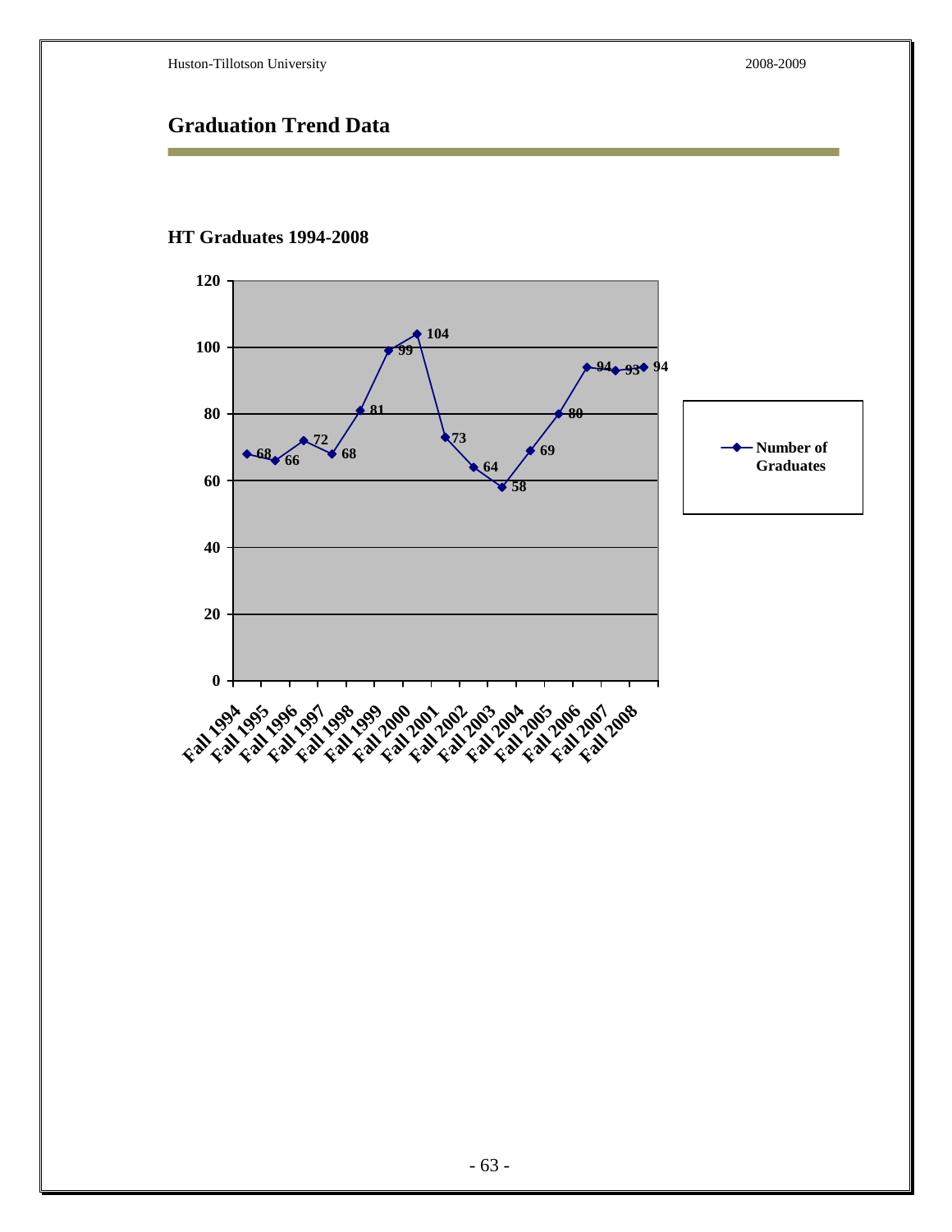# Graduation Trend Data

### HT Graduates 1994-2008

| Year | Number of Graduates |
| --- | --- |
| Fall 1994 | 68 |
| Fall 1995 | 66 |
| Fall 1996 | 72 |
| Fall 1997 | 68 |
| Fall 1998 | 81 |
| Fall 1999 | 99 |
| Fall 2000 | 104 |
| Fall 2001 | 73 |
| Fall 2002 | 64 |
| Fall 2003 | 58 |
| Fall 2004 | 69 |
| Fall 2005 | 80 |
| Fall 2006 | 94 |
| Fall 2007 | 93 |
| Fall 2008 | 94 |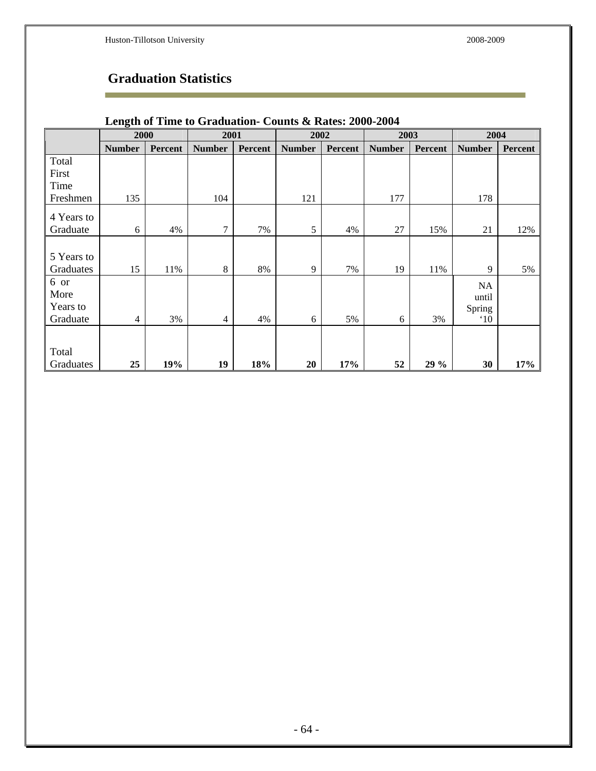## Graduation Statistics

### Length of Time to Graduation- Counts & Rates: 2000-2004

| | 2000 | | 2001 | | 2002 | | 2003 | | 2004 | |
|---|---|---|---|---|---|---|---|---|---|---|
| | **Number** | **Percent** | **Number** | **Percent** | **Number** | **Percent** | **Number** | **Percent** | **Number** | **Percent** |
| Total First Time Freshmen | 135 | | 104 | | 121 | | 177 | | 178 | |
| 4 Years to Graduate | 6 | 4% | 7 | 7% | 5 | 4% | 27 | 15% | 21 | 12% |
| 5 Years to Graduates | 15 | 11% | 8 | 8% | 9 | 7% | 19 | 11% | 9 | 5% |
| 6 or More Years to Graduate | 4 | 3% | 4 | 4% | 6 | 5% | 6 | 3% | NA until Spring '10 | |
| Total Graduates | **25** | **19%** | **19** | **18%** | **20** | **17%** | **52** | **29 %** | **30** | **17%** |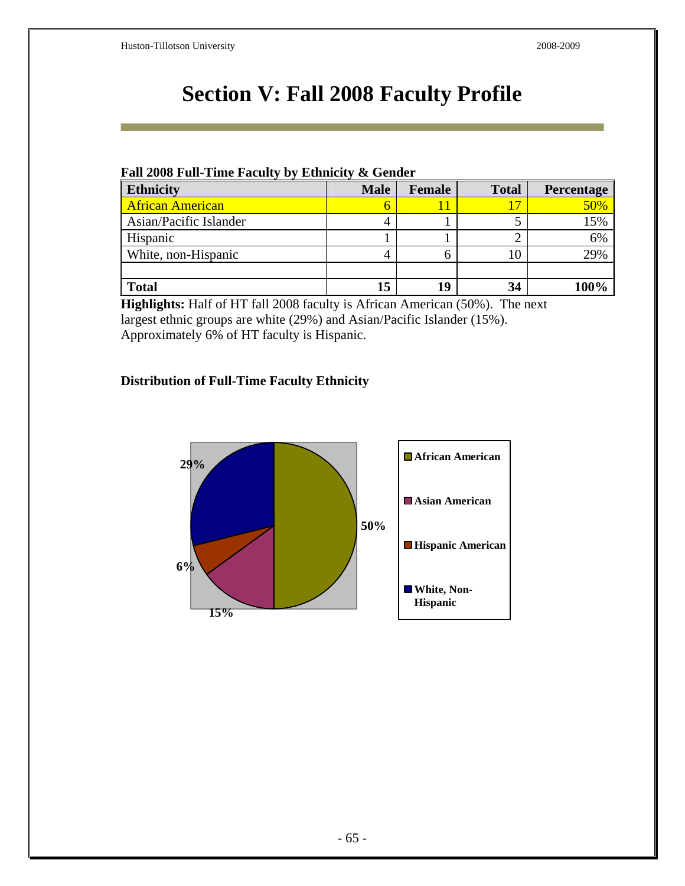# Section V: Fall 2008 Faculty Profile

**Fall 2008 Full-Time Faculty by Ethnicity & Gender**

| Ethnicity | Male | Female | Total | Percentage |
|---|---|---|---|---|
| African American | 6 | 11 | 17 | 50% |
| Asian/Pacific Islander | 4 | 1 | 5 | 15% |
| Hispanic | 1 | 1 | 2 | 6% |
| White, non-Hispanic | 4 | 6 | 10 | 29% |
| | | | | |
| **Total** | **15** | **19** | **34** | **100%** |

**Highlights:** Half of HT fall 2008 faculty is African American (50%). The next largest ethnic groups are white (29%) and Asian/Pacific Islander (15%). Approximately 6% of HT faculty is Hispanic.

**Distribution of Full-Time Faculty Ethnicity**

| Ethnicity | Percentage |
|---|---|
| African American | 50% |
| Asian American | 15% |
| Hispanic American | 6% |
| White, Non-Hispanic | 29% |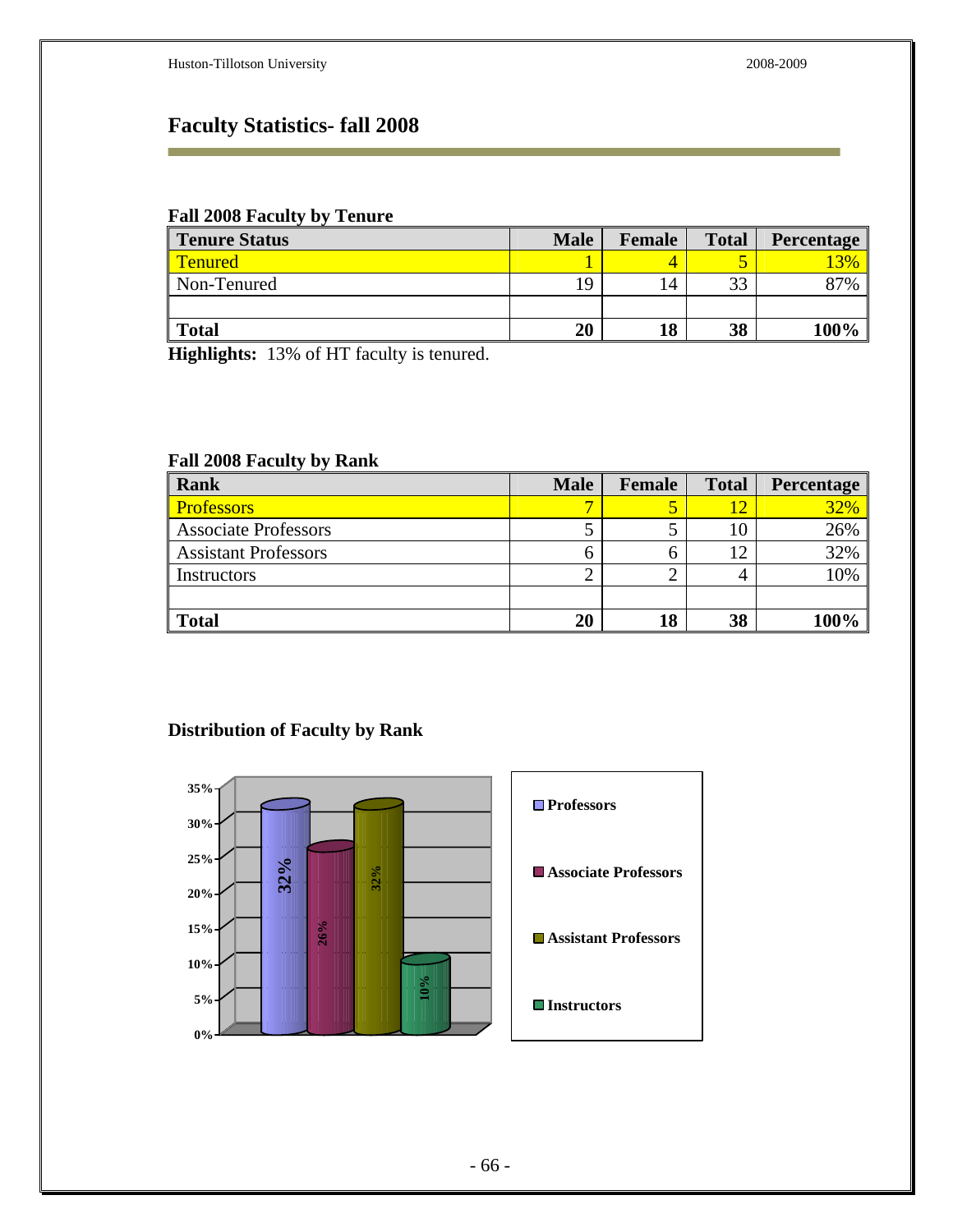## Faculty Statistics- fall 2008

### Fall 2008 Faculty by Tenure

| Tenure Status | Male | Female | Total | Percentage |
|---|---|---|---|---|
| Tenured | 1 | 4 | 5 | 13% |
| Non-Tenured | 19 | 14 | 33 | 87% |
| | | | | |
| **Total** | **20** | **18** | **38** | **100%** |

**Highlights:** 13% of HT faculty is tenured.

### Fall 2008 Faculty by Rank

| Rank | Male | Female | Total | Percentage |
|---|---|---|---|---|
| Professors | 7 | 5 | 12 | 32% |
| Associate Professors | 5 | 5 | 10 | 26% |
| Assistant Professors | 6 | 6 | 12 | 32% |
| Instructors | 2 | 2 | 4 | 10% |
| | | | | |
| **Total** | **20** | **18** | **38** | **100%** |

### Distribution of Faculty by Rank

| Rank | Percentage |
|---|---|
| Professors | 32% |
| Associate Professors | 26% |
| Assistant Professors | 32% |
| Instructors | 10% |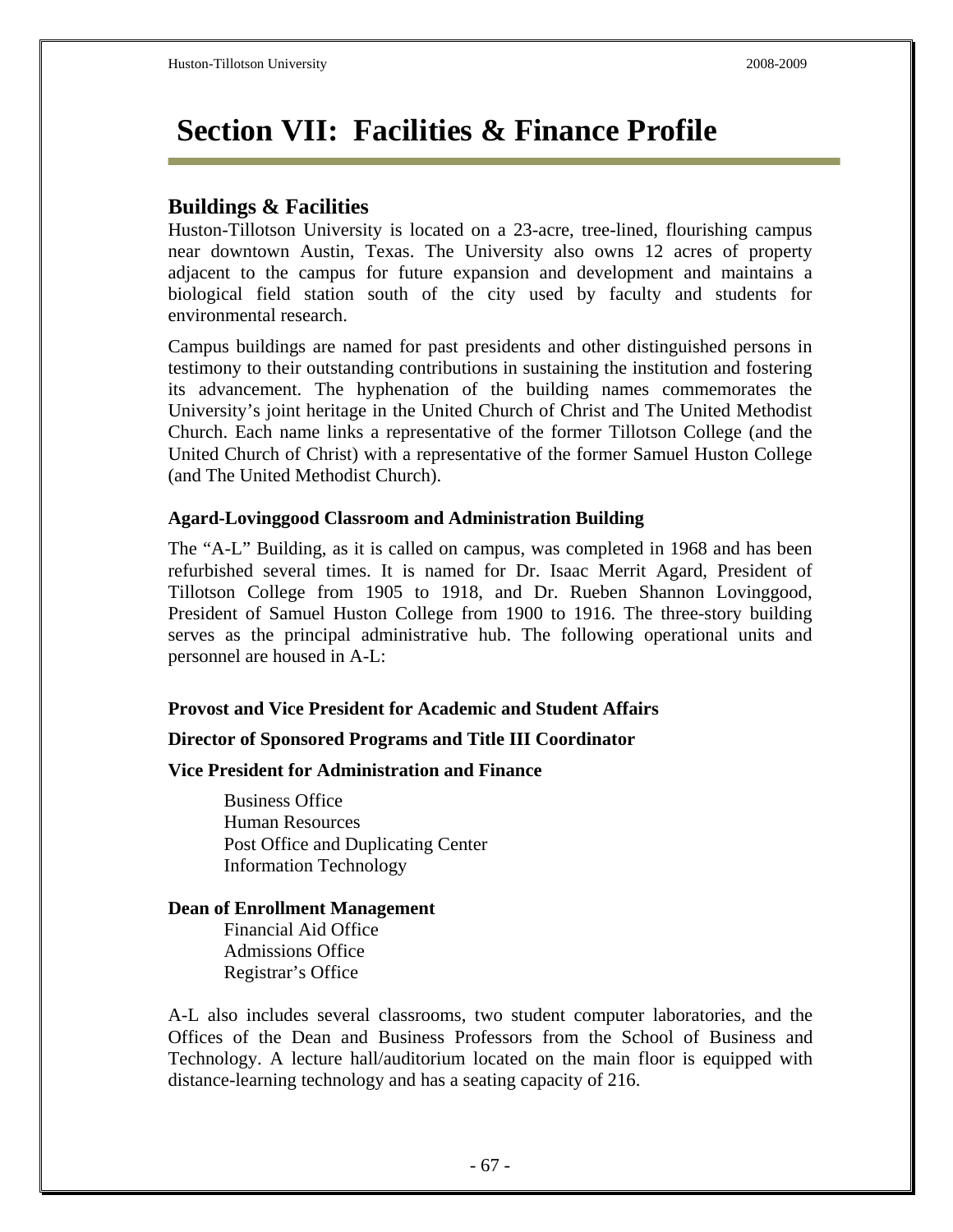# Section VII: Facilities & Finance Profile

## Buildings & Facilities

Huston-Tillotson University is located on a 23-acre, tree-lined, flourishing campus near downtown Austin, Texas. The University also owns 12 acres of property adjacent to the campus for future expansion and development and maintains a biological field station south of the city used by faculty and students for environmental research.

Campus buildings are named for past presidents and other distinguished persons in testimony to their outstanding contributions in sustaining the institution and fostering its advancement. The hyphenation of the building names commemorates the University's joint heritage in the United Church of Christ and The United Methodist Church. Each name links a representative of the former Tillotson College (and the United Church of Christ) with a representative of the former Samuel Huston College (and The United Methodist Church).

### Agard-Lovinggood Classroom and Administration Building

The "A-L" Building, as it is called on campus, was completed in 1968 and has been refurbished several times. It is named for Dr. Isaac Merrit Agard, President of Tillotson College from 1905 to 1918, and Dr. Rueben Shannon Lovinggood, President of Samuel Huston College from 1900 to 1916. The three-story building serves as the principal administrative hub. The following operational units and personnel are housed in A-L:

**Provost and Vice President for Academic and Student Affairs**

**Director of Sponsored Programs and Title III Coordinator**

**Vice President for Administration and Finance**

- Business Office
- Human Resources
- Post Office and Duplicating Center
- Information Technology

**Dean of Enrollment Management**

- Financial Aid Office
- Admissions Office
- Registrar's Office

A-L also includes several classrooms, two student computer laboratories, and the Offices of the Dean and Business Professors from the School of Business and Technology. A lecture hall/auditorium located on the main floor is equipped with distance-learning technology and has a seating capacity of 216.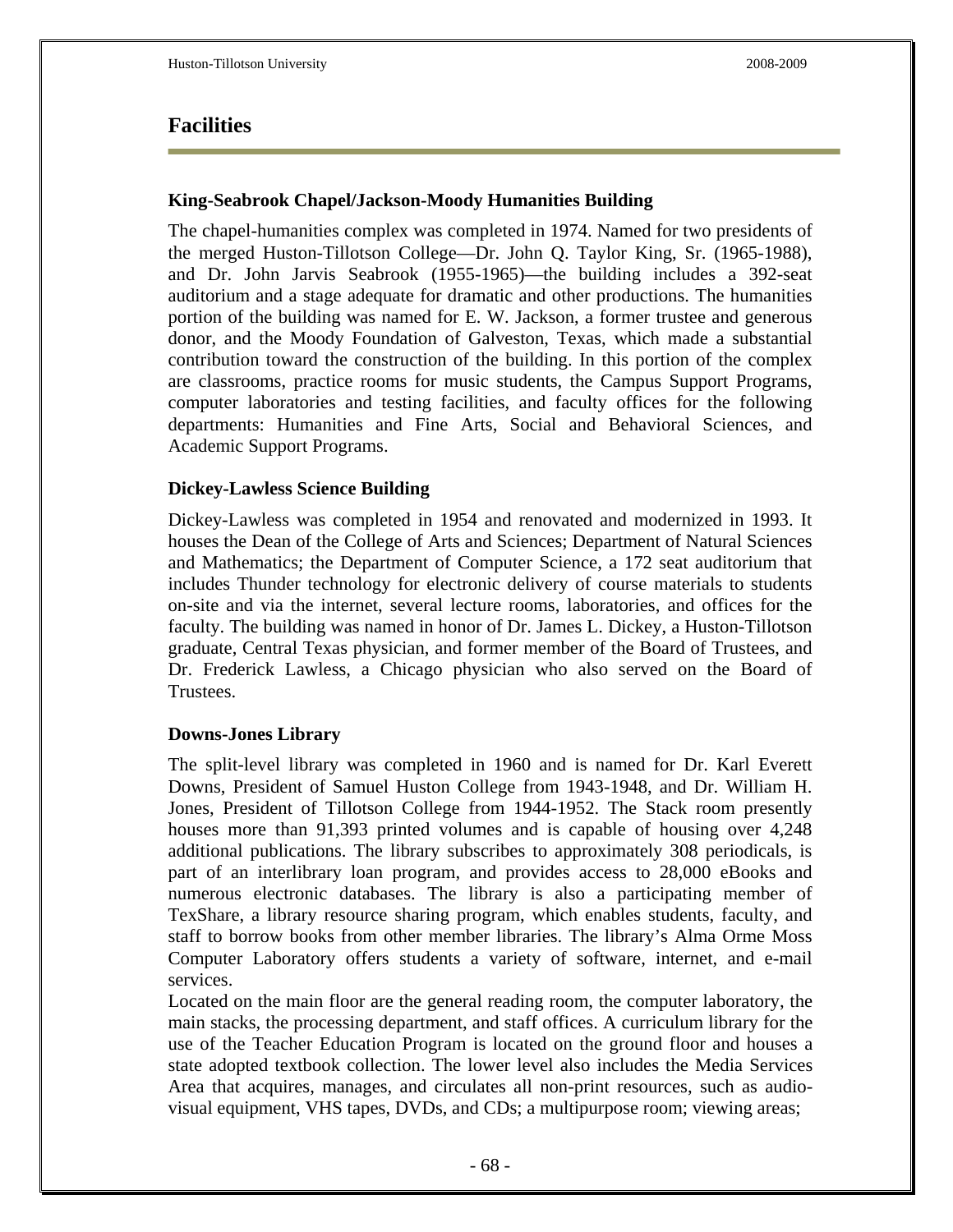# Facilities

### King-Seabrook Chapel/Jackson-Moody Humanities Building

The chapel-humanities complex was completed in 1974. Named for two presidents of the merged Huston-Tillotson College—Dr. John Q. Taylor King, Sr. (1965-1988), and Dr. John Jarvis Seabrook (1955-1965)—the building includes a 392-seat auditorium and a stage adequate for dramatic and other productions. The humanities portion of the building was named for E. W. Jackson, a former trustee and generous donor, and the Moody Foundation of Galveston, Texas, which made a substantial contribution toward the construction of the building. In this portion of the complex are classrooms, practice rooms for music students, the Campus Support Programs, computer laboratories and testing facilities, and faculty offices for the following departments: Humanities and Fine Arts, Social and Behavioral Sciences, and Academic Support Programs.

### Dickey-Lawless Science Building

Dickey-Lawless was completed in 1954 and renovated and modernized in 1993. It houses the Dean of the College of Arts and Sciences; Department of Natural Sciences and Mathematics; the Department of Computer Science, a 172 seat auditorium that includes Thunder technology for electronic delivery of course materials to students on-site and via the internet, several lecture rooms, laboratories, and offices for the faculty. The building was named in honor of Dr. James L. Dickey, a Huston-Tillotson graduate, Central Texas physician, and former member of the Board of Trustees, and Dr. Frederick Lawless, a Chicago physician who also served on the Board of Trustees.

### Downs-Jones Library

The split-level library was completed in 1960 and is named for Dr. Karl Everett Downs, President of Samuel Huston College from 1943-1948, and Dr. William H. Jones, President of Tillotson College from 1944-1952. The Stack room presently houses more than 91,393 printed volumes and is capable of housing over 4,248 additional publications. The library subscribes to approximately 308 periodicals, is part of an interlibrary loan program, and provides access to 28,000 eBooks and numerous electronic databases. The library is also a participating member of TexShare, a library resource sharing program, which enables students, faculty, and staff to borrow books from other member libraries. The library's Alma Orme Moss Computer Laboratory offers students a variety of software, internet, and e-mail services.

Located on the main floor are the general reading room, the computer laboratory, the main stacks, the processing department, and staff offices. A curriculum library for the use of the Teacher Education Program is located on the ground floor and houses a state adopted textbook collection. The lower level also includes the Media Services Area that acquires, manages, and circulates all non-print resources, such as audio-visual equipment, VHS tapes, DVDs, and CDs; a multipurpose room; viewing areas;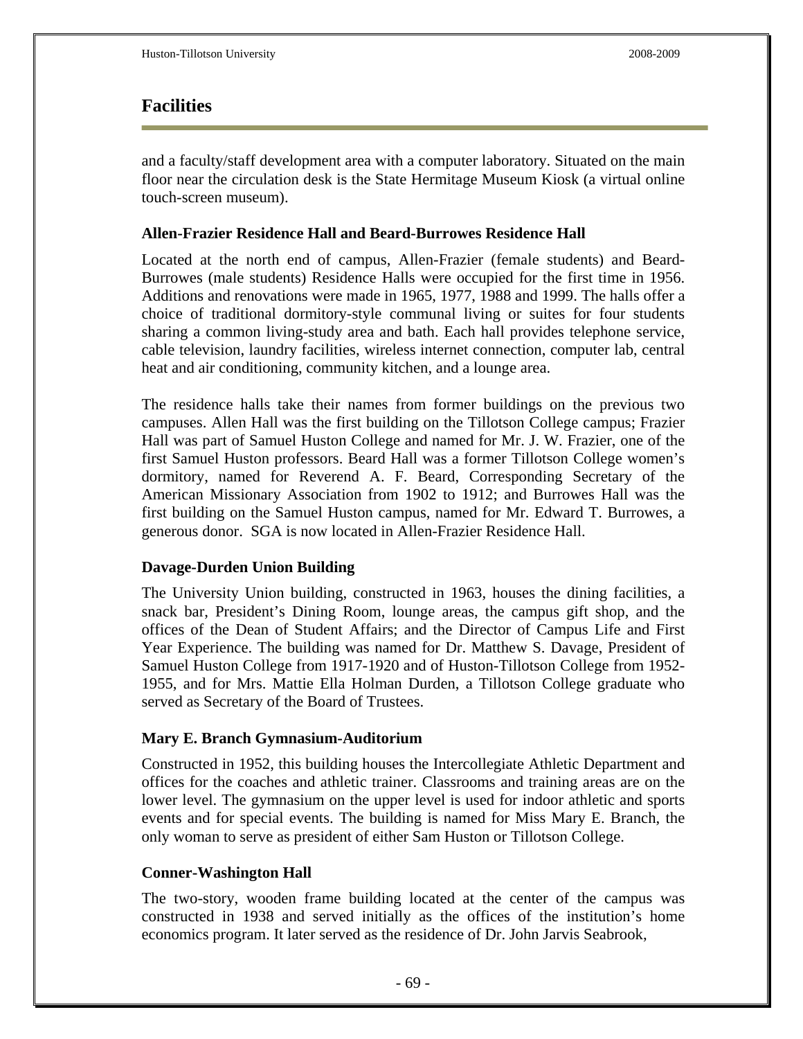## Facilities

and a faculty/staff development area with a computer laboratory. Situated on the main floor near the circulation desk is the State Hermitage Museum Kiosk (a virtual online touch-screen museum).

### Allen-Frazier Residence Hall and Beard-Burrowes Residence Hall

Located at the north end of campus, Allen-Frazier (female students) and Beard-Burrowes (male students) Residence Halls were occupied for the first time in 1956. Additions and renovations were made in 1965, 1977, 1988 and 1999. The halls offer a choice of traditional dormitory-style communal living or suites for four students sharing a common living-study area and bath. Each hall provides telephone service, cable television, laundry facilities, wireless internet connection, computer lab, central heat and air conditioning, community kitchen, and a lounge area.

The residence halls take their names from former buildings on the previous two campuses. Allen Hall was the first building on the Tillotson College campus; Frazier Hall was part of Samuel Huston College and named for Mr. J. W. Frazier, one of the first Samuel Huston professors. Beard Hall was a former Tillotson College women's dormitory, named for Reverend A. F. Beard, Corresponding Secretary of the American Missionary Association from 1902 to 1912; and Burrowes Hall was the first building on the Samuel Huston campus, named for Mr. Edward T. Burrowes, a generous donor. SGA is now located in Allen-Frazier Residence Hall.

### Davage-Durden Union Building

The University Union building, constructed in 1963, houses the dining facilities, a snack bar, President's Dining Room, lounge areas, the campus gift shop, and the offices of the Dean of Student Affairs; and the Director of Campus Life and First Year Experience. The building was named for Dr. Matthew S. Davage, President of Samuel Huston College from 1917-1920 and of Huston-Tillotson College from 1952-1955, and for Mrs. Mattie Ella Holman Durden, a Tillotson College graduate who served as Secretary of the Board of Trustees.

### Mary E. Branch Gymnasium-Auditorium

Constructed in 1952, this building houses the Intercollegiate Athletic Department and offices for the coaches and athletic trainer. Classrooms and training areas are on the lower level. The gymnasium on the upper level is used for indoor athletic and sports events and for special events. The building is named for Miss Mary E. Branch, the only woman to serve as president of either Sam Huston or Tillotson College.

### Conner-Washington Hall

The two-story, wooden frame building located at the center of the campus was constructed in 1938 and served initially as the offices of the institution's home economics program. It later served as the residence of Dr. John Jarvis Seabrook,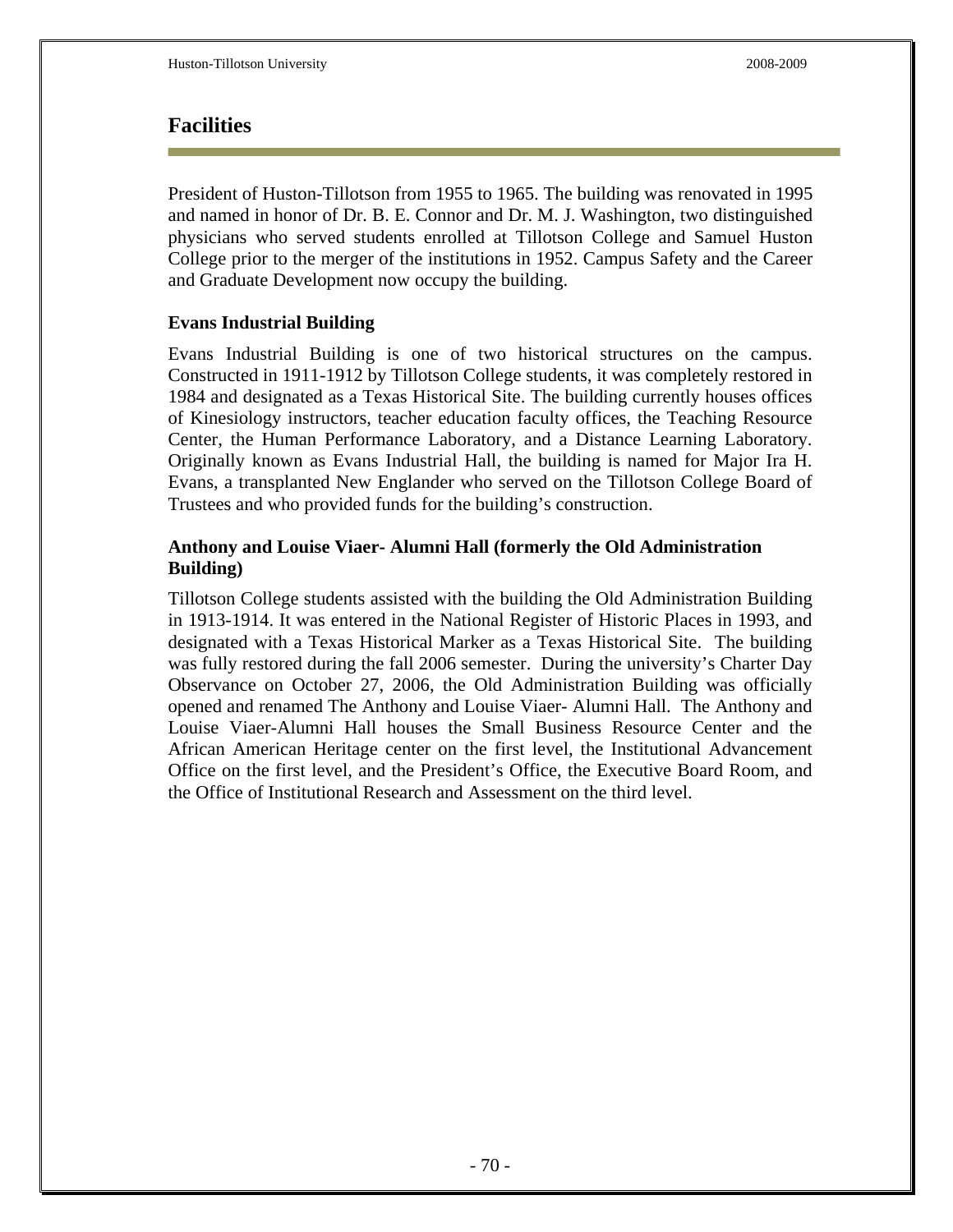# Facilities

President of Huston-Tillotson from 1955 to 1965. The building was renovated in 1995 and named in honor of Dr. B. E. Connor and Dr. M. J. Washington, two distinguished physicians who served students enrolled at Tillotson College and Samuel Huston College prior to the merger of the institutions in 1952. Campus Safety and the Career and Graduate Development now occupy the building.

### Evans Industrial Building

Evans Industrial Building is one of two historical structures on the campus. Constructed in 1911-1912 by Tillotson College students, it was completely restored in 1984 and designated as a Texas Historical Site. The building currently houses offices of Kinesiology instructors, teacher education faculty offices, the Teaching Resource Center, the Human Performance Laboratory, and a Distance Learning Laboratory. Originally known as Evans Industrial Hall, the building is named for Major Ira H. Evans, a transplanted New Englander who served on the Tillotson College Board of Trustees and who provided funds for the building's construction.

### Anthony and Louise Viaer- Alumni Hall (formerly the Old Administration Building)

Tillotson College students assisted with the building the Old Administration Building in 1913-1914. It was entered in the National Register of Historic Places in 1993, and designated with a Texas Historical Marker as a Texas Historical Site. The building was fully restored during the fall 2006 semester. During the university's Charter Day Observance on October 27, 2006, the Old Administration Building was officially opened and renamed The Anthony and Louise Viaer- Alumni Hall. The Anthony and Louise Viaer-Alumni Hall houses the Small Business Resource Center and the African American Heritage center on the first level, the Institutional Advancement Office on the first level, and the President's Office, the Executive Board Room, and the Office of Institutional Research and Assessment on the third level.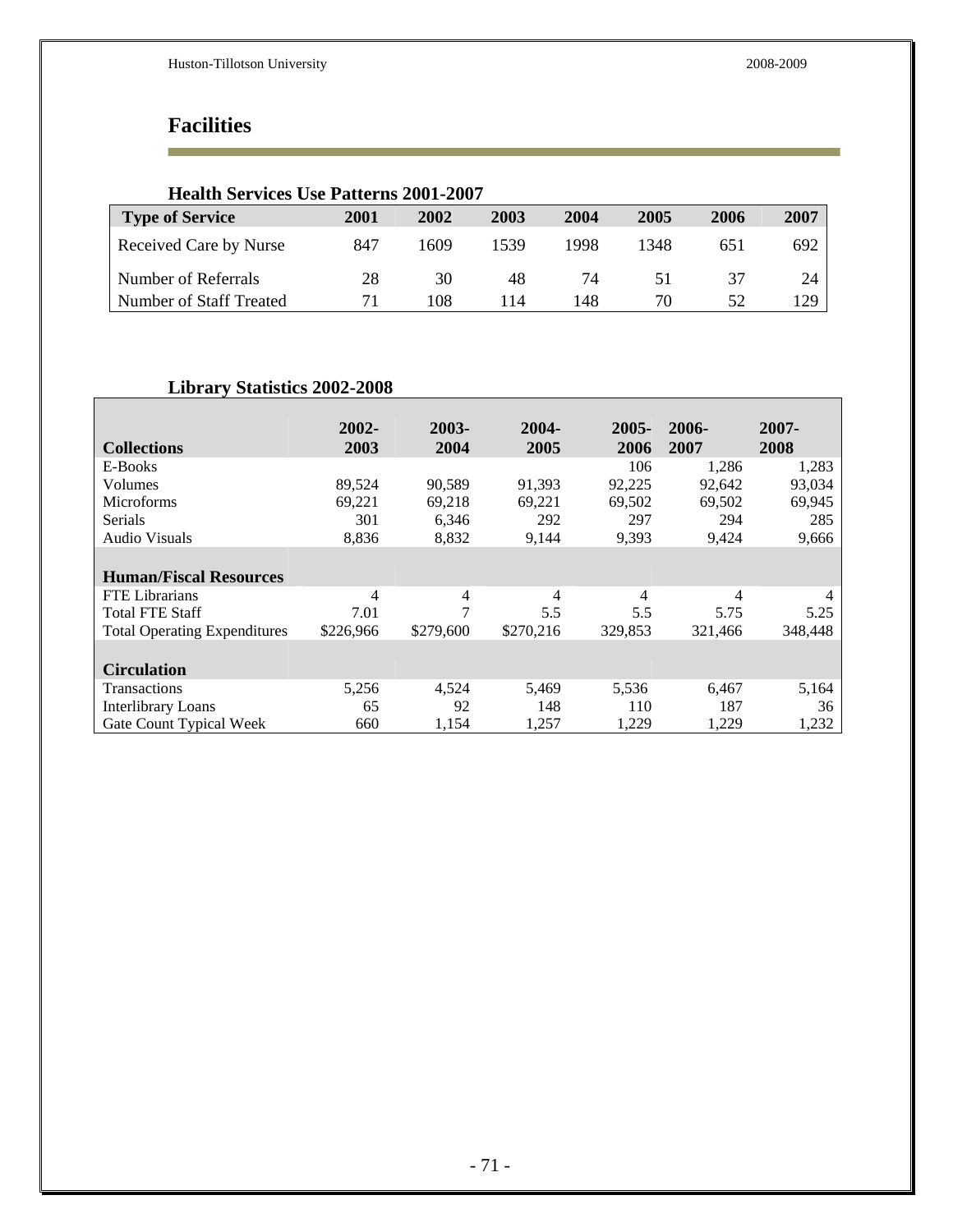# Facilities

### Health Services Use Patterns 2001-2007

| Type of Service | 2001 | 2002 | 2003 | 2004 | 2005 | 2006 | 2007 |
|---|---|---|---|---|---|---|---|
| Received Care by Nurse | 847 | 1609 | 1539 | 1998 | 1348 | 651 | 692 |
| Number of Referrals | 28 | 30 | 48 | 74 | 51 | 37 | 24 |
| Number of Staff Treated | 71 | 108 | 114 | 148 | 70 | 52 | 129 |

### Library Statistics 2002-2008

| Collections | 2002-2003 | 2003-2004 | 2004-2005 | 2005-2006 | 2006-2007 | 2007-2008 |
|---|---|---|---|---|---|---|
| E-Books | | | | 106 | 1,286 | 1,283 |
| Volumes | 89,524 | 90,589 | 91,393 | 92,225 | 92,642 | 93,034 |
| Microforms | 69,221 | 69,218 | 69,221 | 69,502 | 69,502 | 69,945 |
| Serials | 301 | 6,346 | 292 | 297 | 294 | 285 |
| Audio Visuals | 8,836 | 8,832 | 9,144 | 9,393 | 9,424 | 9,666 |
| **Human/Fiscal Resources** | | | | | | |
| FTE Librarians | 4 | 4 | 4 | 4 | 4 | 4 |
| Total FTE Staff | 7.01 | 7 | 5.5 | 5.5 | 5.75 | 5.25 |
| Total Operating Expenditures | $226,966 | $279,600 | $270,216 | 329,853 | 321,466 | 348,448 |
| **Circulation** | | | | | | |
| Transactions | 5,256 | 4,524 | 5,469 | 5,536 | 6,467 | 5,164 |
| Interlibrary Loans | 65 | 92 | 148 | 110 | 187 | 36 |
| Gate Count Typical Week | 660 | 1,154 | 1,257 | 1,229 | 1,229 | 1,232 |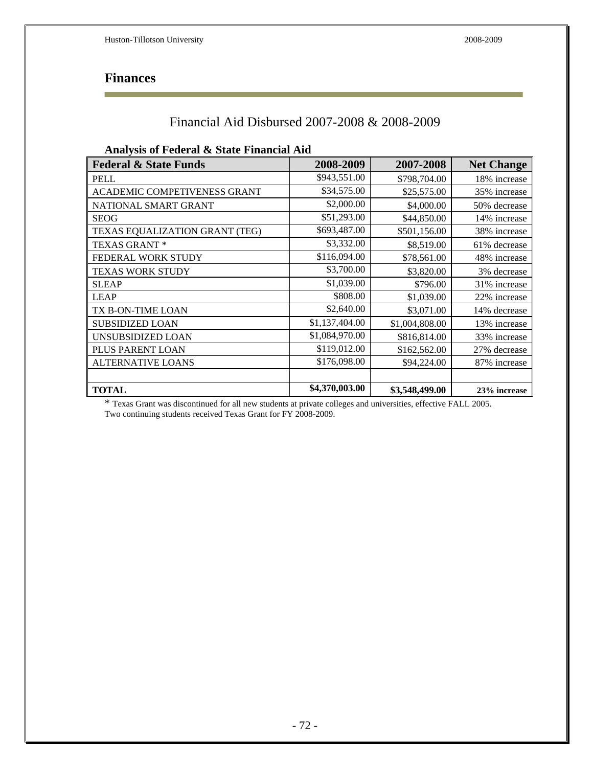## Finances

### Financial Aid Disbursed 2007-2008 & 2008-2009

**Analysis of Federal & State Financial Aid**

| Federal & State Funds | 2008-2009 | 2007-2008 | Net Change |
|---|---|---|---|
| PELL | $943,551.00 | $798,704.00 | 18% increase |
| ACADEMIC COMPETIVENESS GRANT | $34,575.00 | $25,575.00 | 35% increase |
| NATIONAL SMART GRANT | $2,000.00 | $4,000.00 | 50% decrease |
| SEOG | $51,293.00 | $44,850.00 | 14% increase |
| TEXAS EQUALIZATION GRANT (TEG) | $693,487.00 | $501,156.00 | 38% increase |
| TEXAS GRANT * | $3,332.00 | $8,519.00 | 61% decrease |
| FEDERAL WORK STUDY | $116,094.00 | $78,561.00 | 48% increase |
| TEXAS WORK STUDY | $3,700.00 | $3,820.00 | 3% decrease |
| SLEAP | $1,039.00 | $796.00 | 31% increase |
| LEAP | $808.00 | $1,039.00 | 22% increase |
| TX B-ON-TIME LOAN | $2,640.00 | $3,071.00 | 14% decrease |
| SUBSIDIZED LOAN | $1,137,404.00 | $1,004,808.00 | 13% increase |
| UNSUBSIDIZED LOAN | $1,084,970.00 | $816,814.00 | 33% increase |
| PLUS PARENT LOAN | $119,012.00 | $162,562.00 | 27% decrease |
| ALTERNATIVE LOANS | $176,098.00 | $94,224.00 | 87% increase |
| | | | |
| **TOTAL** | **$4,370,003.00** | **$3,548,499.00** | **23% increase** |

* Texas Grant was discontinued for all new students at private colleges and universities, effective FALL 2005. Two continuing students received Texas Grant for FY 2008-2009.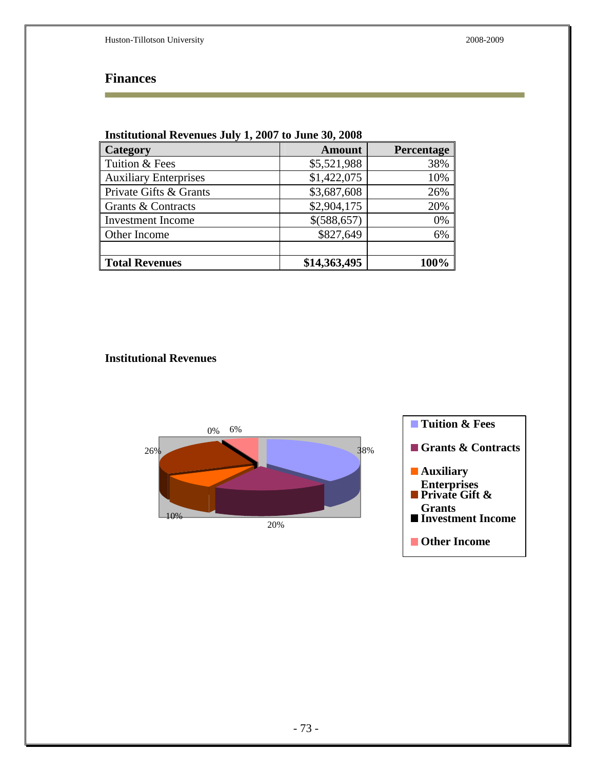## Finances

**Institutional Revenues July 1, 2007 to June 30, 2008**

| Category | Amount | Percentage |
|---|---|---|
| Tuition & Fees | $5,521,988 | 38% |
| Auxiliary Enterprises | $1,422,075 | 10% |
| Private Gifts & Grants | $3,687,608 | 26% |
| Grants & Contracts | $2,904,175 | 20% |
| Investment Income | $(588,657) | 0% |
| Other Income | $827,649 | 6% |
| | | |
| **Total Revenues** | **$14,363,495** | **100%** |

**Institutional Revenues**

0% 6% 26% 38% 10% 20%

- **Tuition & Fees**
- **Grants & Contracts**
- **Auxiliary Enterprises**
- **Private Gift & Grants**
- **Investment Income**
- **Other Income**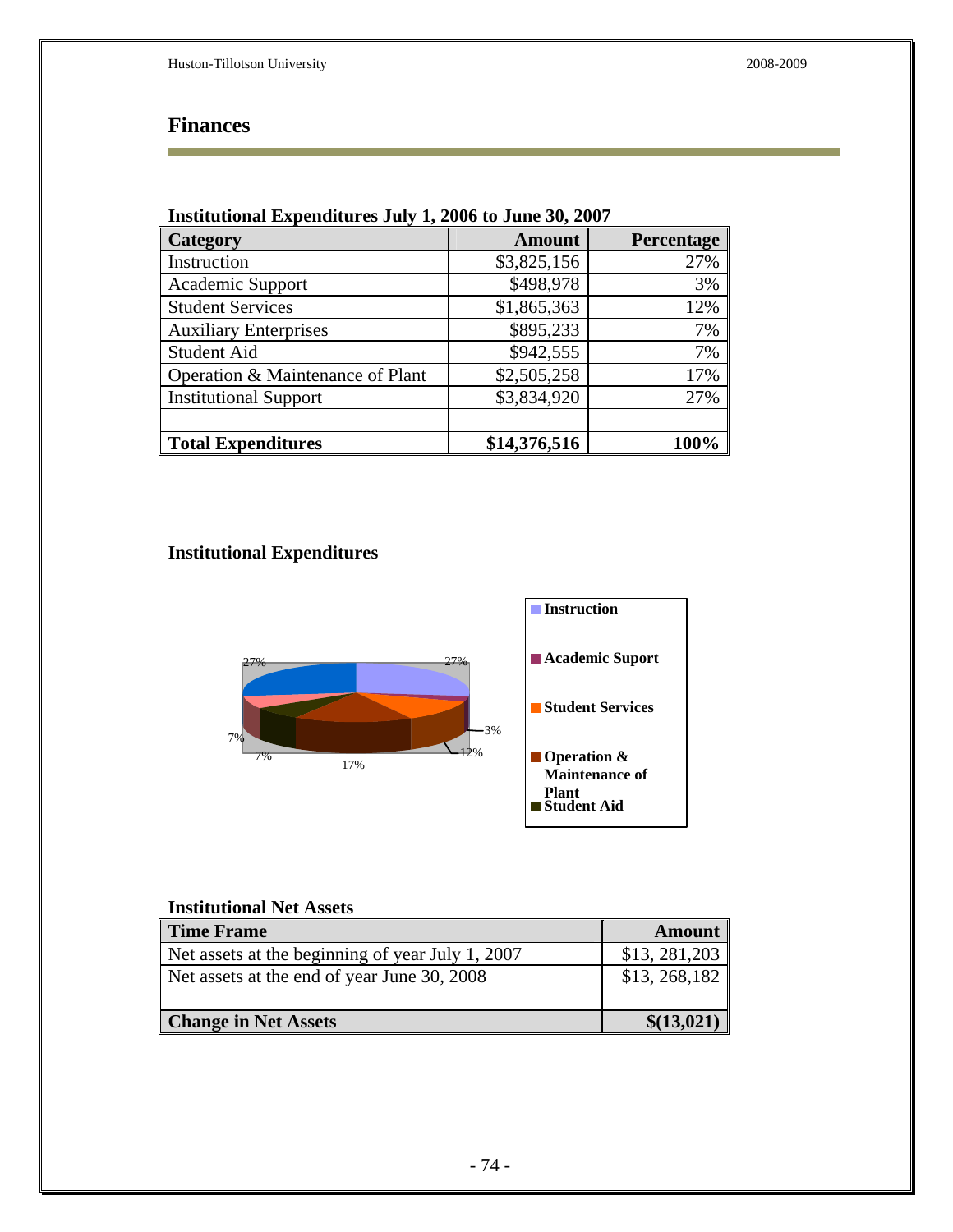# Finances

**Institutional Expenditures July 1, 2006 to June 30, 2007**

| Category | Amount | Percentage |
|---|---:|---:|
| Instruction | $3,825,156 | 27% |
| Academic Support | $498,978 | 3% |
| Student Services | $1,865,363 | 12% |
| Auxiliary Enterprises | $895,233 | 7% |
| Student Aid | $942,555 | 7% |
| Operation & Maintenance of Plant | $2,505,258 | 17% |
| Institutional Support | $3,834,920 | 27% |
| | | |
| **Total Expenditures** | **$14,376,516** | **100%** |

**Institutional Expenditures**

**Institutional Net Assets**

| Time Frame | Amount |
|---|---:|
| Net assets at the beginning of year July 1, 2007 | $13, 281,203 |
| Net assets at the end of year June 30, 2008 | $13, 268,182 |
| **Change in Net Assets** | **$(13,021)** |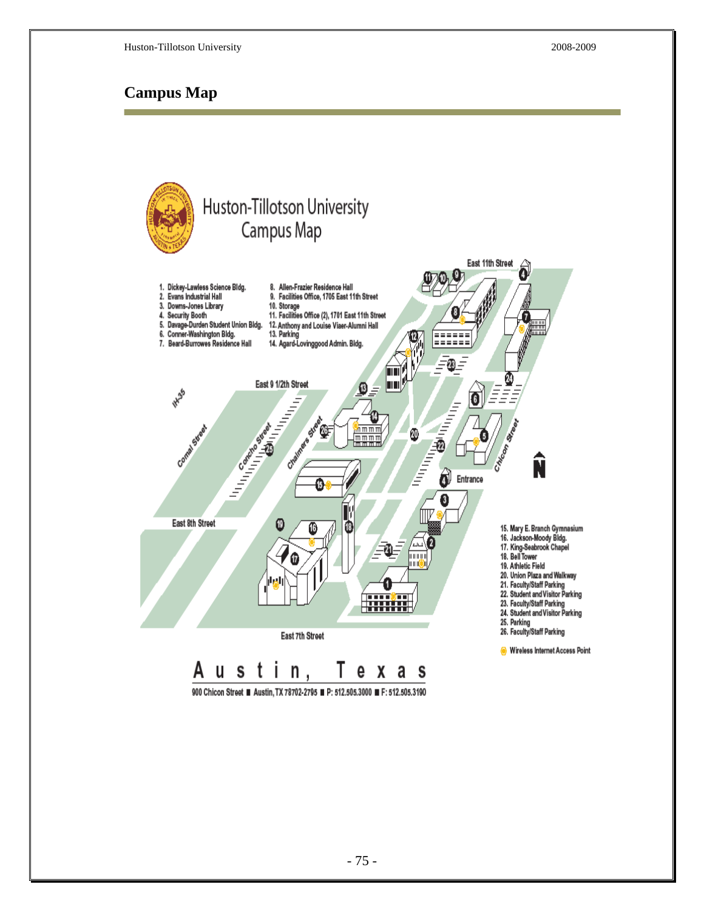## Campus Map

# Huston-Tillotson University Campus Map

1. Dickey-Lawless Science Bldg.
2. Evans Industrial Hall
3. Downs-Jones Library
4. Security Booth
5. Davage-Durden Student Union Bldg.
6. Conner-Washington Bldg.
7. Beard-Burrowes Residence Hall
8. Allen-Frazier Residence Hall
9. Facilities Office, 1705 East 11th Street
10. Storage
11. Facilities Office (2), 1701 East 11th Street
12. Anthony and Louise Viaer-Alumni Hall
13. Parking
14. Agard-Lovinggood Admin. Bldg.
15. Mary E. Branch Gymnasium
16. Jackson-Moody Bldg.
17. King-Seabrook Chapel
18. Bell Tower
19. Athletic Field
20. Union Plaza and Walkway
21. Faculty/Staff Parking
22. Student and Visitor Parking
23. Faculty/Staff Parking
24. Student and Visitor Parking
25. Parking
26. Faculty/Staff Parking

Wireless Internet Access Point

East 11th Street, East 9 1/2th Street, East 8th Street, East 7th Street, IH-35, Comal Street, Concho Street, Chalmers Street, Chicon Street, Entrance

Austin, Texas

900 Chicon Street ■ Austin, TX 78702-2795 ■ P: 512.505.3000 ■ F: 512.505.3190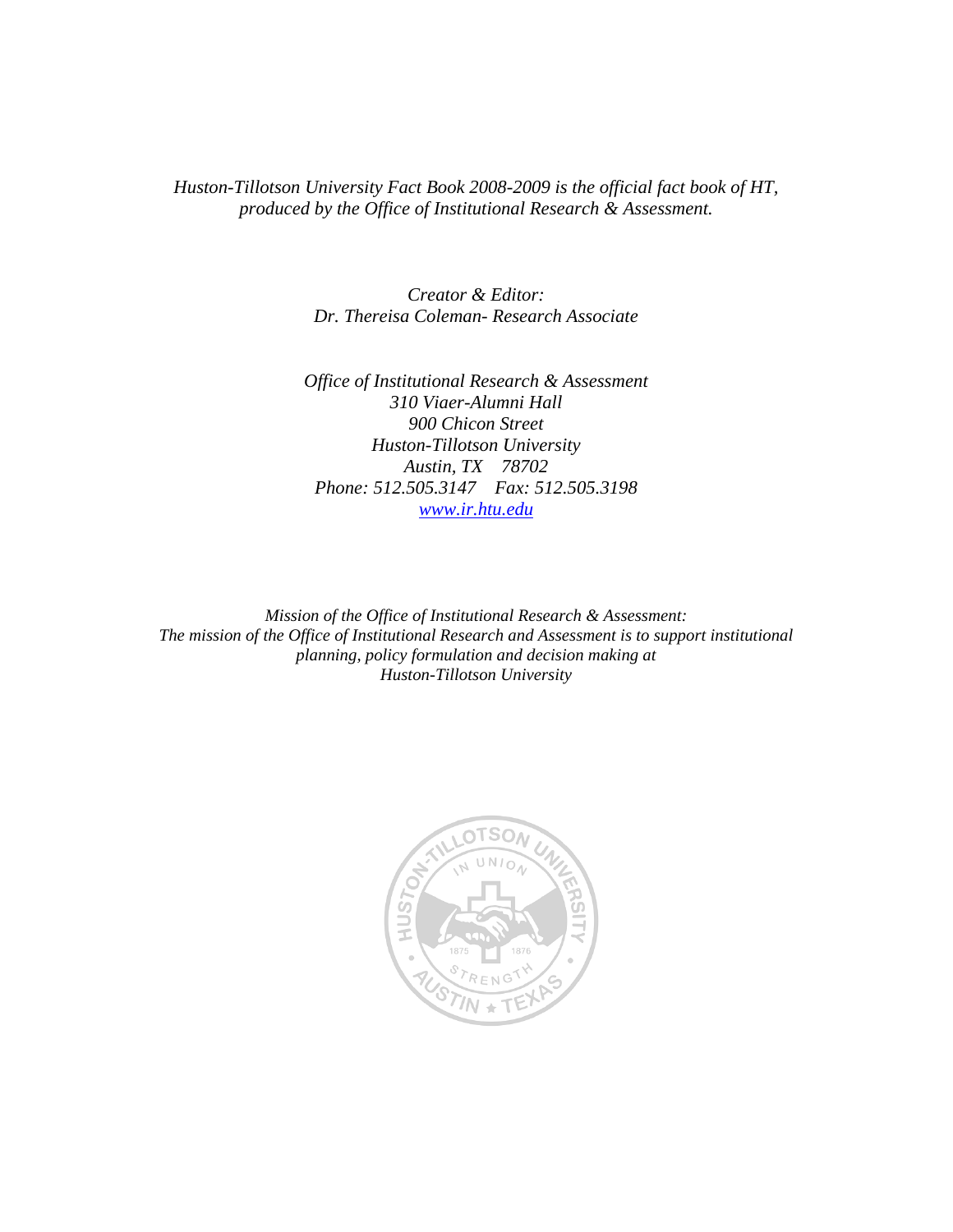*Huston-Tillotson University Fact Book 2008-2009 is the official fact book of HT, produced by the Office of Institutional Research & Assessment.*

*Creator & Editor:*
*Dr. Thereisa Coleman- Research Associate*

*Office of Institutional Research & Assessment*
*310 Viaer-Alumni Hall*
*900 Chicon Street*
*Huston-Tillotson University*
*Austin, TX 78702*
*Phone: 512.505.3147 Fax: 512.505.3198*
*[www.ir.htu.edu](http://www.ir.htu.edu)*

*Mission of the Office of Institutional Research & Assessment:*
*The mission of the Office of Institutional Research and Assessment is to support institutional planning, policy formulation and decision making at Huston-Tillotson University*